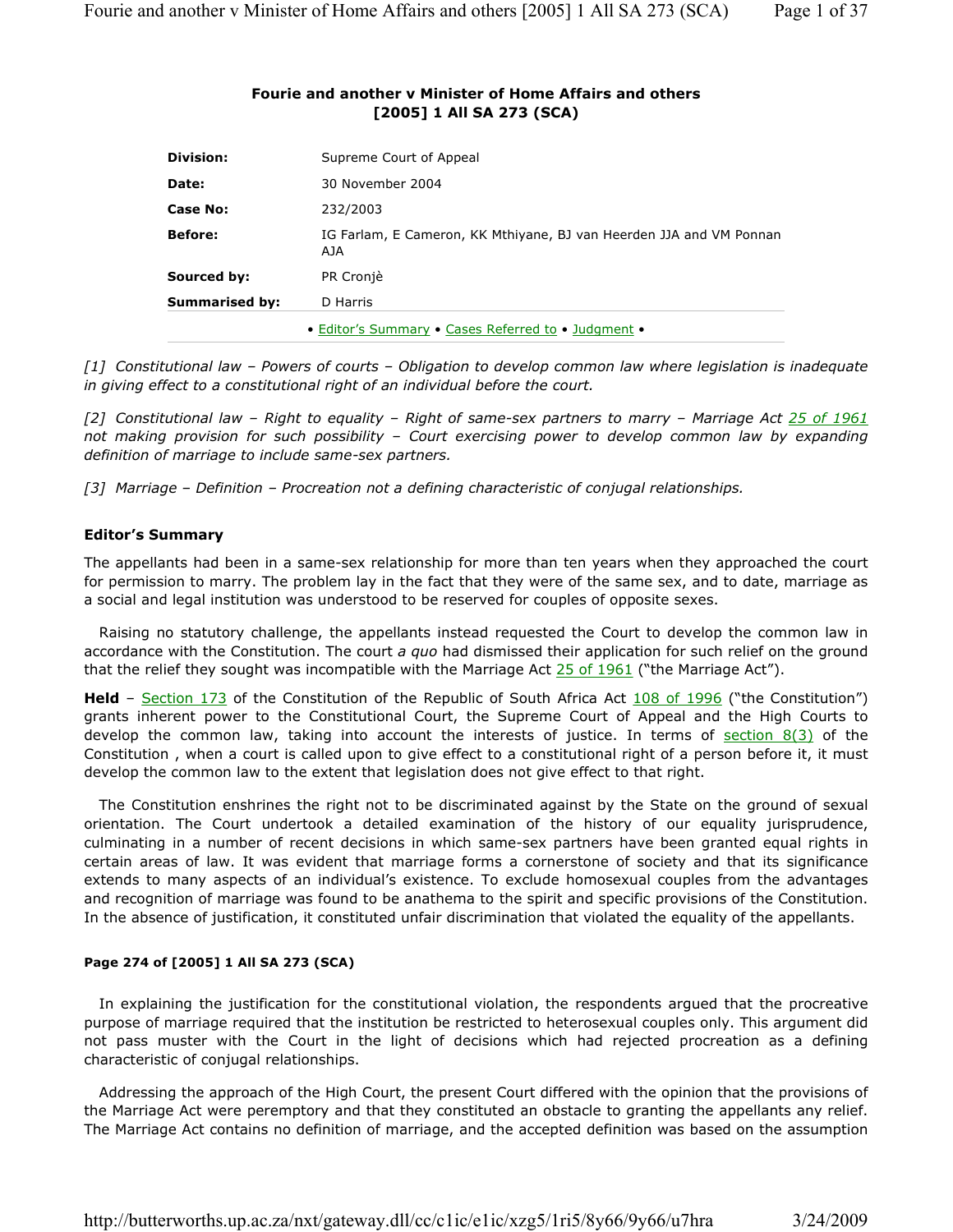**Fourie and another v Minister of Home Affairs and others**
**[2005] 1 All SA 273 (SCA)**

| | |
|---|---|
| **Division:** | Supreme Court of Appeal |
| **Date:** | 30 November 2004 |
| **Case No:** | 232/2003 |
| **Before:** | IG Farlam, E Cameron, KK Mthiyane, BJ van Heerden JJA and VM Ponnan AJA |
| **Sourced by:** | PR Cronjè |
| **Summarised by:** | D Harris |

• Editor's Summary • Cases Referred to • Judgment •

*[1] Constitutional law – Powers of courts – Obligation to develop common law where legislation is inadequate in giving effect to a constitutional right of an individual before the court.*

*[2] Constitutional law – Right to equality – Right of same-sex partners to marry – Marriage Act 25 of 1961 not making provision for such possibility – Court exercising power to develop common law by expanding definition of marriage to include same-sex partners.*

*[3] Marriage – Definition – Procreation not a defining characteristic of conjugal relationships.*

## Editor's Summary

The appellants had been in a same-sex relationship for more than ten years when they approached the court for permission to marry. The problem lay in the fact that they were of the same sex, and to date, marriage as a social and legal institution was understood to be reserved for couples of opposite sexes.

Raising no statutory challenge, the appellants instead requested the Court to develop the common law in accordance with the Constitution. The court *a quo* had dismissed their application for such relief on the ground that the relief they sought was incompatible with the Marriage Act 25 of 1961 ("the Marriage Act").

**Held** – Section 173 of the Constitution of the Republic of South Africa Act 108 of 1996 ("the Constitution") grants inherent power to the Constitutional Court, the Supreme Court of Appeal and the High Courts to develop the common law, taking into account the interests of justice. In terms of section 8(3) of the Constitution , when a court is called upon to give effect to a constitutional right of a person before it, it must develop the common law to the extent that legislation does not give effect to that right.

The Constitution enshrines the right not to be discriminated against by the State on the ground of sexual orientation. The Court undertook a detailed examination of the history of our equality jurisprudence, culminating in a number of recent decisions in which same-sex partners have been granted equal rights in certain areas of law. It was evident that marriage forms a cornerstone of society and that its significance extends to many aspects of an individual's existence. To exclude homosexual couples from the advantages and recognition of marriage was found to be anathema to the spirit and specific provisions of the Constitution. In the absence of justification, it constituted unfair discrimination that violated the equality of the appellants.

**Page 274 of [2005] 1 All SA 273 (SCA)**

In explaining the justification for the constitutional violation, the respondents argued that the procreative purpose of marriage required that the institution be restricted to heterosexual couples only. This argument did not pass muster with the Court in the light of decisions which had rejected procreation as a defining characteristic of conjugal relationships.

Addressing the approach of the High Court, the present Court differed with the opinion that the provisions of the Marriage Act were peremptory and that they constituted an obstacle to granting the appellants any relief. The Marriage Act contains no definition of marriage, and the accepted definition was based on the assumption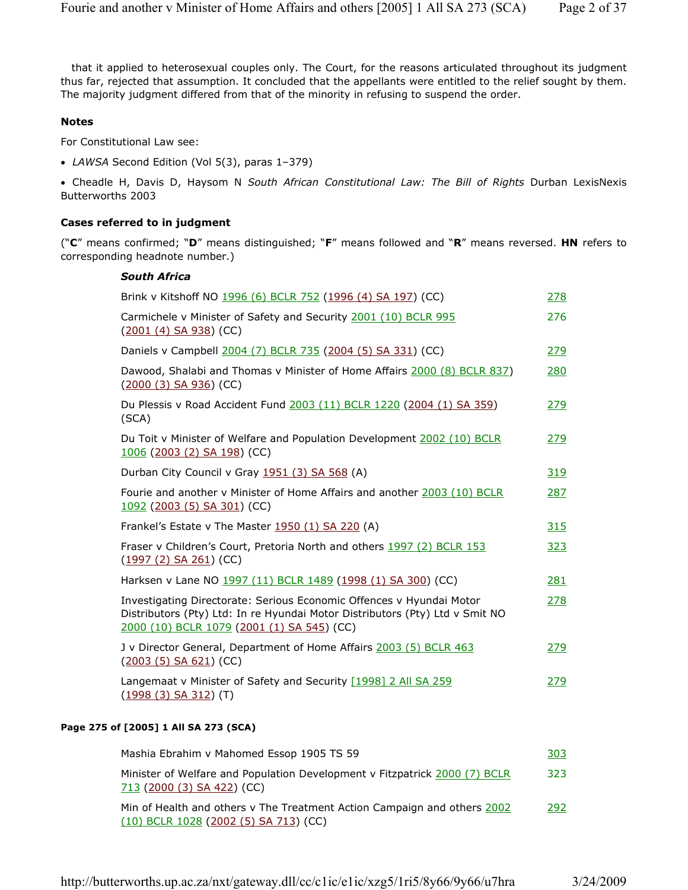that it applied to heterosexual couples only. The Court, for the reasons articulated throughout its judgment thus far, rejected that assumption. It concluded that the appellants were entitled to the relief sought by them. The majority judgment differed from that of the minority in refusing to suspend the order.

**Notes**

For Constitutional Law see:

- *LAWSA* Second Edition (Vol 5(3), paras 1–379)
- Cheadle H, Davis D, Haysom N *South African Constitutional Law: The Bill of Rights* Durban LexisNexis Butterworths 2003

**Cases referred to in judgment**

("**C**" means confirmed; "**D**" means distinguished; "**F**" means followed and "**R**" means reversed. **HN** refers to corresponding headnote number.)

***South Africa***

| Case | Page |
|---|---|
| Brink v Kitshoff NO 1996 (6) BCLR 752 (1996 (4) SA 197) (CC) | 278 |
| Carmichele v Minister of Safety and Security 2001 (10) BCLR 995 (2001 (4) SA 938) (CC) | 276 |
| Daniels v Campbell 2004 (7) BCLR 735 (2004 (5) SA 331) (CC) | 279 |
| Dawood, Shalabi and Thomas v Minister of Home Affairs 2000 (8) BCLR 837) (2000 (3) SA 936) (CC) | 280 |
| Du Plessis v Road Accident Fund 2003 (11) BCLR 1220 (2004 (1) SA 359) (SCA) | 279 |
| Du Toit v Minister of Welfare and Population Development 2002 (10) BCLR 1006 (2003 (2) SA 198) (CC) | 279 |
| Durban City Council v Gray 1951 (3) SA 568 (A) | 319 |
| Fourie and another v Minister of Home Affairs and another 2003 (10) BCLR 1092 (2003 (5) SA 301) (CC) | 287 |
| Frankel's Estate v The Master 1950 (1) SA 220 (A) | 315 |
| Fraser v Children's Court, Pretoria North and others 1997 (2) BCLR 153 (1997 (2) SA 261) (CC) | 323 |
| Harksen v Lane NO 1997 (11) BCLR 1489 (1998 (1) SA 300) (CC) | 281 |
| Investigating Directorate: Serious Economic Offences v Hyundai Motor Distributors (Pty) Ltd: In re Hyundai Motor Distributors (Pty) Ltd v Smit NO 2000 (10) BCLR 1079 (2001 (1) SA 545) (CC) | 278 |
| J v Director General, Department of Home Affairs 2003 (5) BCLR 463 (2003 (5) SA 621) (CC) | 279 |
| Langemaat v Minister of Safety and Security [1998] 2 All SA 259 (1998 (3) SA 312) (T) | 279 |

**Page 275 of [2005] 1 All SA 273 (SCA)**

| Case | Page |
|---|---|
| Mashia Ebrahim v Mahomed Essop 1905 TS 59 | 303 |
| Minister of Welfare and Population Development v Fitzpatrick 2000 (7) BCLR 713 (2000 (3) SA 422) (CC) | 323 |
| Min of Health and others v The Treatment Action Campaign and others 2002 (10) BCLR 1028 (2002 (5) SA 713) (CC) | 292 |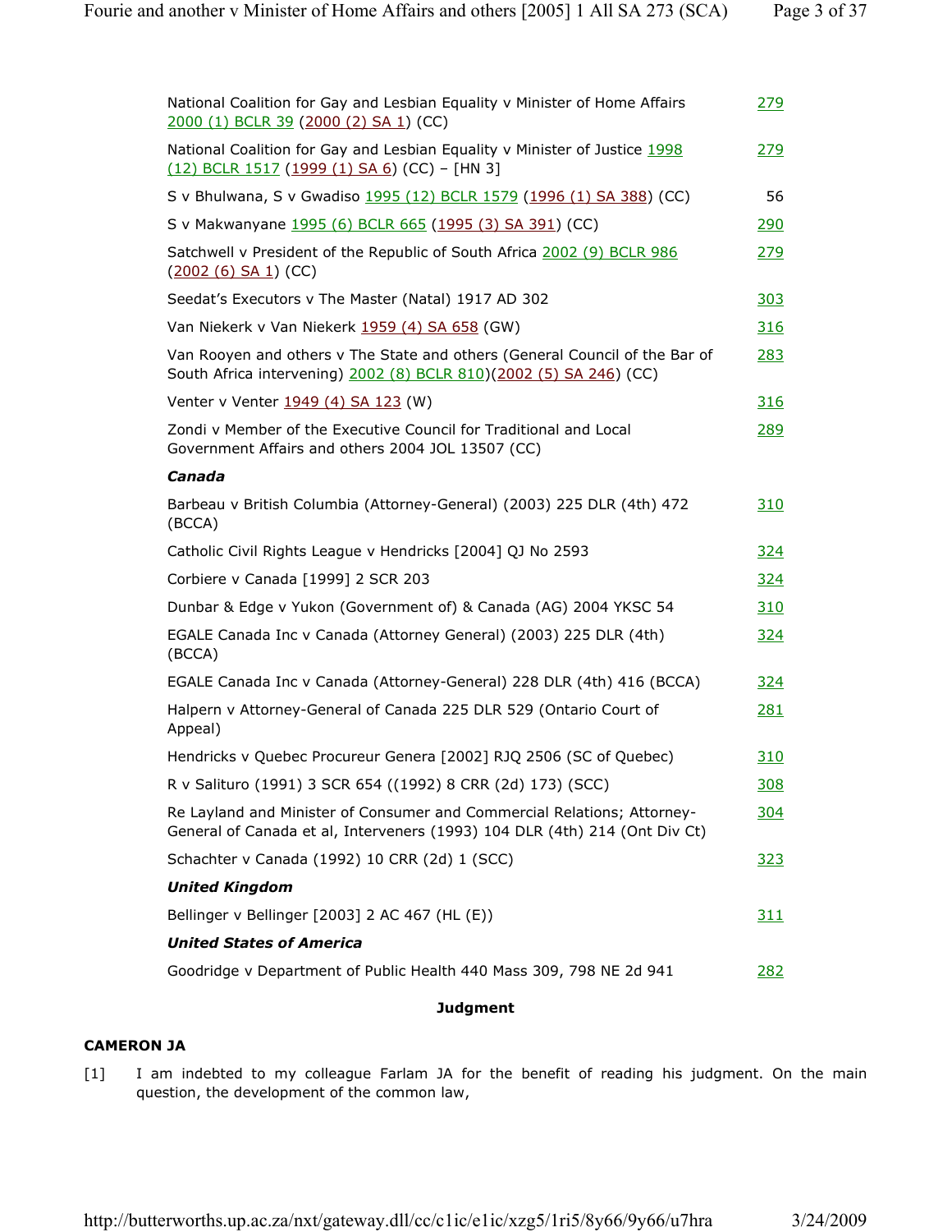| | |
|---|---|
| National Coalition for Gay and Lesbian Equality v Minister of Home Affairs 2000 (1) BCLR 39 (2000 (2) SA 1) (CC) | 279 |
| National Coalition for Gay and Lesbian Equality v Minister of Justice 1998 (12) BCLR 1517 (1999 (1) SA 6) (CC) – [HN 3] | 279 |
| S v Bhulwana, S v Gwadiso 1995 (12) BCLR 1579 (1996 (1) SA 388) (CC) | 56 |
| S v Makwanyane 1995 (6) BCLR 665 (1995 (3) SA 391) (CC) | 290 |
| Satchwell v President of the Republic of South Africa 2002 (9) BCLR 986 (2002 (6) SA 1) (CC) | 279 |
| Seedat's Executors v The Master (Natal) 1917 AD 302 | 303 |
| Van Niekerk v Van Niekerk 1959 (4) SA 658 (GW) | 316 |
| Van Rooyen and others v The State and others (General Council of the Bar of South Africa intervening) 2002 (8) BCLR 810)(2002 (5) SA 246) (CC) | 283 |
| Venter v Venter 1949 (4) SA 123 (W) | 316 |
| Zondi v Member of the Executive Council for Traditional and Local Government Affairs and others 2004 JOL 13507 (CC) | 289 |
| ***Canada*** | |
| Barbeau v British Columbia (Attorney-General) (2003) 225 DLR (4th) 472 (BCCA) | 310 |
| Catholic Civil Rights League v Hendricks [2004] QJ No 2593 | 324 |
| Corbiere v Canada [1999] 2 SCR 203 | 324 |
| Dunbar & Edge v Yukon (Government of) & Canada (AG) 2004 YKSC 54 | 310 |
| EGALE Canada Inc v Canada (Attorney General) (2003) 225 DLR (4th) (BCCA) | 324 |
| EGALE Canada Inc v Canada (Attorney-General) 228 DLR (4th) 416 (BCCA) | 324 |
| Halpern v Attorney-General of Canada 225 DLR 529 (Ontario Court of Appeal) | 281 |
| Hendricks v Quebec Procureur Genera [2002] RJQ 2506 (SC of Quebec) | 310 |
| R v Salituro (1991) 3 SCR 654 ((1992) 8 CRR (2d) 173) (SCC) | 308 |
| Re Layland and Minister of Consumer and Commercial Relations; Attorney-General of Canada et al, Interveners (1993) 104 DLR (4th) 214 (Ont Div Ct) | 304 |
| Schachter v Canada (1992) 10 CRR (2d) 1 (SCC) | 323 |
| ***United Kingdom*** | |
| Bellinger v Bellinger [2003] 2 AC 467 (HL (E)) | 311 |
| ***United States of America*** | |
| Goodridge v Department of Public Health 440 Mass 309, 798 NE 2d 941 | 282 |

**Judgment**

**CAMERON JA**

[1] I am indebted to my colleague Farlam JA for the benefit of reading his judgment. On the main question, the development of the common law,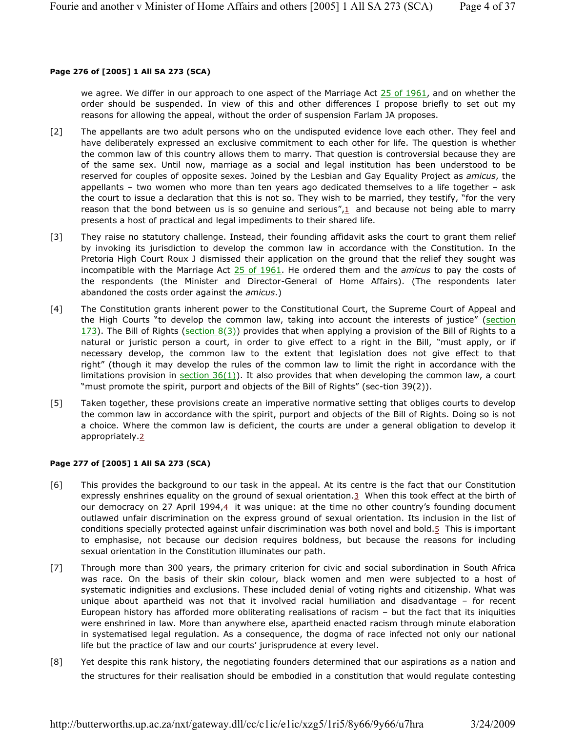**Page 276 of [2005] 1 All SA 273 (SCA)**

we agree. We differ in our approach to one aspect of the Marriage Act 25 of 1961, and on whether the order should be suspended. In view of this and other differences I propose briefly to set out my reasons for allowing the appeal, without the order of suspension Farlam JA proposes.

[2] The appellants are two adult persons who on the undisputed evidence love each other. They feel and have deliberately expressed an exclusive commitment to each other for life. The question is whether the common law of this country allows them to marry. That question is controversial because they are of the same sex. Until now, marriage as a social and legal institution has been understood to be reserved for couples of opposite sexes. Joined by the Lesbian and Gay Equality Project as *amicus*, the appellants – two women who more than ten years ago dedicated themselves to a life together – ask the court to issue a declaration that this is not so. They wish to be married, they testify, "for the very reason that the bond between us is so genuine and serious",[1] and because not being able to marry presents a host of practical and legal impediments to their shared life.

[3] They raise no statutory challenge. Instead, their founding affidavit asks the court to grant them relief by invoking its jurisdiction to develop the common law in accordance with the Constitution. In the Pretoria High Court Roux J dismissed their application on the ground that the relief they sought was incompatible with the Marriage Act 25 of 1961. He ordered them and the *amicus* to pay the costs of the respondents (the Minister and Director-General of Home Affairs). (The respondents later abandoned the costs order against the *amicus*.)

[4] The Constitution grants inherent power to the Constitutional Court, the Supreme Court of Appeal and the High Courts "to develop the common law, taking into account the interests of justice" (section 173). The Bill of Rights (section 8(3)) provides that when applying a provision of the Bill of Rights to a natural or juristic person a court, in order to give effect to a right in the Bill, "must apply, or if necessary develop, the common law to the extent that legislation does not give effect to that right" (though it may develop the rules of the common law to limit the right in accordance with the limitations provision in section 36(1)). It also provides that when developing the common law, a court "must promote the spirit, purport and objects of the Bill of Rights" (sec-tion 39(2)).

[5] Taken together, these provisions create an imperative normative setting that obliges courts to develop the common law in accordance with the spirit, purport and objects of the Bill of Rights. Doing so is not a choice. Where the common law is deficient, the courts are under a general obligation to develop it appropriately.[2]

**Page 277 of [2005] 1 All SA 273 (SCA)**

[6] This provides the background to our task in the appeal. At its centre is the fact that our Constitution expressly enshrines equality on the ground of sexual orientation.[3] When this took effect at the birth of our democracy on 27 April 1994,[4] it was unique: at the time no other country's founding document outlawed unfair discrimination on the express ground of sexual orientation. Its inclusion in the list of conditions specially protected against unfair discrimination was both novel and bold.[5] This is important to emphasise, not because our decision requires boldness, but because the reasons for including sexual orientation in the Constitution illuminates our path.

[7] Through more than 300 years, the primary criterion for civic and social subordination in South Africa was race. On the basis of their skin colour, black women and men were subjected to a host of systematic indignities and exclusions. These included denial of voting rights and citizenship. What was unique about apartheid was not that it involved racial humiliation and disadvantage – for recent European history has afforded more obliterating realisations of racism – but the fact that its iniquities were enshrined in law. More than anywhere else, apartheid enacted racism through minute elaboration in systematised legal regulation. As a consequence, the dogma of race infected not only our national life but the practice of law and our courts' jurisprudence at every level.

[8] Yet despite this rank history, the negotiating founders determined that our aspirations as a nation and the structures for their realisation should be embodied in a constitution that would regulate contesting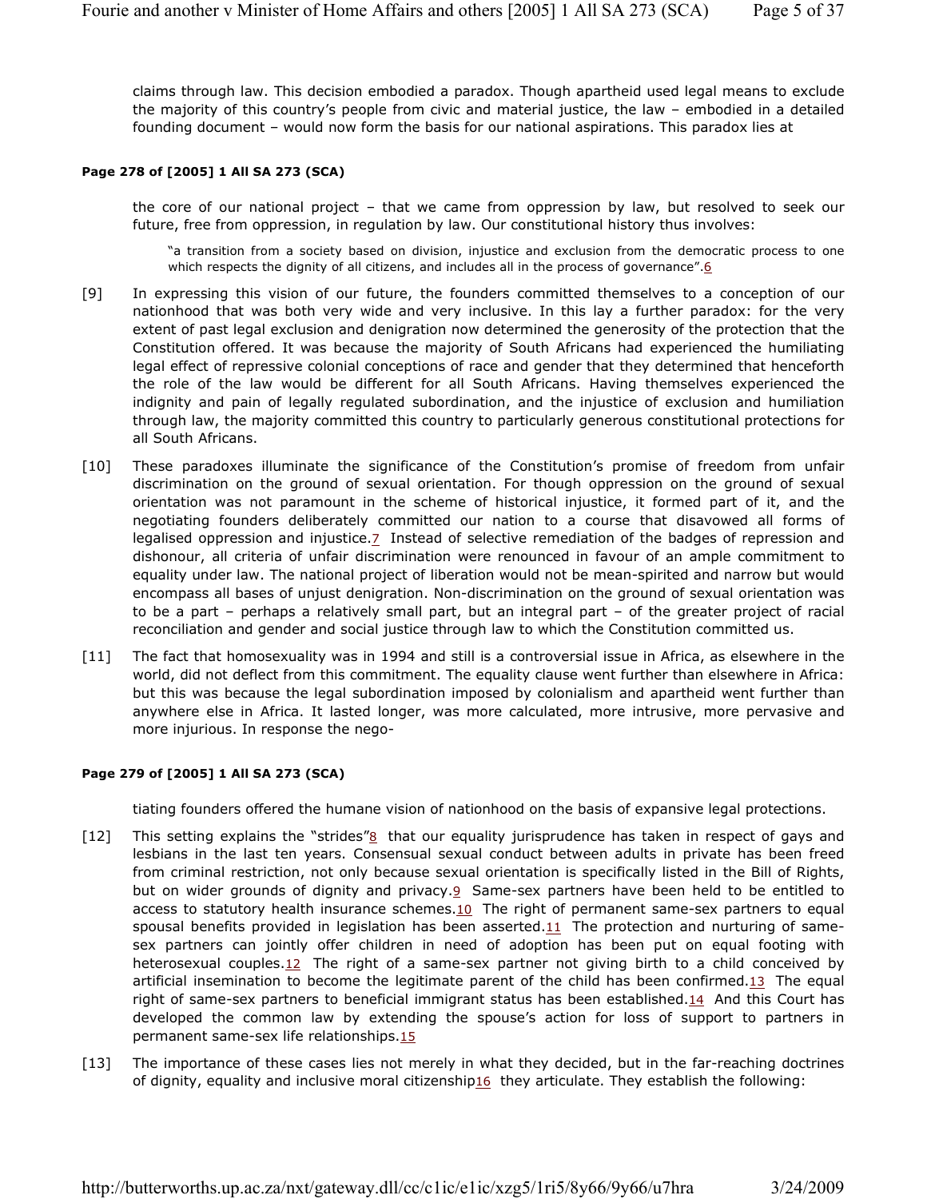claims through law. This decision embodied a paradox. Though apartheid used legal means to exclude the majority of this country's people from civic and material justice, the law – embodied in a detailed founding document – would now form the basis for our national aspirations. This paradox lies at

**Page 278 of [2005] 1 All SA 273 (SCA)**

the core of our national project – that we came from oppression by law, but resolved to seek our future, free from oppression, in regulation by law. Our constitutional history thus involves:

> "a transition from a society based on division, injustice and exclusion from the democratic process to one which respects the dignity of all citizens, and includes all in the process of governance".[6]

[9] In expressing this vision of our future, the founders committed themselves to a conception of our nationhood that was both very wide and very inclusive. In this lay a further paradox: for the very extent of past legal exclusion and denigration now determined the generosity of the protection that the Constitution offered. It was because the majority of South Africans had experienced the humiliating legal effect of repressive colonial conceptions of race and gender that they determined that henceforth the role of the law would be different for all South Africans. Having themselves experienced the indignity and pain of legally regulated subordination, and the injustice of exclusion and humiliation through law, the majority committed this country to particularly generous constitutional protections for all South Africans.

[10] These paradoxes illuminate the significance of the Constitution's promise of freedom from unfair discrimination on the ground of sexual orientation. For though oppression on the ground of sexual orientation was not paramount in the scheme of historical injustice, it formed part of it, and the negotiating founders deliberately committed our nation to a course that disavowed all forms of legalised oppression and injustice.[7] Instead of selective remediation of the badges of repression and dishonour, all criteria of unfair discrimination were renounced in favour of an ample commitment to equality under law. The national project of liberation would not be mean-spirited and narrow but would encompass all bases of unjust denigration. Non-discrimination on the ground of sexual orientation was to be a part – perhaps a relatively small part, but an integral part – of the greater project of racial reconciliation and gender and social justice through law to which the Constitution committed us.

[11] The fact that homosexuality was in 1994 and still is a controversial issue in Africa, as elsewhere in the world, did not deflect from this commitment. The equality clause went further than elsewhere in Africa: but this was because the legal subordination imposed by colonialism and apartheid went further than anywhere else in Africa. It lasted longer, was more calculated, more intrusive, more pervasive and more injurious. In response the nego-

**Page 279 of [2005] 1 All SA 273 (SCA)**

tiating founders offered the humane vision of nationhood on the basis of expansive legal protections.

[12] This setting explains the "strides"[8] that our equality jurisprudence has taken in respect of gays and lesbians in the last ten years. Consensual sexual conduct between adults in private has been freed from criminal restriction, not only because sexual orientation is specifically listed in the Bill of Rights, but on wider grounds of dignity and privacy.[9] Same-sex partners have been held to be entitled to access to statutory health insurance schemes.[10] The right of permanent same-sex partners to equal spousal benefits provided in legislation has been asserted.[11] The protection and nurturing of same-sex partners can jointly offer children in need of adoption has been put on equal footing with heterosexual couples.[12] The right of a same-sex partner not giving birth to a child conceived by artificial insemination to become the legitimate parent of the child has been confirmed.[13] The equal right of same-sex partners to beneficial immigrant status has been established.[14] And this Court has developed the common law by extending the spouse's action for loss of support to partners in permanent same-sex life relationships.[15]

[13] The importance of these cases lies not merely in what they decided, but in the far-reaching doctrines of dignity, equality and inclusive moral citizenship[16] they articulate. They establish the following: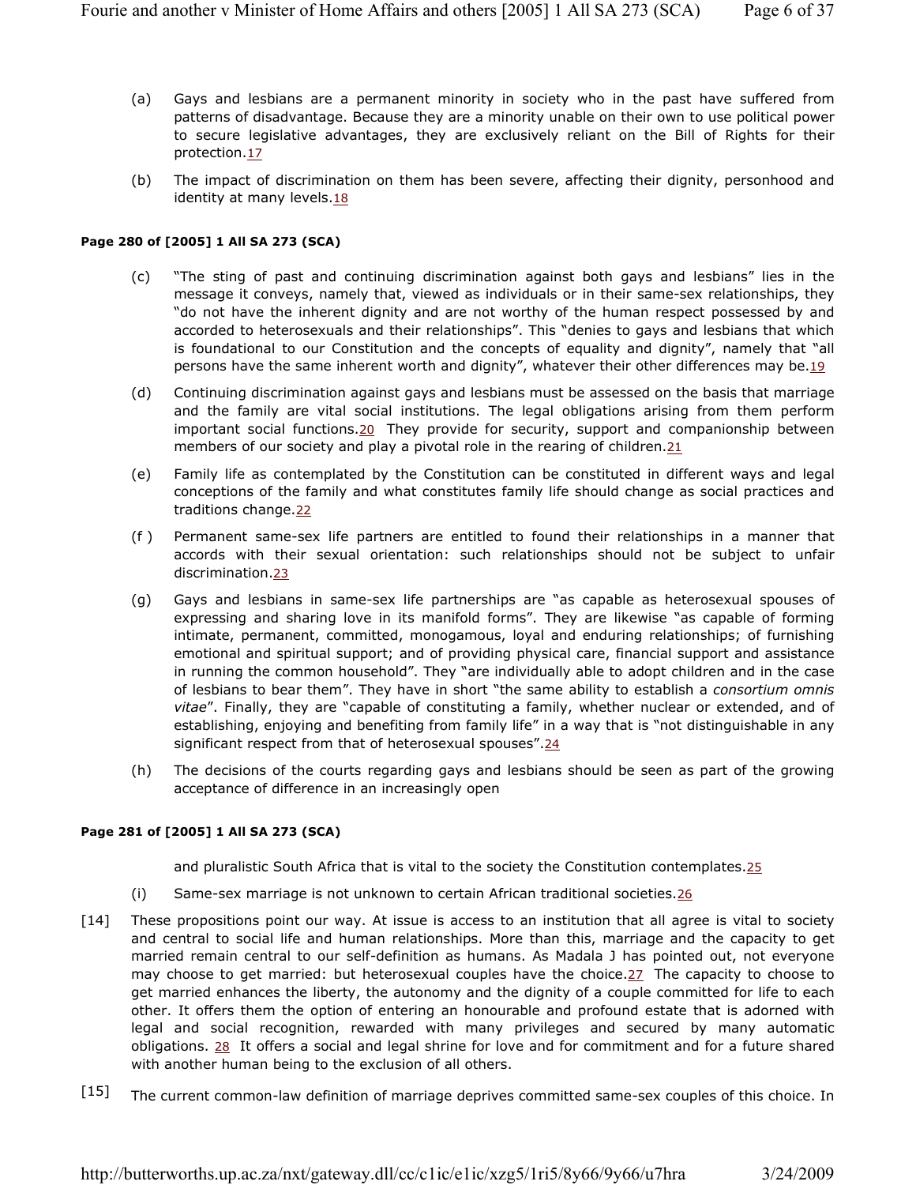(a) Gays and lesbians are a permanent minority in society who in the past have suffered from patterns of disadvantage. Because they are a minority unable on their own to use political power to secure legislative advantages, they are exclusively reliant on the Bill of Rights for their protection.[17]

(b) The impact of discrimination on them has been severe, affecting their dignity, personhood and identity at many levels.[18]

**Page 280 of [2005] 1 All SA 273 (SCA)**

(c) "The sting of past and continuing discrimination against both gays and lesbians" lies in the message it conveys, namely that, viewed as individuals or in their same-sex relationships, they "do not have the inherent dignity and are not worthy of the human respect possessed by and accorded to heterosexuals and their relationships". This "denies to gays and lesbians that which is foundational to our Constitution and the concepts of equality and dignity", namely that "all persons have the same inherent worth and dignity", whatever their other differences may be.[19]

(d) Continuing discrimination against gays and lesbians must be assessed on the basis that marriage and the family are vital social institutions. The legal obligations arising from them perform important social functions.[20] They provide for security, support and companionship between members of our society and play a pivotal role in the rearing of children.[21]

(e) Family life as contemplated by the Constitution can be constituted in different ways and legal conceptions of the family and what constitutes family life should change as social practices and traditions change.[22]

(f) Permanent same-sex life partners are entitled to found their relationships in a manner that accords with their sexual orientation: such relationships should not be subject to unfair discrimination.[23]

(g) Gays and lesbians in same-sex life partnerships are "as capable as heterosexual spouses of expressing and sharing love in its manifold forms". They are likewise "as capable of forming intimate, permanent, committed, monogamous, loyal and enduring relationships; of furnishing emotional and spiritual support; and of providing physical care, financial support and assistance in running the common household". They "are individually able to adopt children and in the case of lesbians to bear them". They have in short "the same ability to establish a *consortium omnis vitae*". Finally, they are "capable of constituting a family, whether nuclear or extended, and of establishing, enjoying and benefiting from family life" in a way that is "not distinguishable in any significant respect from that of heterosexual spouses".[24]

(h) The decisions of the courts regarding gays and lesbians should be seen as part of the growing acceptance of difference in an increasingly open

**Page 281 of [2005] 1 All SA 273 (SCA)**

and pluralistic South Africa that is vital to the society the Constitution contemplates.[25]

(i) Same-sex marriage is not unknown to certain African traditional societies.[26]

[14] These propositions point our way. At issue is access to an institution that all agree is vital to society and central to social life and human relationships. More than this, marriage and the capacity to get married remain central to our self-definition as humans. As Madala J has pointed out, not everyone may choose to get married: but heterosexual couples have the choice.[27] The capacity to choose to get married enhances the liberty, the autonomy and the dignity of a couple committed for life to each other. It offers them the option of entering an honourable and profound estate that is adorned with legal and social recognition, rewarded with many privileges and secured by many automatic obligations.[28] It offers a social and legal shrine for love and for commitment and for a future shared with another human being to the exclusion of all others.

[15] The current common-law definition of marriage deprives committed same-sex couples of this choice. In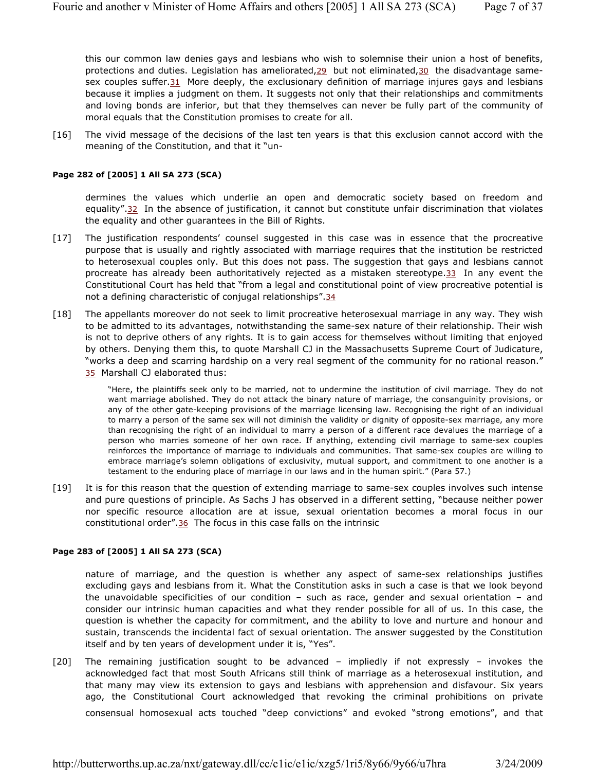this our common law denies gays and lesbians who wish to solemnise their union a host of benefits, protections and duties. Legislation has ameliorated,[29] but not eliminated,[30] the disadvantage same-sex couples suffer.[31] More deeply, the exclusionary definition of marriage injures gays and lesbians because it implies a judgment on them. It suggests not only that their relationships and commitments and loving bonds are inferior, but that they themselves can never be fully part of the community of moral equals that the Constitution promises to create for all.

[16] The vivid message of the decisions of the last ten years is that this exclusion cannot accord with the meaning of the Constitution, and that it "un-

**Page 282 of [2005] 1 All SA 273 (SCA)**

dermines the values which underlie an open and democratic society based on freedom and equality".[32] In the absence of justification, it cannot but constitute unfair discrimination that violates the equality and other guarantees in the Bill of Rights.

[17] The justification respondents' counsel suggested in this case was in essence that the procreative purpose that is usually and rightly associated with marriage requires that the institution be restricted to heterosexual couples only. But this does not pass. The suggestion that gays and lesbians cannot procreate has already been authoritatively rejected as a mistaken stereotype.[33] In any event the Constitutional Court has held that "from a legal and constitutional point of view procreative potential is not a defining characteristic of conjugal relationships".[34]

[18] The appellants moreover do not seek to limit procreative heterosexual marriage in any way. They wish to be admitted to its advantages, notwithstanding the same-sex nature of their relationship. Their wish is not to deprive others of any rights. It is to gain access for themselves without limiting that enjoyed by others. Denying them this, to quote Marshall CJ in the Massachusetts Supreme Court of Judicature, "works a deep and scarring hardship on a very real segment of the community for no rational reason." [35] Marshall CJ elaborated thus:

> "Here, the plaintiffs seek only to be married, not to undermine the institution of civil marriage. They do not want marriage abolished. They do not attack the binary nature of marriage, the consanguinity provisions, or any of the other gate-keeping provisions of the marriage licensing law. Recognising the right of an individual to marry a person of the same sex will not diminish the validity or dignity of opposite-sex marriage, any more than recognising the right of an individual to marry a person of a different race devalues the marriage of a person who marries someone of her own race. If anything, extending civil marriage to same-sex couples reinforces the importance of marriage to individuals and communities. That same-sex couples are willing to embrace marriage's solemn obligations of exclusivity, mutual support, and commitment to one another is a testament to the enduring place of marriage in our laws and in the human spirit." (Para 57.)

[19] It is for this reason that the question of extending marriage to same-sex couples involves such intense and pure questions of principle. As Sachs J has observed in a different setting, "because neither power nor specific resource allocation are at issue, sexual orientation becomes a moral focus in our constitutional order".[36] The focus in this case falls on the intrinsic

**Page 283 of [2005] 1 All SA 273 (SCA)**

nature of marriage, and the question is whether any aspect of same-sex relationships justifies excluding gays and lesbians from it. What the Constitution asks in such a case is that we look beyond the unavoidable specificities of our condition – such as race, gender and sexual orientation – and consider our intrinsic human capacities and what they render possible for all of us. In this case, the question is whether the capacity for commitment, and the ability to love and nurture and honour and sustain, transcends the incidental fact of sexual orientation. The answer suggested by the Constitution itself and by ten years of development under it is, "Yes".

[20] The remaining justification sought to be advanced – impliedly if not expressly – invokes the acknowledged fact that most South Africans still think of marriage as a heterosexual institution, and that many may view its extension to gays and lesbians with apprehension and disfavour. Six years ago, the Constitutional Court acknowledged that revoking the criminal prohibitions on private consensual homosexual acts touched "deep convictions" and evoked "strong emotions", and that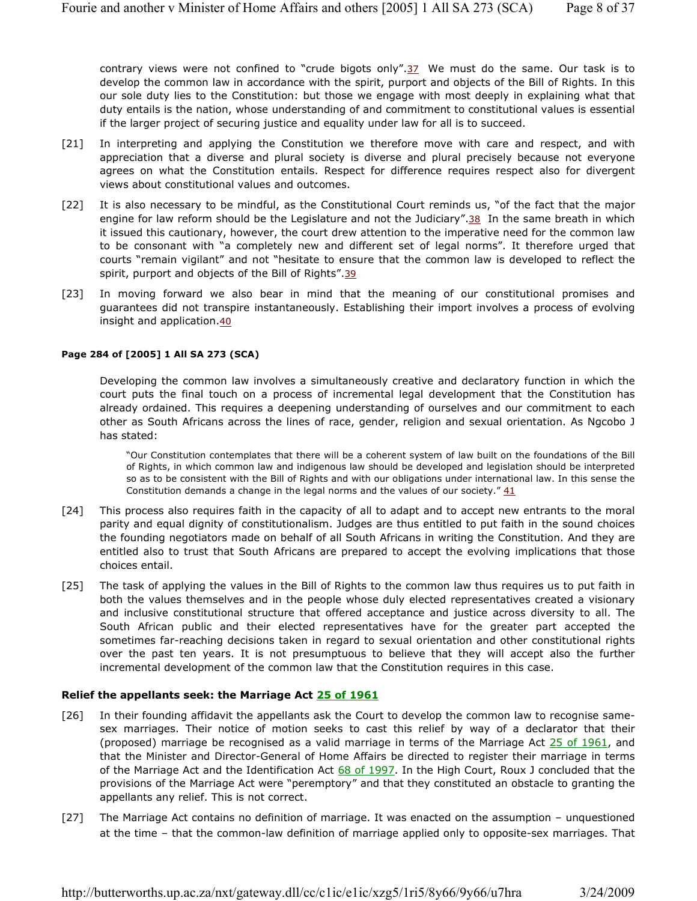contrary views were not confined to "crude bigots only".[37] We must do the same. Our task is to develop the common law in accordance with the spirit, purport and objects of the Bill of Rights. In this our sole duty lies to the Constitution: but those we engage with most deeply in explaining what that duty entails is the nation, whose understanding of and commitment to constitutional values is essential if the larger project of securing justice and equality under law for all is to succeed.

[21] In interpreting and applying the Constitution we therefore move with care and respect, and with appreciation that a diverse and plural society is diverse and plural precisely because not everyone agrees on what the Constitution entails. Respect for difference requires respect also for divergent views about constitutional values and outcomes.

[22] It is also necessary to be mindful, as the Constitutional Court reminds us, "of the fact that the major engine for law reform should be the Legislature and not the Judiciary".[38] In the same breath in which it issued this cautionary, however, the court drew attention to the imperative need for the common law to be consonant with "a completely new and different set of legal norms". It therefore urged that courts "remain vigilant" and not "hesitate to ensure that the common law is developed to reflect the spirit, purport and objects of the Bill of Rights".[39]

[23] In moving forward we also bear in mind that the meaning of our constitutional promises and guarantees did not transpire instantaneously. Establishing their import involves a process of evolving insight and application.[40]

**Page 284 of [2005] 1 All SA 273 (SCA)**

Developing the common law involves a simultaneously creative and declaratory function in which the court puts the final touch on a process of incremental legal development that the Constitution has already ordained. This requires a deepening understanding of ourselves and our commitment to each other as South Africans across the lines of race, gender, religion and sexual orientation. As Ngcobo J has stated:

> "Our Constitution contemplates that there will be a coherent system of law built on the foundations of the Bill of Rights, in which common law and indigenous law should be developed and legislation should be interpreted so as to be consistent with the Bill of Rights and with our obligations under international law. In this sense the Constitution demands a change in the legal norms and the values of our society." [41]

[24] This process also requires faith in the capacity of all to adapt and to accept new entrants to the moral parity and equal dignity of constitutionalism. Judges are thus entitled to put faith in the sound choices the founding negotiators made on behalf of all South Africans in writing the Constitution. And they are entitled also to trust that South Africans are prepared to accept the evolving implications that those choices entail.

[25] The task of applying the values in the Bill of Rights to the common law thus requires us to put faith in both the values themselves and in the people whose duly elected representatives created a visionary and inclusive constitutional structure that offered acceptance and justice across diversity to all. The South African public and their elected representatives have for the greater part accepted the sometimes far-reaching decisions taken in regard to sexual orientation and other constitutional rights over the past ten years. It is not presumptuous to believe that they will accept also the further incremental development of the common law that the Constitution requires in this case.

**Relief the appellants seek: the Marriage Act 25 of 1961**

[26] In their founding affidavit the appellants ask the Court to develop the common law to recognise same-sex marriages. Their notice of motion seeks to cast this relief by way of a declarator that their (proposed) marriage be recognised as a valid marriage in terms of the Marriage Act 25 of 1961, and that the Minister and Director-General of Home Affairs be directed to register their marriage in terms of the Marriage Act and the Identification Act 68 of 1997. In the High Court, Roux J concluded that the provisions of the Marriage Act were "peremptory" and that they constituted an obstacle to granting the appellants any relief. This is not correct.

[27] The Marriage Act contains no definition of marriage. It was enacted on the assumption – unquestioned at the time – that the common-law definition of marriage applied only to opposite-sex marriages. That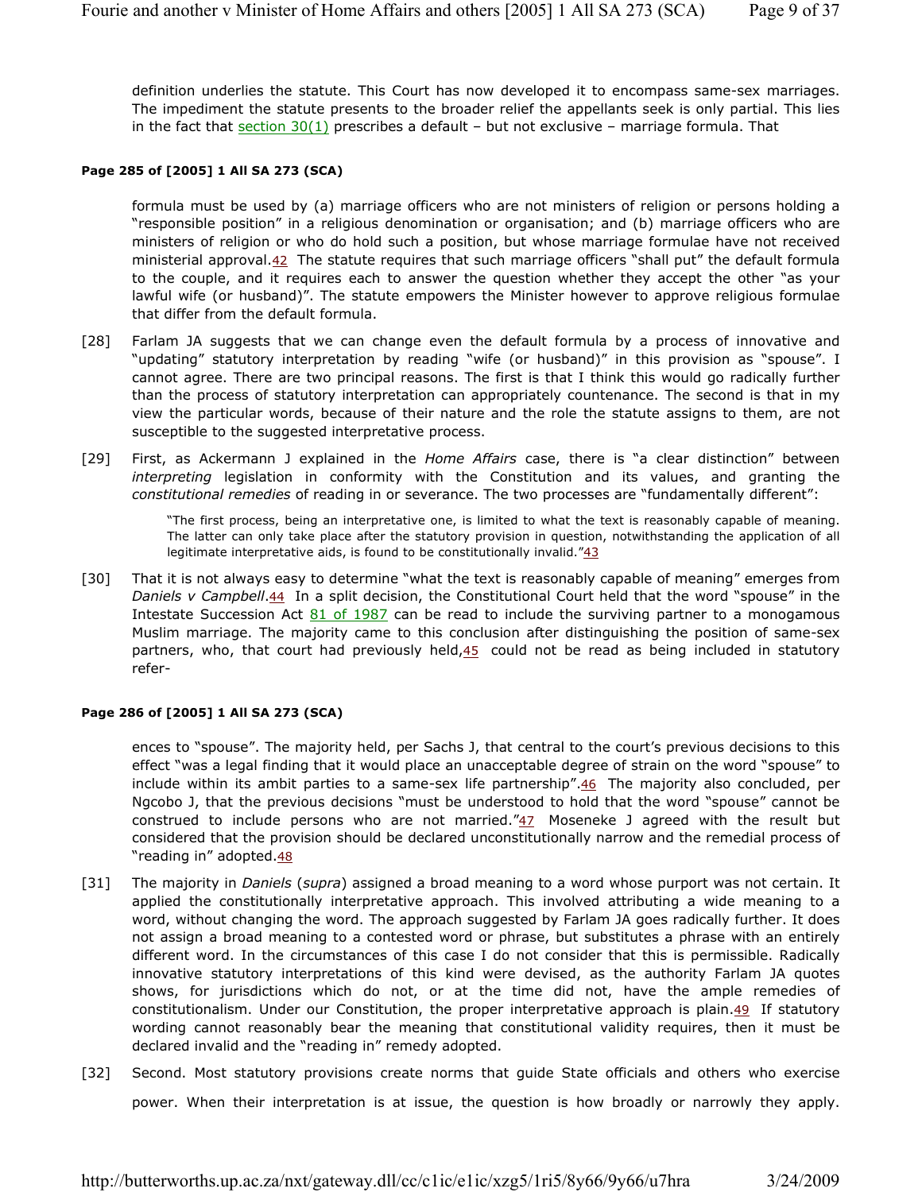definition underlies the statute. This Court has now developed it to encompass same-sex marriages. The impediment the statute presents to the broader relief the appellants seek is only partial. This lies in the fact that section 30(1) prescribes a default – but not exclusive – marriage formula. That

**Page 285 of [2005] 1 All SA 273 (SCA)**

formula must be used by (a) marriage officers who are not ministers of religion or persons holding a "responsible position" in a religious denomination or organisation; and (b) marriage officers who are ministers of religion or who do hold such a position, but whose marriage formulae have not received ministerial approval.42 The statute requires that such marriage officers "shall put" the default formula to the couple, and it requires each to answer the question whether they accept the other "as your lawful wife (or husband)". The statute empowers the Minister however to approve religious formulae that differ from the default formula.

[28] Farlam JA suggests that we can change even the default formula by a process of innovative and "updating" statutory interpretation by reading "wife (or husband)" in this provision as "spouse". I cannot agree. There are two principal reasons. The first is that I think this would go radically further than the process of statutory interpretation can appropriately countenance. The second is that in my view the particular words, because of their nature and the role the statute assigns to them, are not susceptible to the suggested interpretative process.

[29] First, as Ackermann J explained in the *Home Affairs* case, there is "a clear distinction" between *interpreting* legislation in conformity with the Constitution and its values, and granting the *constitutional remedies* of reading in or severance. The two processes are "fundamentally different":

> "The first process, being an interpretative one, is limited to what the text is reasonably capable of meaning. The latter can only take place after the statutory provision in question, notwithstanding the application of all legitimate interpretative aids, is found to be constitutionally invalid."43

[30] That it is not always easy to determine "what the text is reasonably capable of meaning" emerges from *Daniels v Campbell*.44 In a split decision, the Constitutional Court held that the word "spouse" in the Intestate Succession Act 81 of 1987 can be read to include the surviving partner to a monogamous Muslim marriage. The majority came to this conclusion after distinguishing the position of same-sex partners, who, that court had previously held,45 could not be read as being included in statutory refer-

**Page 286 of [2005] 1 All SA 273 (SCA)**

ences to "spouse". The majority held, per Sachs J, that central to the court's previous decisions to this effect "was a legal finding that it would place an unacceptable degree of strain on the word "spouse" to include within its ambit parties to a same-sex life partnership".46 The majority also concluded, per Ngcobo J, that the previous decisions "must be understood to hold that the word "spouse" cannot be construed to include persons who are not married."47 Moseneke J agreed with the result but considered that the provision should be declared unconstitutionally narrow and the remedial process of "reading in" adopted.48

[31] The majority in *Daniels* (*supra*) assigned a broad meaning to a word whose purport was not certain. It applied the constitutionally interpretative approach. This involved attributing a wide meaning to a word, without changing the word. The approach suggested by Farlam JA goes radically further. It does not assign a broad meaning to a contested word or phrase, but substitutes a phrase with an entirely different word. In the circumstances of this case I do not consider that this is permissible. Radically innovative statutory interpretations of this kind were devised, as the authority Farlam JA quotes shows, for jurisdictions which do not, or at the time did not, have the ample remedies of constitutionalism. Under our Constitution, the proper interpretative approach is plain.49 If statutory wording cannot reasonably bear the meaning that constitutional validity requires, then it must be declared invalid and the "reading in" remedy adopted.

[32] Second. Most statutory provisions create norms that guide State officials and others who exercise power. When their interpretation is at issue, the question is how broadly or narrowly they apply.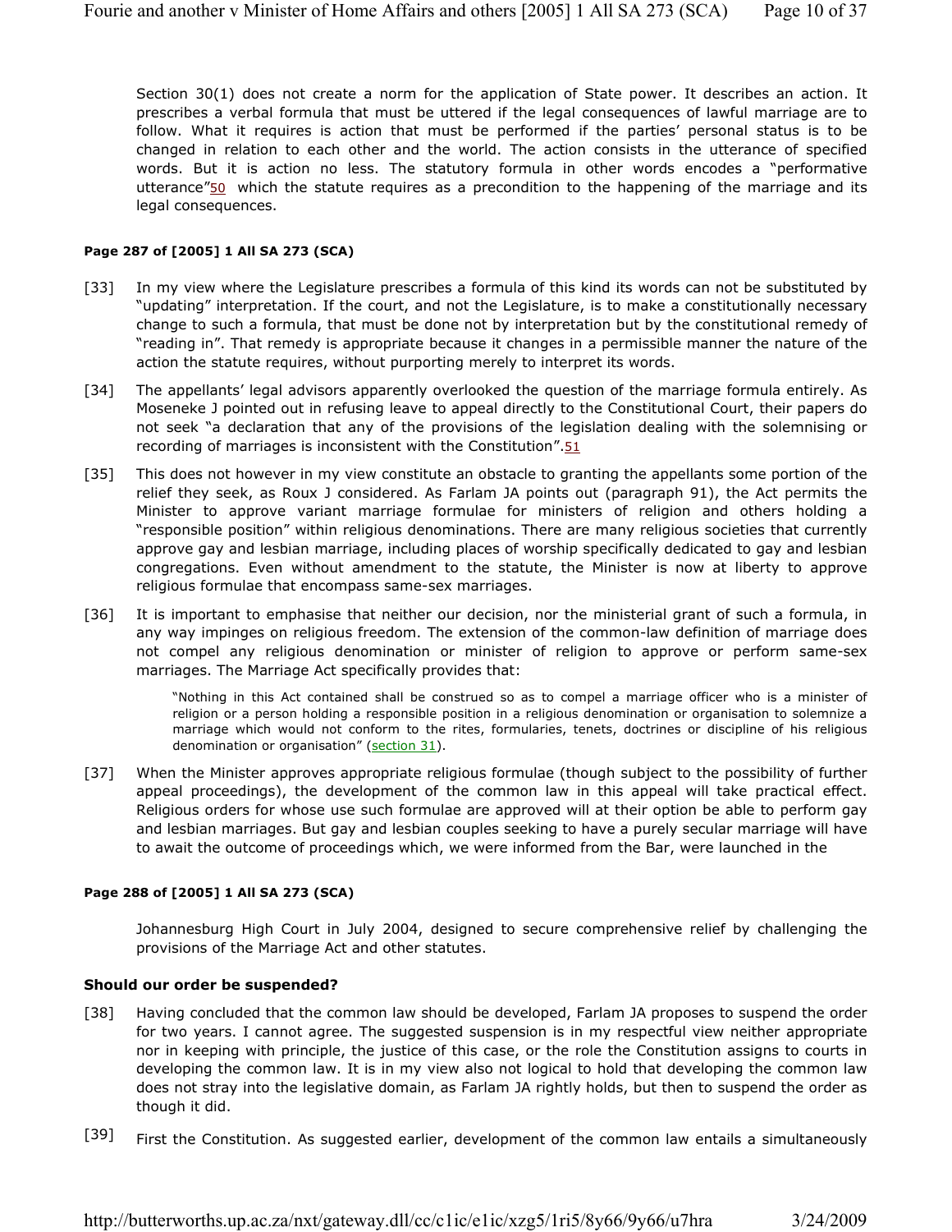Section 30(1) does not create a norm for the application of State power. It describes an action. It prescribes a verbal formula that must be uttered if the legal consequences of lawful marriage are to follow. What it requires is action that must be performed if the parties' personal status is to be changed in relation to each other and the world. The action consists in the utterance of specified words. But it is action no less. The statutory formula in other words encodes a "performative utterance"[50] which the statute requires as a precondition to the happening of the marriage and its legal consequences.

**Page 287 of [2005] 1 All SA 273 (SCA)**

[33] In my view where the Legislature prescribes a formula of this kind its words can not be substituted by "updating" interpretation. If the court, and not the Legislature, is to make a constitutionally necessary change to such a formula, that must be done not by interpretation but by the constitutional remedy of "reading in". That remedy is appropriate because it changes in a permissible manner the nature of the action the statute requires, without purporting merely to interpret its words.

[34] The appellants' legal advisors apparently overlooked the question of the marriage formula entirely. As Moseneke J pointed out in refusing leave to appeal directly to the Constitutional Court, their papers do not seek "a declaration that any of the provisions of the legislation dealing with the solemnising or recording of marriages is inconsistent with the Constitution".[51]

[35] This does not however in my view constitute an obstacle to granting the appellants some portion of the relief they seek, as Roux J considered. As Farlam JA points out (paragraph 91), the Act permits the Minister to approve variant marriage formulae for ministers of religion and others holding a "responsible position" within religious denominations. There are many religious societies that currently approve gay and lesbian marriage, including places of worship specifically dedicated to gay and lesbian congregations. Even without amendment to the statute, the Minister is now at liberty to approve religious formulae that encompass same-sex marriages.

[36] It is important to emphasise that neither our decision, nor the ministerial grant of such a formula, in any way impinges on religious freedom. The extension of the common-law definition of marriage does not compel any religious denomination or minister of religion to approve or perform same-sex marriages. The Marriage Act specifically provides that:

> "Nothing in this Act contained shall be construed so as to compel a marriage officer who is a minister of religion or a person holding a responsible position in a religious denomination or organisation to solemnize a marriage which would not conform to the rites, formularies, tenets, doctrines or discipline of his religious denomination or organisation" (section 31).

[37] When the Minister approves appropriate religious formulae (though subject to the possibility of further appeal proceedings), the development of the common law in this appeal will take practical effect. Religious orders for whose use such formulae are approved will at their option be able to perform gay and lesbian marriages. But gay and lesbian couples seeking to have a purely secular marriage will have to await the outcome of proceedings which, we were informed from the Bar, were launched in the

**Page 288 of [2005] 1 All SA 273 (SCA)**

Johannesburg High Court in July 2004, designed to secure comprehensive relief by challenging the provisions of the Marriage Act and other statutes.

**Should our order be suspended?**

[38] Having concluded that the common law should be developed, Farlam JA proposes to suspend the order for two years. I cannot agree. The suggested suspension is in my respectful view neither appropriate nor in keeping with principle, the justice of this case, or the role the Constitution assigns to courts in developing the common law. It is in my view also not logical to hold that developing the common law does not stray into the legislative domain, as Farlam JA rightly holds, but then to suspend the order as though it did.

[39] First the Constitution. As suggested earlier, development of the common law entails a simultaneously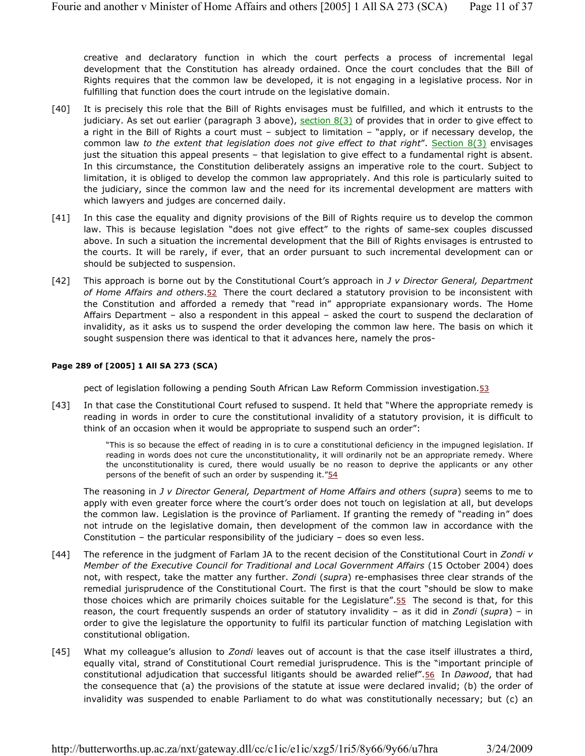creative and declaratory function in which the court perfects a process of incremental legal development that the Constitution has already ordained. Once the court concludes that the Bill of Rights requires that the common law be developed, it is not engaging in a legislative process. Nor in fulfilling that function does the court intrude on the legislative domain.

[40] It is precisely this role that the Bill of Rights envisages must be fulfilled, and which it entrusts to the judiciary. As set out earlier (paragraph 3 above), section 8(3) of provides that in order to give effect to a right in the Bill of Rights a court must – subject to limitation – "apply, or if necessary develop, the common law *to the extent that legislation does not give effect to that right*". Section 8(3) envisages just the situation this appeal presents – that legislation to give effect to a fundamental right is absent. In this circumstance, the Constitution deliberately assigns an imperative role to the court. Subject to limitation, it is obliged to develop the common law appropriately. And this role is particularly suited to the judiciary, since the common law and the need for its incremental development are matters with which lawyers and judges are concerned daily.

[41] In this case the equality and dignity provisions of the Bill of Rights require us to develop the common law. This is because legislation "does not give effect" to the rights of same-sex couples discussed above. In such a situation the incremental development that the Bill of Rights envisages is entrusted to the courts. It will be rarely, if ever, that an order pursuant to such incremental development can or should be subjected to suspension.

[42] This approach is borne out by the Constitutional Court's approach in *J v Director General, Department of Home Affairs and others*.52 There the court declared a statutory provision to be inconsistent with the Constitution and afforded a remedy that "read in" appropriate expansionary words. The Home Affairs Department – also a respondent in this appeal – asked the court to suspend the declaration of invalidity, as it asks us to suspend the order developing the common law here. The basis on which it sought suspension there was identical to that it advances here, namely the pros-

**Page 289 of [2005] 1 All SA 273 (SCA)**

pect of legislation following a pending South African Law Reform Commission investigation.53

[43] In that case the Constitutional Court refused to suspend. It held that "Where the appropriate remedy is reading in words in order to cure the constitutional invalidity of a statutory provision, it is difficult to think of an occasion when it would be appropriate to suspend such an order":

> "This is so because the effect of reading in is to cure a constitutional deficiency in the impugned legislation. If reading in words does not cure the unconstitutionality, it will ordinarily not be an appropriate remedy. Where the unconstitutionality is cured, there would usually be no reason to deprive the applicants or any other persons of the benefit of such an order by suspending it."54

The reasoning in *J v Director General, Department of Home Affairs and others* (*supra*) seems to me to apply with even greater force where the court's order does not touch on legislation at all, but develops the common law. Legislation is the province of Parliament. If granting the remedy of "reading in" does not intrude on the legislative domain, then development of the common law in accordance with the Constitution – the particular responsibility of the judiciary – does so even less.

[44] The reference in the judgment of Farlam JA to the recent decision of the Constitutional Court in *Zondi v Member of the Executive Council for Traditional and Local Government Affairs* (15 October 2004) does not, with respect, take the matter any further. *Zondi* (*supra*) re-emphasises three clear strands of the remedial jurisprudence of the Constitutional Court. The first is that the court "should be slow to make those choices which are primarily choices suitable for the Legislature".55 The second is that, for this reason, the court frequently suspends an order of statutory invalidity – as it did in *Zondi* (*supra*) – in order to give the legislature the opportunity to fulfil its particular function of matching Legislation with constitutional obligation.

[45] What my colleague's allusion to *Zondi* leaves out of account is that the case itself illustrates a third, equally vital, strand of Constitutional Court remedial jurisprudence. This is the "important principle of constitutional adjudication that successful litigants should be awarded relief".56 In *Dawood*, that had the consequence that (a) the provisions of the statute at issue were declared invalid; (b) the order of invalidity was suspended to enable Parliament to do what was constitutionally necessary; but (c) an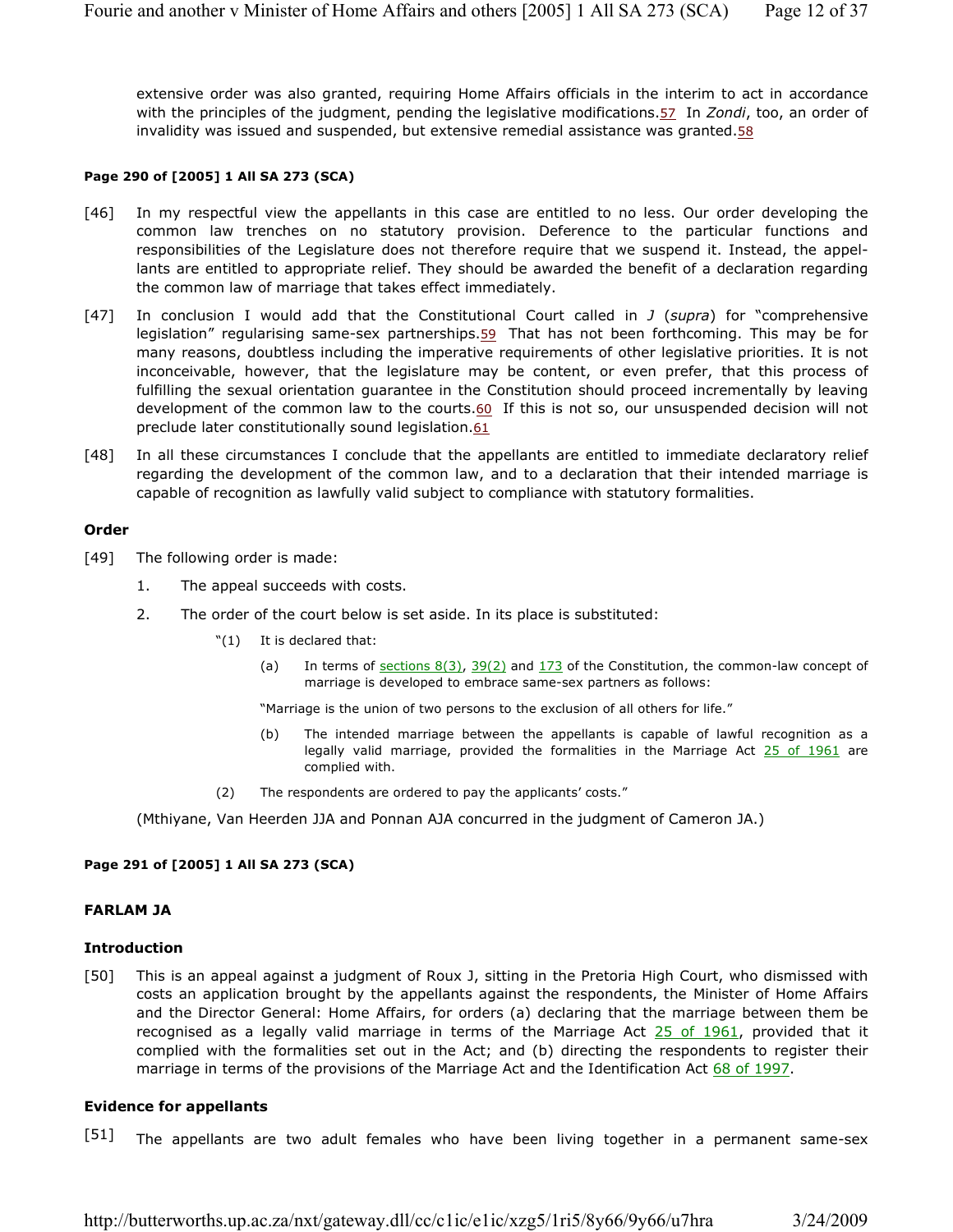extensive order was also granted, requiring Home Affairs officials in the interim to act in accordance with the principles of the judgment, pending the legislative modifications.[57] In *Zondi*, too, an order of invalidity was issued and suspended, but extensive remedial assistance was granted.[58]

**Page 290 of [2005] 1 All SA 273 (SCA)**

[46] In my respectful view the appellants in this case are entitled to no less. Our order developing the common law trenches on no statutory provision. Deference to the particular functions and responsibilities of the Legislature does not therefore require that we suspend it. Instead, the appellants are entitled to appropriate relief. They should be awarded the benefit of a declaration regarding the common law of marriage that takes effect immediately.

[47] In conclusion I would add that the Constitutional Court called in *J* (*supra*) for "comprehensive legislation" regularising same-sex partnerships.[59] That has not been forthcoming. This may be for many reasons, doubtless including the imperative requirements of other legislative priorities. It is not inconceivable, however, that the legislature may be content, or even prefer, that this process of fulfilling the sexual orientation guarantee in the Constitution should proceed incrementally by leaving development of the common law to the courts.[60] If this is not so, our unsuspended decision will not preclude later constitutionally sound legislation.[61]

[48] In all these circumstances I conclude that the appellants are entitled to immediate declaratory relief regarding the development of the common law, and to a declaration that their intended marriage is capable of recognition as lawfully valid subject to compliance with statutory formalities.

### Order

[49] The following order is made:

1. The appeal succeeds with costs.
2. The order of the court below is set aside. In its place is substituted:

   "(1) It is declared that:

   (a) In terms of sections 8(3), 39(2) and 173 of the Constitution, the common-law concept of marriage is developed to embrace same-sex partners as follows:

   "Marriage is the union of two persons to the exclusion of all others for life."

   (b) The intended marriage between the appellants is capable of lawful recognition as a legally valid marriage, provided the formalities in the Marriage Act 25 of 1961 are complied with.

   (2) The respondents are ordered to pay the applicants' costs."

(Mthiyane, Van Heerden JJA and Ponnan AJA concurred in the judgment of Cameron JA.)

**Page 291 of [2005] 1 All SA 273 (SCA)**

### FARLAM JA

### Introduction

[50] This is an appeal against a judgment of Roux J, sitting in the Pretoria High Court, who dismissed with costs an application brought by the appellants against the respondents, the Minister of Home Affairs and the Director General: Home Affairs, for orders (a) declaring that the marriage between them be recognised as a legally valid marriage in terms of the Marriage Act 25 of 1961, provided that it complied with the formalities set out in the Act; and (b) directing the respondents to register their marriage in terms of the provisions of the Marriage Act and the Identification Act 68 of 1997.

### Evidence for appellants

[51] The appellants are two adult females who have been living together in a permanent same-sex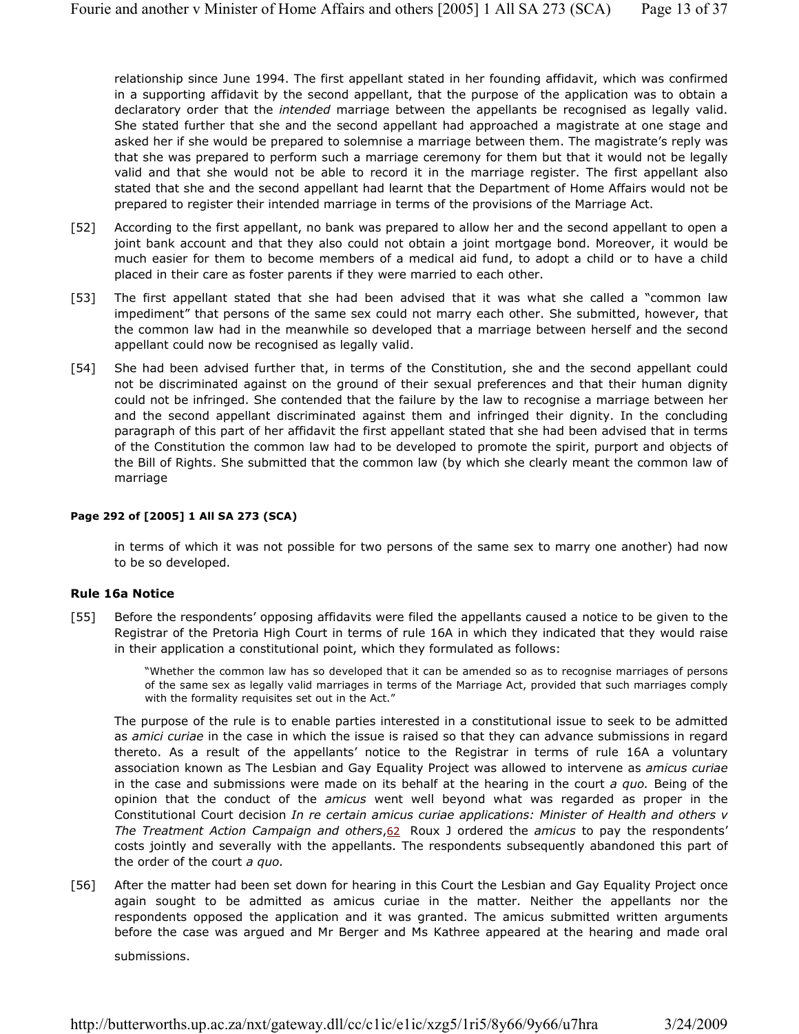relationship since June 1994. The first appellant stated in her founding affidavit, which was confirmed in a supporting affidavit by the second appellant, that the purpose of the application was to obtain a declaratory order that the *intended* marriage between the appellants be recognised as legally valid. She stated further that she and the second appellant had approached a magistrate at one stage and asked her if she would be prepared to solemnise a marriage between them. The magistrate's reply was that she was prepared to perform such a marriage ceremony for them but that it would not be legally valid and that she would not be able to record it in the marriage register. The first appellant also stated that she and the second appellant had learnt that the Department of Home Affairs would not be prepared to register their intended marriage in terms of the provisions of the Marriage Act.

[52] According to the first appellant, no bank was prepared to allow her and the second appellant to open a joint bank account and that they also could not obtain a joint mortgage bond. Moreover, it would be much easier for them to become members of a medical aid fund, to adopt a child or to have a child placed in their care as foster parents if they were married to each other.

[53] The first appellant stated that she had been advised that it was what she called a "common law impediment" that persons of the same sex could not marry each other. She submitted, however, that the common law had in the meanwhile so developed that a marriage between herself and the second appellant could now be recognised as legally valid.

[54] She had been advised further that, in terms of the Constitution, she and the second appellant could not be discriminated against on the ground of their sexual preferences and that their human dignity could not be infringed. She contended that the failure by the law to recognise a marriage between her and the second appellant discriminated against them and infringed their dignity. In the concluding paragraph of this part of her affidavit the first appellant stated that she had been advised that in terms of the Constitution the common law had to be developed to promote the spirit, purport and objects of the Bill of Rights. She submitted that the common law (by which she clearly meant the common law of marriage

**Page 292 of [2005] 1 All SA 273 (SCA)**

in terms of which it was not possible for two persons of the same sex to marry one another) had now to be so developed.

### Rule 16a Notice

[55] Before the respondents' opposing affidavits were filed the appellants caused a notice to be given to the Registrar of the Pretoria High Court in terms of rule 16A in which they indicated that they would raise in their application a constitutional point, which they formulated as follows:

> "Whether the common law has so developed that it can be amended so as to recognise marriages of persons of the same sex as legally valid marriages in terms of the Marriage Act, provided that such marriages comply with the formality requisites set out in the Act."

The purpose of the rule is to enable parties interested in a constitutional issue to seek to be admitted as *amici curiae* in the case in which the issue is raised so that they can advance submissions in regard thereto. As a result of the appellants' notice to the Registrar in terms of rule 16A a voluntary association known as The Lesbian and Gay Equality Project was allowed to intervene as *amicus curiae* in the case and submissions were made on its behalf at the hearing in the court *a quo.* Being of the opinion that the conduct of the *amicus* went well beyond what was regarded as proper in the Constitutional Court decision *In re certain amicus curiae applications: Minister of Health and others v The Treatment Action Campaign and others*,[62] Roux J ordered the *amicus* to pay the respondents' costs jointly and severally with the appellants. The respondents subsequently abandoned this part of the order of the court *a quo.*

[56] After the matter had been set down for hearing in this Court the Lesbian and Gay Equality Project once again sought to be admitted as amicus curiae in the matter. Neither the appellants nor the respondents opposed the application and it was granted. The amicus submitted written arguments before the case was argued and Mr Berger and Ms Kathree appeared at the hearing and made oral submissions.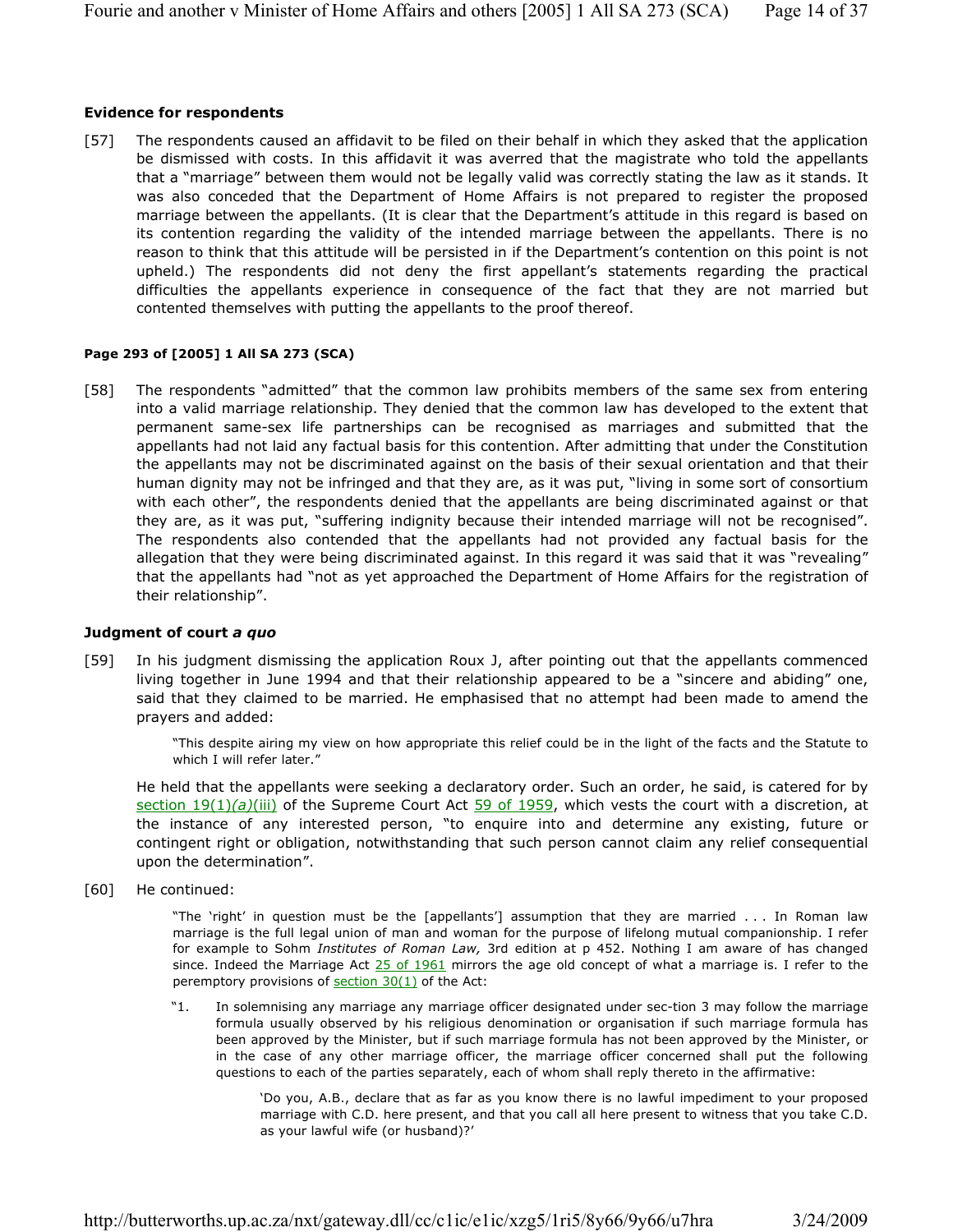### Evidence for respondents

[57] The respondents caused an affidavit to be filed on their behalf in which they asked that the application be dismissed with costs. In this affidavit it was averred that the magistrate who told the appellants that a "marriage" between them would not be legally valid was correctly stating the law as it stands. It was also conceded that the Department of Home Affairs is not prepared to register the proposed marriage between the appellants. (It is clear that the Department's attitude in this regard is based on its contention regarding the validity of the intended marriage between the appellants. There is no reason to think that this attitude will be persisted in if the Department's contention on this point is not upheld.) The respondents did not deny the first appellant's statements regarding the practical difficulties the appellants experience in consequence of the fact that they are not married but contented themselves with putting the appellants to the proof thereof.

**Page 293 of [2005] 1 All SA 273 (SCA)**

[58] The respondents "admitted" that the common law prohibits members of the same sex from entering into a valid marriage relationship. They denied that the common law has developed to the extent that permanent same-sex life partnerships can be recognised as marriages and submitted that the appellants had not laid any factual basis for this contention. After admitting that under the Constitution the appellants may not be discriminated against on the basis of their sexual orientation and that their human dignity may not be infringed and that they are, as it was put, "living in some sort of consortium with each other", the respondents denied that the appellants are being discriminated against or that they are, as it was put, "suffering indignity because their intended marriage will not be recognised". The respondents also contended that the appellants had not provided any factual basis for the allegation that they were being discriminated against. In this regard it was said that it was "revealing" that the appellants had "not as yet approached the Department of Home Affairs for the registration of their relationship".

### Judgment of court *a quo*

[59] In his judgment dismissing the application Roux J, after pointing out that the appellants commenced living together in June 1994 and that their relationship appeared to be a "sincere and abiding" one, said that they claimed to be married. He emphasised that no attempt had been made to amend the prayers and added:

> "This despite airing my view on how appropriate this relief could be in the light of the facts and the Statute to which I will refer later."

He held that the appellants were seeking a declaratory order. Such an order, he said, is catered for by section 19(1)*(a)*(iii) of the Supreme Court Act 59 of 1959, which vests the court with a discretion, at the instance of any interested person, "to enquire into and determine any existing, future or contingent right or obligation, notwithstanding that such person cannot claim any relief consequential upon the determination".

[60] He continued:

> "The 'right' in question must be the [appellants'] assumption that they are married . . . In Roman law marriage is the full legal union of man and woman for the purpose of lifelong mutual companionship. I refer for example to Sohm *Institutes of Roman Law,* 3rd edition at p 452. Nothing I am aware of has changed since. Indeed the Marriage Act 25 of 1961 mirrors the age old concept of what a marriage is. I refer to the peremptory provisions of section 30(1) of the Act:
>
> "1. In solemnising any marriage any marriage officer designated under sec-tion 3 may follow the marriage formula usually observed by his religious denomination or organisation if such marriage formula has been approved by the Minister, but if such marriage formula has not been approved by the Minister, or in the case of any other marriage officer, the marriage officer concerned shall put the following questions to each of the parties separately, each of whom shall reply thereto in the affirmative:
>
> > 'Do you, A.B., declare that as far as you know there is no lawful impediment to your proposed marriage with C.D. here present, and that you call all here present to witness that you take C.D. as your lawful wife (or husband)?'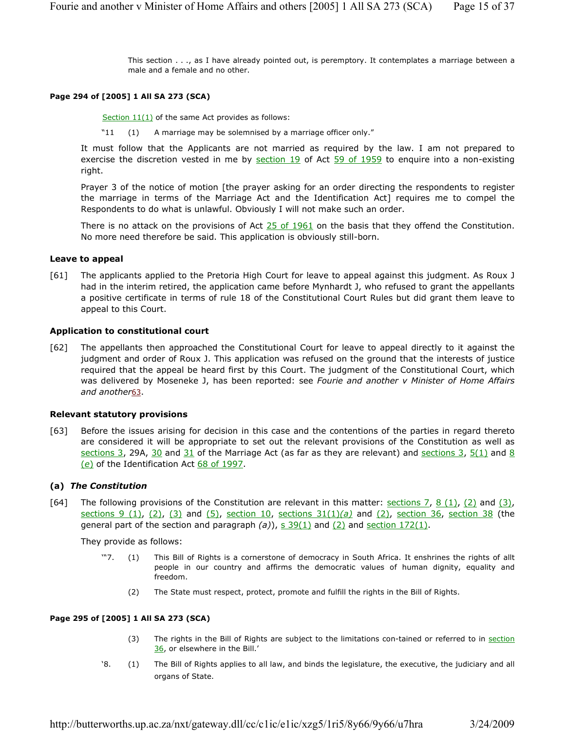This section . . ., as I have already pointed out, is peremptory. It contemplates a marriage between a male and a female and no other.

**Page 294 of [2005] 1 All SA 273 (SCA)**

Section 11(1) of the same Act provides as follows:

"11 (1) A marriage may be solemnised by a marriage officer only."

It must follow that the Applicants are not married as required by the law. I am not prepared to exercise the discretion vested in me by section 19 of Act 59 of 1959 to enquire into a non-existing right.

Prayer 3 of the notice of motion [the prayer asking for an order directing the respondents to register the marriage in terms of the Marriage Act and the Identification Act] requires me to compel the Respondents to do what is unlawful. Obviously I will not make such an order.

There is no attack on the provisions of Act 25 of 1961 on the basis that they offend the Constitution. No more need therefore be said. This application is obviously still-born.

### Leave to appeal

[61] The applicants applied to the Pretoria High Court for leave to appeal against this judgment. As Roux J had in the interim retired, the application came before Mynhardt J, who refused to grant the appellants a positive certificate in terms of rule 18 of the Constitutional Court Rules but did grant them leave to appeal to this Court.

### Application to constitutional court

[62] The appellants then approached the Constitutional Court for leave to appeal directly to it against the judgment and order of Roux J. This application was refused on the ground that the interests of justice required that the appeal be heard first by this Court. The judgment of the Constitutional Court, which was delivered by Moseneke J, has been reported: see *Fourie and another v Minister of Home Affairs and another*[63].

### Relevant statutory provisions

[63] Before the issues arising for decision in this case and the contentions of the parties in regard thereto are considered it will be appropriate to set out the relevant provisions of the Constitution as well as sections 3, 29A, 30 and 31 of the Marriage Act (as far as they are relevant) and sections 3, 5(1) and 8 *(e)* of the Identification Act 68 of 1997.

### (a) *The Constitution*

[64] The following provisions of the Constitution are relevant in this matter: sections 7, 8 (1), (2) and (3), sections 9 (1), (2), (3) and (5), section 10, sections 31(1)*(a)* and (2), section 36, section 38 (the general part of the section and paragraph *(a)*), s 39(1) and (2) and section 172(1).

They provide as follows:

'"7. (1) This Bill of Rights is a cornerstone of democracy in South Africa. It enshrines the rights of allt people in our country and affirms the democratic values of human dignity, equality and freedom.

(2) The State must respect, protect, promote and fulfill the rights in the Bill of Rights.

**Page 295 of [2005] 1 All SA 273 (SCA)**

(3) The rights in the Bill of Rights are subject to the limitations con-tained or referred to in section 36, or elsewhere in the Bill.'

'8. (1) The Bill of Rights applies to all law, and binds the legislature, the executive, the judiciary and all organs of State.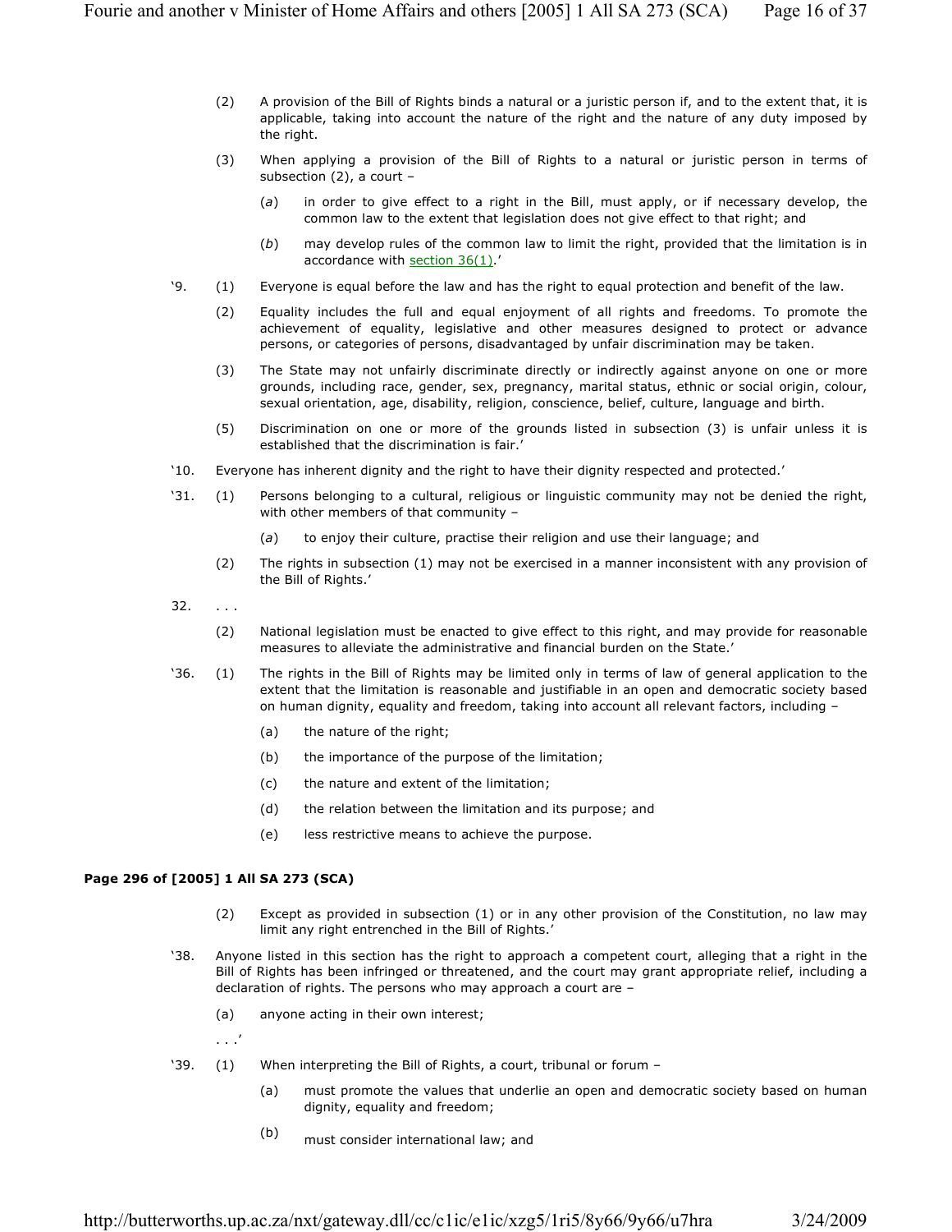(2) A provision of the Bill of Rights binds a natural or a juristic person if, and to the extent that, it is applicable, taking into account the nature of the right and the nature of any duty imposed by the right.

(3) When applying a provision of the Bill of Rights to a natural or juristic person in terms of subsection (2), a court –

(*a*) in order to give effect to a right in the Bill, must apply, or if necessary develop, the common law to the extent that legislation does not give effect to that right; and

(*b*) may develop rules of the common law to limit the right, provided that the limitation is in accordance with section 36(1).'

'9. (1) Everyone is equal before the law and has the right to equal protection and benefit of the law.

(2) Equality includes the full and equal enjoyment of all rights and freedoms. To promote the achievement of equality, legislative and other measures designed to protect or advance persons, or categories of persons, disadvantaged by unfair discrimination may be taken.

(3) The State may not unfairly discriminate directly or indirectly against anyone on one or more grounds, including race, gender, sex, pregnancy, marital status, ethnic or social origin, colour, sexual orientation, age, disability, religion, conscience, belief, culture, language and birth.

(5) Discrimination on one or more of the grounds listed in subsection (3) is unfair unless it is established that the discrimination is fair.'

'10. Everyone has inherent dignity and the right to have their dignity respected and protected.'

'31. (1) Persons belonging to a cultural, religious or linguistic community may not be denied the right, with other members of that community –

(*a*) to enjoy their culture, practise their religion and use their language; and

(2) The rights in subsection (1) may not be exercised in a manner inconsistent with any provision of the Bill of Rights.'

32. . . .

(2) National legislation must be enacted to give effect to this right, and may provide for reasonable measures to alleviate the administrative and financial burden on the State.'

'36. (1) The rights in the Bill of Rights may be limited only in terms of law of general application to the extent that the limitation is reasonable and justifiable in an open and democratic society based on human dignity, equality and freedom, taking into account all relevant factors, including –

(a) the nature of the right;

(b) the importance of the purpose of the limitation;

(c) the nature and extent of the limitation;

(d) the relation between the limitation and its purpose; and

(e) less restrictive means to achieve the purpose.

**Page 296 of [2005] 1 All SA 273 (SCA)**

(2) Except as provided in subsection (1) or in any other provision of the Constitution, no law may limit any right entrenched in the Bill of Rights.'

'38. Anyone listed in this section has the right to approach a competent court, alleging that a right in the Bill of Rights has been infringed or threatened, and the court may grant appropriate relief, including a declaration of rights. The persons who may approach a court are –

(a) anyone acting in their own interest;

. . .'

'39. (1) When interpreting the Bill of Rights, a court, tribunal or forum –

(a) must promote the values that underlie an open and democratic society based on human dignity, equality and freedom;

(b) must consider international law; and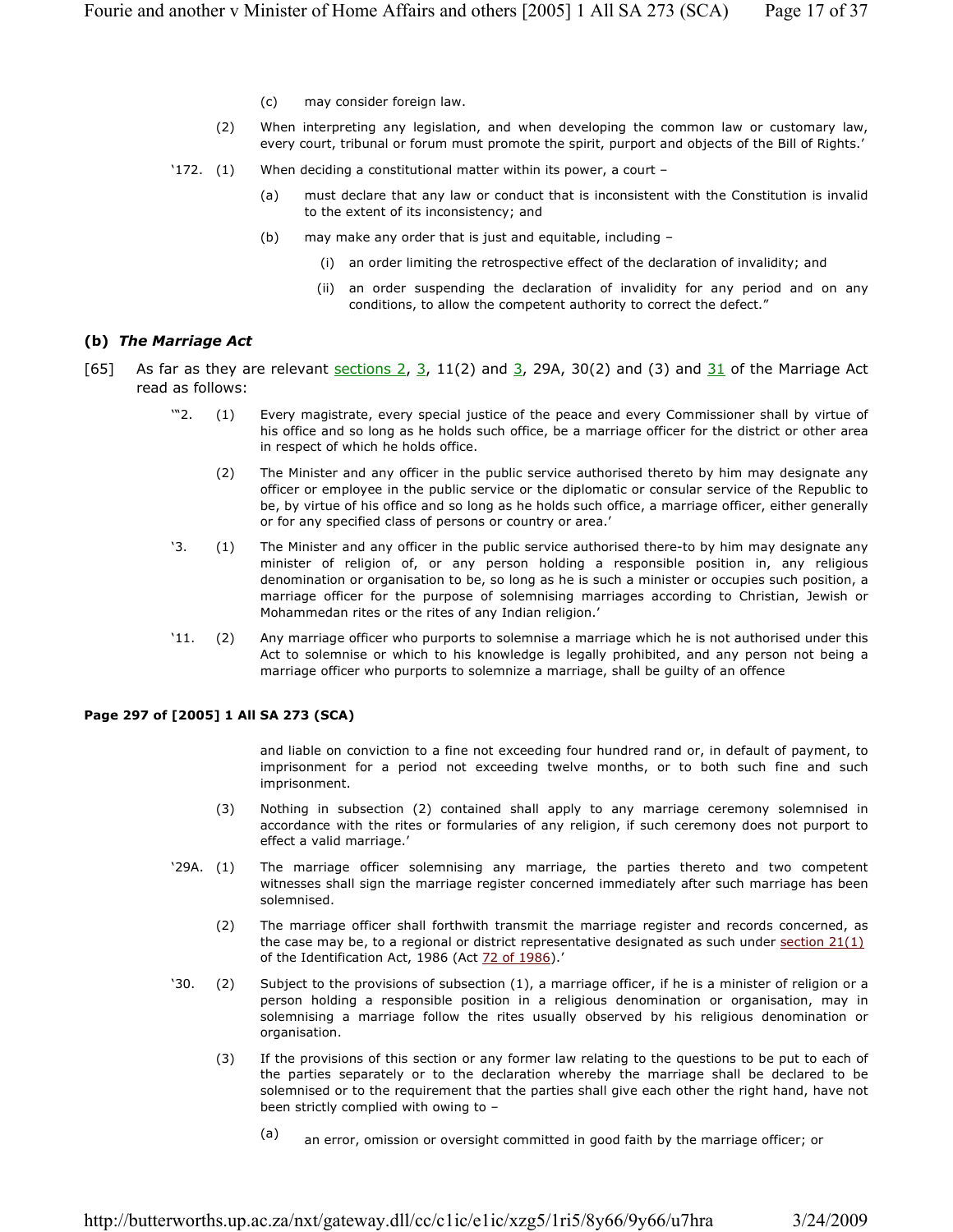(c) may consider foreign law.

(2) When interpreting any legislation, and when developing the common law or customary law, every court, tribunal or forum must promote the spirit, purport and objects of the Bill of Rights.'

'172. (1) When deciding a constitutional matter within its power, a court –

(a) must declare that any law or conduct that is inconsistent with the Constitution is invalid to the extent of its inconsistency; and

(b) may make any order that is just and equitable, including –

(i) an order limiting the retrospective effect of the declaration of invalidity; and

(ii) an order suspending the declaration of invalidity for any period and on any conditions, to allow the competent authority to correct the defect."

### (b) *The Marriage Act*

[65] As far as they are relevant sections 2, 3, 11(2) and 3, 29A, 30(2) and (3) and 31 of the Marriage Act read as follows:

'"2. (1) Every magistrate, every special justice of the peace and every Commissioner shall by virtue of his office and so long as he holds such office, be a marriage officer for the district or other area in respect of which he holds office.

(2) The Minister and any officer in the public service authorised thereto by him may designate any officer or employee in the public service or the diplomatic or consular service of the Republic to be, by virtue of his office and so long as he holds such office, a marriage officer, either generally or for any specified class of persons or country or area.'

'3. (1) The Minister and any officer in the public service authorised there-to by him may designate any minister of religion of, or any person holding a responsible position in, any religious denomination or organisation to be, so long as he is such a minister or occupies such position, a marriage officer for the purpose of solemnising marriages according to Christian, Jewish or Mohammedan rites or the rites of any Indian religion.'

'11. (2) Any marriage officer who purports to solemnise a marriage which he is not authorised under this Act to solemnise or which to his knowledge is legally prohibited, and any person not being a marriage officer who purports to solemnize a marriage, shall be guilty of an offence

**Page 297 of [2005] 1 All SA 273 (SCA)**

and liable on conviction to a fine not exceeding four hundred rand or, in default of payment, to imprisonment for a period not exceeding twelve months, or to both such fine and such imprisonment.

(3) Nothing in subsection (2) contained shall apply to any marriage ceremony solemnised in accordance with the rites or formularies of any religion, if such ceremony does not purport to effect a valid marriage.'

'29A. (1) The marriage officer solemnising any marriage, the parties thereto and two competent witnesses shall sign the marriage register concerned immediately after such marriage has been solemnised.

(2) The marriage officer shall forthwith transmit the marriage register and records concerned, as the case may be, to a regional or district representative designated as such under section 21(1) of the Identification Act, 1986 (Act 72 of 1986).'

'30. (2) Subject to the provisions of subsection (1), a marriage officer, if he is a minister of religion or a person holding a responsible position in a religious denomination or organisation, may in solemnising a marriage follow the rites usually observed by his religious denomination or organisation.

(3) If the provisions of this section or any former law relating to the questions to be put to each of the parties separately or to the declaration whereby the marriage shall be declared to be solemnised or to the requirement that the parties shall give each other the right hand, have not been strictly complied with owing to –

(a) an error, omission or oversight committed in good faith by the marriage officer; or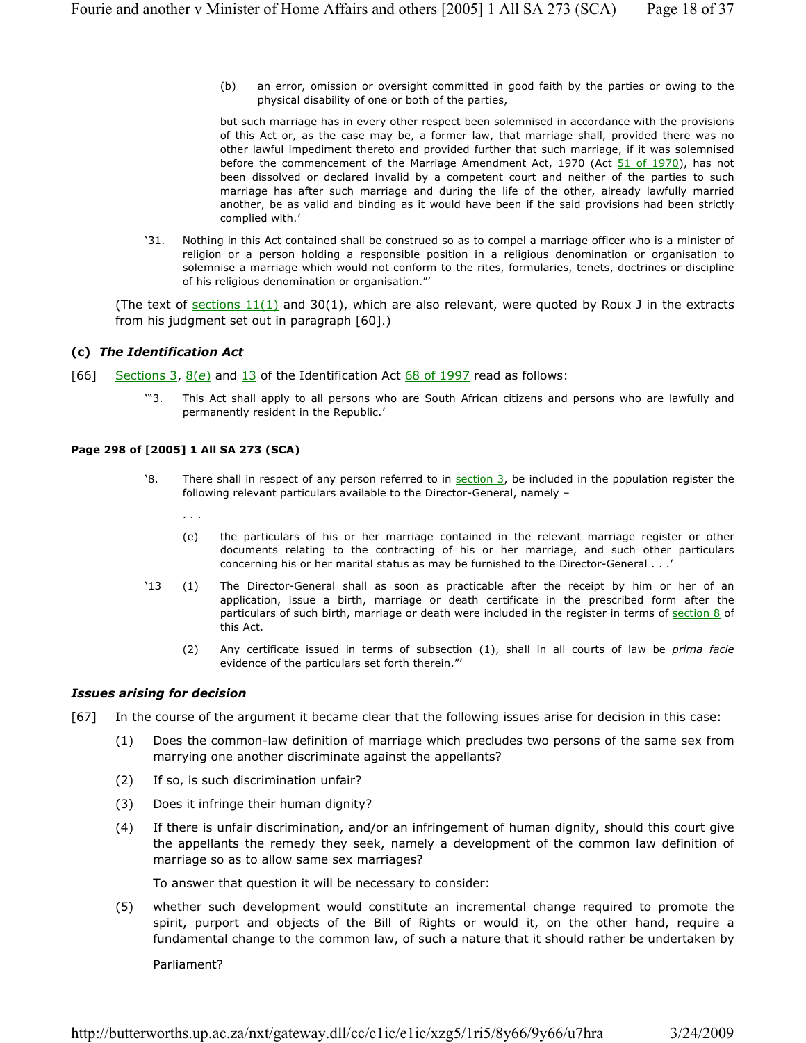(b) an error, omission or oversight committed in good faith by the parties or owing to the physical disability of one or both of the parties,

but such marriage has in every other respect been solemnised in accordance with the provisions of this Act or, as the case may be, a former law, that marriage shall, provided there was no other lawful impediment thereto and provided further that such marriage, if it was solemnised before the commencement of the Marriage Amendment Act, 1970 (Act 51 of 1970), has not been dissolved or declared invalid by a competent court and neither of the parties to such marriage has after such marriage and during the life of the other, already lawfully married another, be as valid and binding as it would have been if the said provisions had been strictly complied with.'

'31. Nothing in this Act contained shall be construed so as to compel a marriage officer who is a minister of religion or a person holding a responsible position in a religious denomination or organisation to solemnise a marriage which would not conform to the rites, formularies, tenets, doctrines or discipline of his religious denomination or organisation."'

(The text of sections 11(1) and 30(1), which are also relevant, were quoted by Roux J in the extracts from his judgment set out in paragraph [60].)

### (c) *The Identification Act*

[66] Sections 3, 8(*e*) and 13 of the Identification Act 68 of 1997 read as follows:

'"3. This Act shall apply to all persons who are South African citizens and persons who are lawfully and permanently resident in the Republic.'

**Page 298 of [2005] 1 All SA 273 (SCA)**

'8. There shall in respect of any person referred to in section 3, be included in the population register the following relevant particulars available to the Director-General, namely –

. . .

(e) the particulars of his or her marriage contained in the relevant marriage register or other documents relating to the contracting of his or her marriage, and such other particulars concerning his or her marital status as may be furnished to the Director-General . . .'

'13 (1) The Director-General shall as soon as practicable after the receipt by him or her of an application, issue a birth, marriage or death certificate in the prescribed form after the particulars of such birth, marriage or death were included in the register in terms of section 8 of this Act.

(2) Any certificate issued in terms of subsection (1), shall in all courts of law be *prima facie* evidence of the particulars set forth therein."'

### *Issues arising for decision*

[67] In the course of the argument it became clear that the following issues arise for decision in this case:

(1) Does the common-law definition of marriage which precludes two persons of the same sex from marrying one another discriminate against the appellants?

(2) If so, is such discrimination unfair?

(3) Does it infringe their human dignity?

(4) If there is unfair discrimination, and/or an infringement of human dignity, should this court give the appellants the remedy they seek, namely a development of the common law definition of marriage so as to allow same sex marriages?

To answer that question it will be necessary to consider:

(5) whether such development would constitute an incremental change required to promote the spirit, purport and objects of the Bill of Rights or would it, on the other hand, require a fundamental change to the common law, of such a nature that it should rather be undertaken by Parliament?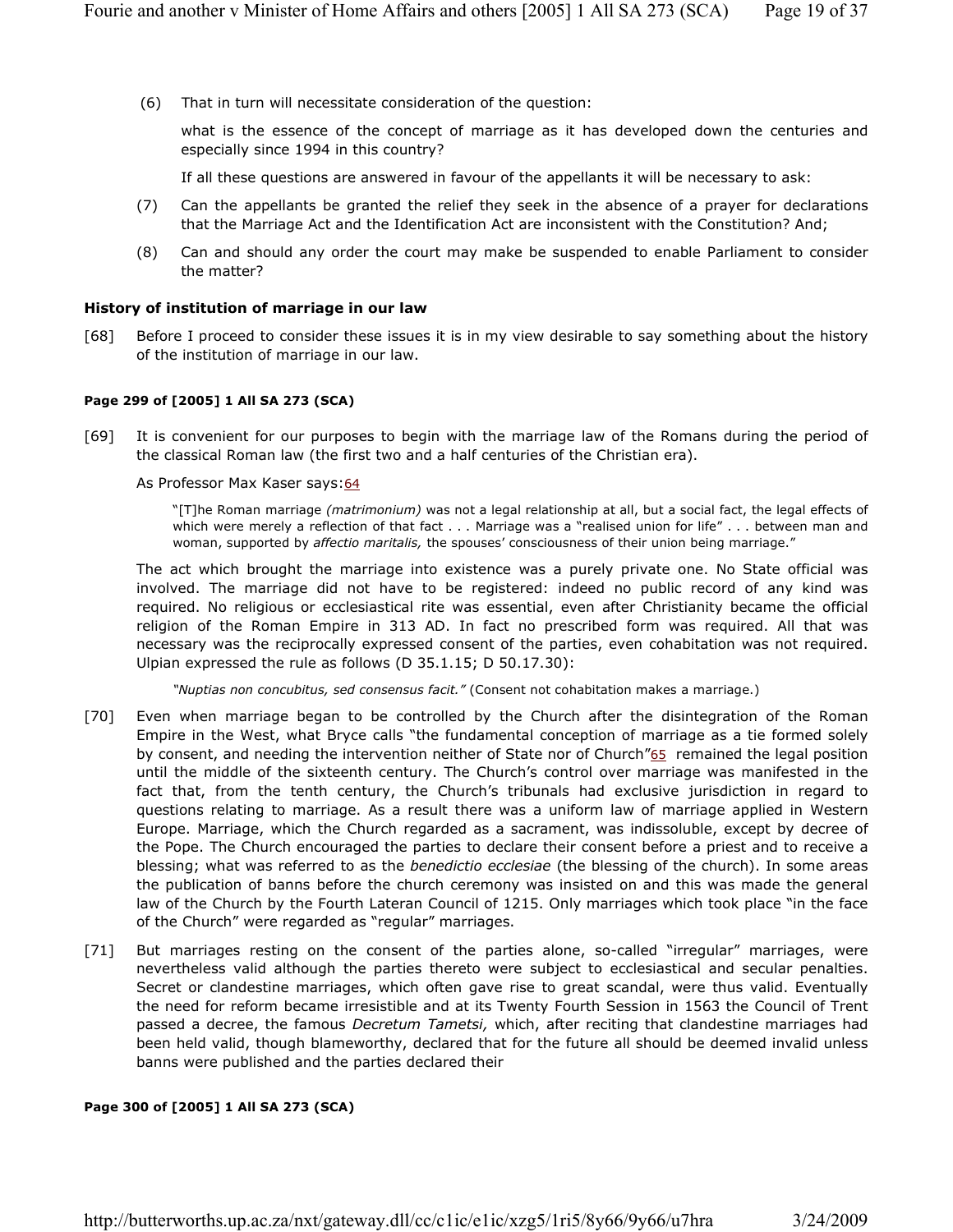(6) That in turn will necessitate consideration of the question:

what is the essence of the concept of marriage as it has developed down the centuries and especially since 1994 in this country?

If all these questions are answered in favour of the appellants it will be necessary to ask:

(7) Can the appellants be granted the relief they seek in the absence of a prayer for declarations that the Marriage Act and the Identification Act are inconsistent with the Constitution? And;

(8) Can and should any order the court may make be suspended to enable Parliament to consider the matter?

### History of institution of marriage in our law

[68] Before I proceed to consider these issues it is in my view desirable to say something about the history of the institution of marriage in our law.

**Page 299 of [2005] 1 All SA 273 (SCA)**

[69] It is convenient for our purposes to begin with the marriage law of the Romans during the period of the classical Roman law (the first two and a half centuries of the Christian era).

As Professor Max Kaser says:[64]

> "[T]he Roman marriage *(matrimonium)* was not a legal relationship at all, but a social fact, the legal effects of which were merely a reflection of that fact . . . Marriage was a "realised union for life" . . . between man and woman, supported by *affectio maritalis,* the spouses' consciousness of their union being marriage."

The act which brought the marriage into existence was a purely private one. No State official was involved. The marriage did not have to be registered: indeed no public record of any kind was required. No religious or ecclesiastical rite was essential, even after Christianity became the official religion of the Roman Empire in 313 AD. In fact no prescribed form was required. All that was necessary was the reciprocally expressed consent of the parties, even cohabitation was not required. Ulpian expressed the rule as follows (D 35.1.15; D 50.17.30):

> *"Nuptias non concubitus, sed consensus facit."* (Consent not cohabitation makes a marriage.)

[70] Even when marriage began to be controlled by the Church after the disintegration of the Roman Empire in the West, what Bryce calls "the fundamental conception of marriage as a tie formed solely by consent, and needing the intervention neither of State nor of Church"[65] remained the legal position until the middle of the sixteenth century. The Church's control over marriage was manifested in the fact that, from the tenth century, the Church's tribunals had exclusive jurisdiction in regard to questions relating to marriage. As a result there was a uniform law of marriage applied in Western Europe. Marriage, which the Church regarded as a sacrament, was indissoluble, except by decree of the Pope. The Church encouraged the parties to declare their consent before a priest and to receive a blessing; what was referred to as the *benedictio ecclesiae* (the blessing of the church). In some areas the publication of banns before the church ceremony was insisted on and this was made the general law of the Church by the Fourth Lateran Council of 1215. Only marriages which took place "in the face of the Church" were regarded as "regular" marriages.

[71] But marriages resting on the consent of the parties alone, so-called "irregular" marriages, were nevertheless valid although the parties thereto were subject to ecclesiastical and secular penalties. Secret or clandestine marriages, which often gave rise to great scandal, were thus valid. Eventually the need for reform became irresistible and at its Twenty Fourth Session in 1563 the Council of Trent passed a decree, the famous *Decretum Tametsi,* which, after reciting that clandestine marriages had been held valid, though blameworthy, declared that for the future all should be deemed invalid unless banns were published and the parties declared their

**Page 300 of [2005] 1 All SA 273 (SCA)**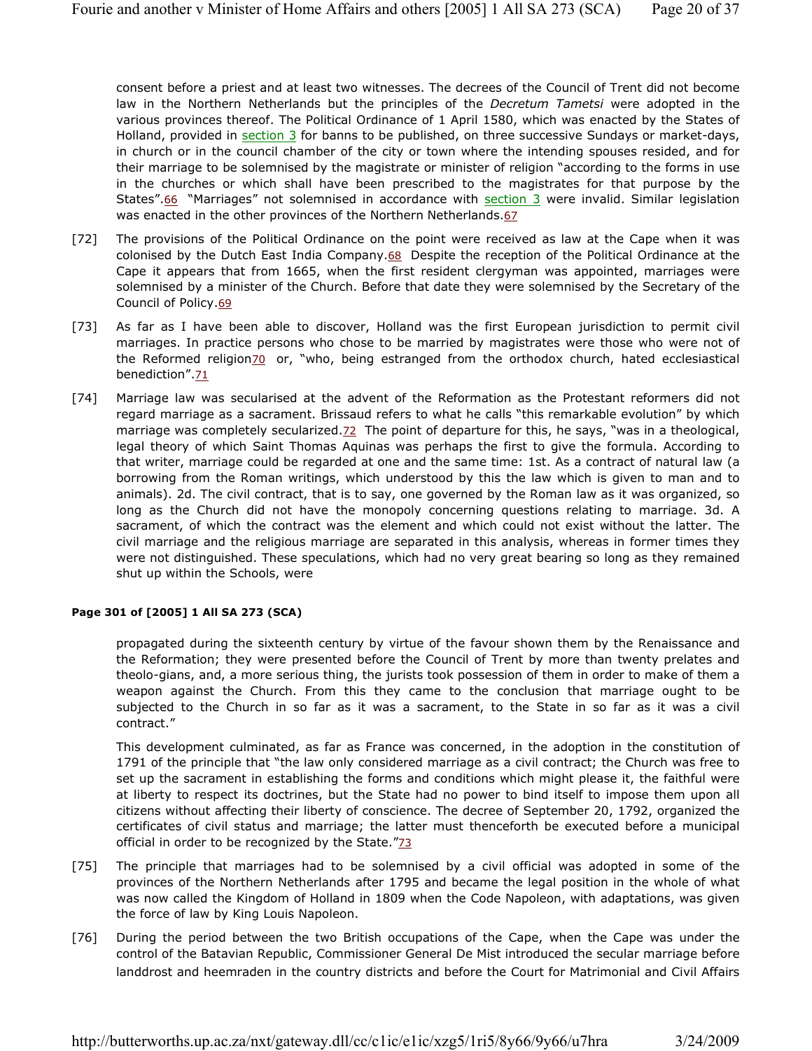consent before a priest and at least two witnesses. The decrees of the Council of Trent did not become law in the Northern Netherlands but the principles of the *Decretum Tametsi* were adopted in the various provinces thereof. The Political Ordinance of 1 April 1580, which was enacted by the States of Holland, provided in section 3 for banns to be published, on three successive Sundays or market-days, in church or in the council chamber of the city or town where the intending spouses resided, and for their marriage to be solemnised by the magistrate or minister of religion "according to the forms in use in the churches or which shall have been prescribed to the magistrates for that purpose by the States".[66] "Marriages" not solemnised in accordance with section 3 were invalid. Similar legislation was enacted in the other provinces of the Northern Netherlands.[67]

[72] The provisions of the Political Ordinance on the point were received as law at the Cape when it was colonised by the Dutch East India Company.[68] Despite the reception of the Political Ordinance at the Cape it appears that from 1665, when the first resident clergyman was appointed, marriages were solemnised by a minister of the Church. Before that date they were solemnised by the Secretary of the Council of Policy.[69]

[73] As far as I have been able to discover, Holland was the first European jurisdiction to permit civil marriages. In practice persons who chose to be married by magistrates were those who were not of the Reformed religion[70] or, "who, being estranged from the orthodox church, hated ecclesiastical benediction".[71]

[74] Marriage law was secularised at the advent of the Reformation as the Protestant reformers did not regard marriage as a sacrament. Brissaud refers to what he calls "this remarkable evolution" by which marriage was completely secularized.[72] The point of departure for this, he says, "was in a theological, legal theory of which Saint Thomas Aquinas was perhaps the first to give the formula. According to that writer, marriage could be regarded at one and the same time: 1st. As a contract of natural law (a borrowing from the Roman writings, which understood by this the law which is given to man and to animals). 2d. The civil contract, that is to say, one governed by the Roman law as it was organized, so long as the Church did not have the monopoly concerning questions relating to marriage. 3d. A sacrament, of which the contract was the element and which could not exist without the latter. The civil marriage and the religious marriage are separated in this analysis, whereas in former times they were not distinguished. These speculations, which had no very great bearing so long as they remained shut up within the Schools, were

**Page 301 of [2005] 1 All SA 273 (SCA)**

propagated during the sixteenth century by virtue of the favour shown them by the Renaissance and the Reformation; they were presented before the Council of Trent by more than twenty prelates and theolo-gians, and, a more serious thing, the jurists took possession of them in order to make of them a weapon against the Church. From this they came to the conclusion that marriage ought to be subjected to the Church in so far as it was a sacrament, to the State in so far as it was a civil contract."

This development culminated, as far as France was concerned, in the adoption in the constitution of 1791 of the principle that "the law only considered marriage as a civil contract; the Church was free to set up the sacrament in establishing the forms and conditions which might please it, the faithful were at liberty to respect its doctrines, but the State had no power to bind itself to impose them upon all citizens without affecting their liberty of conscience. The decree of September 20, 1792, organized the certificates of civil status and marriage; the latter must thenceforth be executed before a municipal official in order to be recognized by the State."[73]

[75] The principle that marriages had to be solemnised by a civil official was adopted in some of the provinces of the Northern Netherlands after 1795 and became the legal position in the whole of what was now called the Kingdom of Holland in 1809 when the Code Napoleon, with adaptations, was given the force of law by King Louis Napoleon.

[76] During the period between the two British occupations of the Cape, when the Cape was under the control of the Batavian Republic, Commissioner General De Mist introduced the secular marriage before landdrost and heemraden in the country districts and before the Court for Matrimonial and Civil Affairs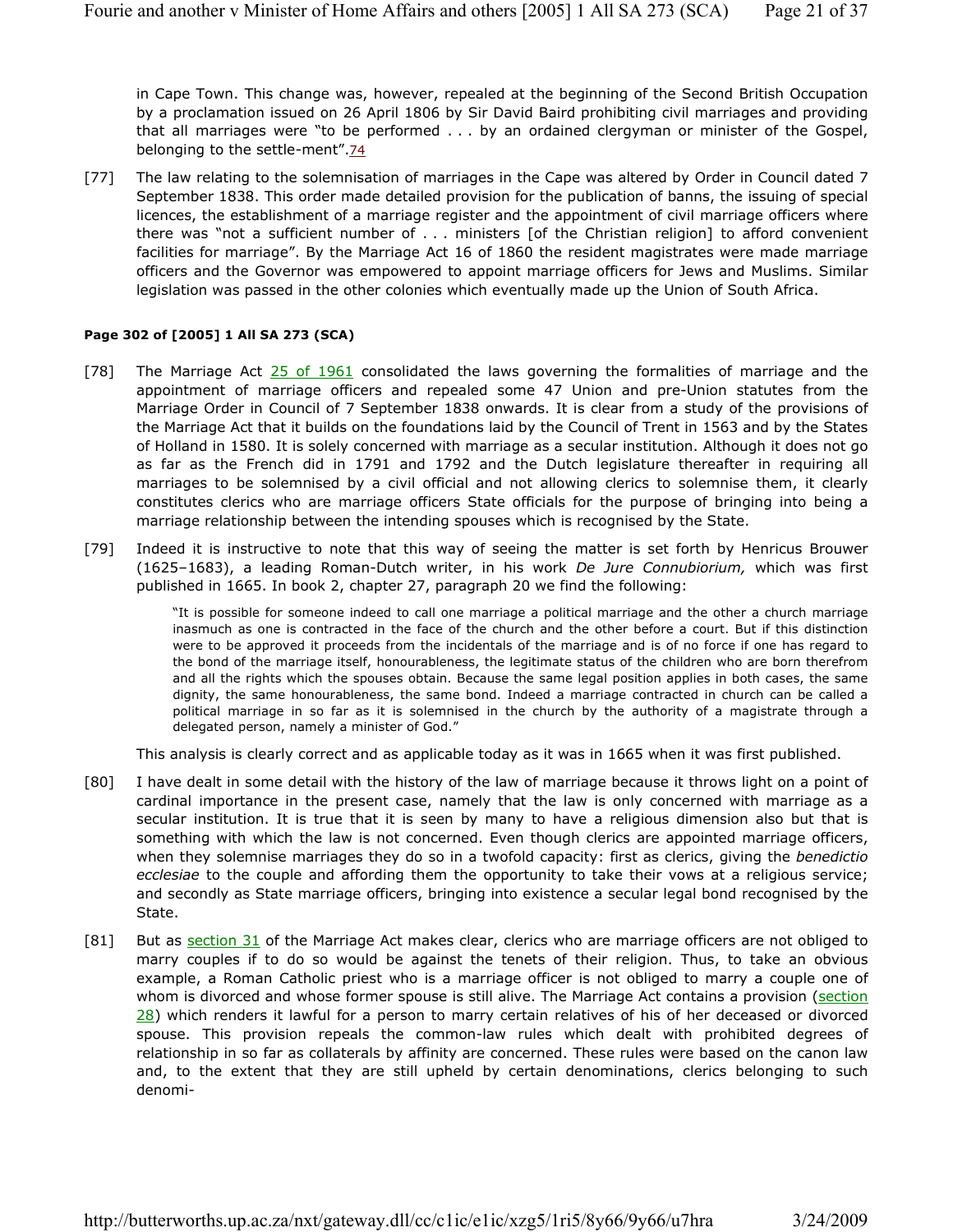in Cape Town. This change was, however, repealed at the beginning of the Second British Occupation by a proclamation issued on 26 April 1806 by Sir David Baird prohibiting civil marriages and providing that all marriages were "to be performed . . . by an ordained clergyman or minister of the Gospel, belonging to the settle-ment".74

[77] The law relating to the solemnisation of marriages in the Cape was altered by Order in Council dated 7 September 1838. This order made detailed provision for the publication of banns, the issuing of special licences, the establishment of a marriage register and the appointment of civil marriage officers where there was "not a sufficient number of . . . ministers [of the Christian religion] to afford convenient facilities for marriage". By the Marriage Act 16 of 1860 the resident magistrates were made marriage officers and the Governor was empowered to appoint marriage officers for Jews and Muslims. Similar legislation was passed in the other colonies which eventually made up the Union of South Africa.

**Page 302 of [2005] 1 All SA 273 (SCA)**

[78] The Marriage Act 25 of 1961 consolidated the laws governing the formalities of marriage and the appointment of marriage officers and repealed some 47 Union and pre-Union statutes from the Marriage Order in Council of 7 September 1838 onwards. It is clear from a study of the provisions of the Marriage Act that it builds on the foundations laid by the Council of Trent in 1563 and by the States of Holland in 1580. It is solely concerned with marriage as a secular institution. Although it does not go as far as the French did in 1791 and 1792 and the Dutch legislature thereafter in requiring all marriages to be solemnised by a civil official and not allowing clerics to solemnise them, it clearly constitutes clerics who are marriage officers State officials for the purpose of bringing into being a marriage relationship between the intending spouses which is recognised by the State.

[79] Indeed it is instructive to note that this way of seeing the matter is set forth by Henricus Brouwer (1625–1683), a leading Roman-Dutch writer, in his work *De Jure Connubiorium,* which was first published in 1665. In book 2, chapter 27, paragraph 20 we find the following:

> "It is possible for someone indeed to call one marriage a political marriage and the other a church marriage inasmuch as one is contracted in the face of the church and the other before a court. But if this distinction were to be approved it proceeds from the incidentals of the marriage and is of no force if one has regard to the bond of the marriage itself, honourableness, the legitimate status of the children who are born therefrom and all the rights which the spouses obtain. Because the same legal position applies in both cases, the same dignity, the same honourableness, the same bond. Indeed a marriage contracted in church can be called a political marriage in so far as it is solemnised in the church by the authority of a magistrate through a delegated person, namely a minister of God."

This analysis is clearly correct and as applicable today as it was in 1665 when it was first published.

[80] I have dealt in some detail with the history of the law of marriage because it throws light on a point of cardinal importance in the present case, namely that the law is only concerned with marriage as a secular institution. It is true that it is seen by many to have a religious dimension also but that is something with which the law is not concerned. Even though clerics are appointed marriage officers, when they solemnise marriages they do so in a twofold capacity: first as clerics, giving the *benedictio ecclesiae* to the couple and affording them the opportunity to take their vows at a religious service; and secondly as State marriage officers, bringing into existence a secular legal bond recognised by the State.

[81] But as section 31 of the Marriage Act makes clear, clerics who are marriage officers are not obliged to marry couples if to do so would be against the tenets of their religion. Thus, to take an obvious example, a Roman Catholic priest who is a marriage officer is not obliged to marry a couple one of whom is divorced and whose former spouse is still alive. The Marriage Act contains a provision (section 28) which renders it lawful for a person to marry certain relatives of his of her deceased or divorced spouse. This provision repeals the common-law rules which dealt with prohibited degrees of relationship in so far as collaterals by affinity are concerned. These rules were based on the canon law and, to the extent that they are still upheld by certain denominations, clerics belonging to such denomi-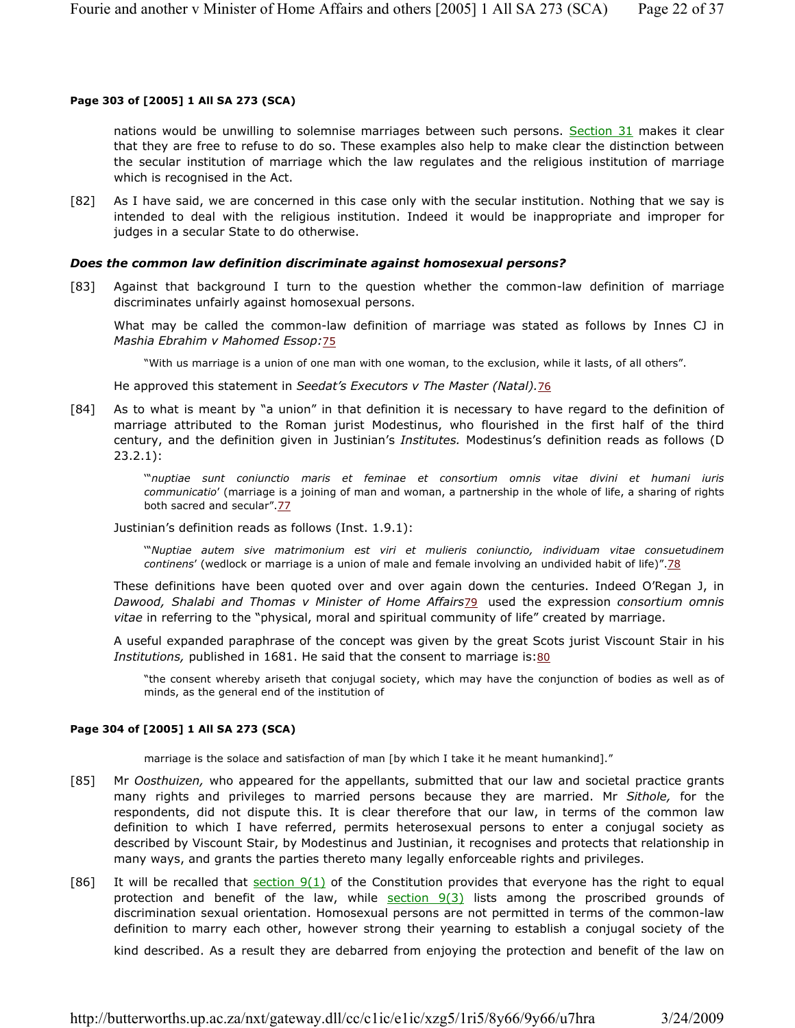**Page 303 of [2005] 1 All SA 273 (SCA)**

nations would be unwilling to solemnise marriages between such persons. Section 31 makes it clear that they are free to refuse to do so. These examples also help to make clear the distinction between the secular institution of marriage which the law regulates and the religious institution of marriage which is recognised in the Act.

[82] As I have said, we are concerned in this case only with the secular institution. Nothing that we say is intended to deal with the religious institution. Indeed it would be inappropriate and improper for judges in a secular State to do otherwise.

***Does the common law definition discriminate against homosexual persons?***

[83] Against that background I turn to the question whether the common-law definition of marriage discriminates unfairly against homosexual persons.

What may be called the common-law definition of marriage was stated as follows by Innes CJ in *Mashia Ebrahim v Mahomed Essop:*75

> "With us marriage is a union of one man with one woman, to the exclusion, while it lasts, of all others".

He approved this statement in *Seedat's Executors v The Master (Natal).*76

[84] As to what is meant by "a union" in that definition it is necessary to have regard to the definition of marriage attributed to the Roman jurist Modestinus, who flourished in the first half of the third century, and the definition given in Justinian's *Institutes.* Modestinus's definition reads as follows (D 23.2.1):

> "'*nuptiae sunt coniunctio maris et feminae et consortium omnis vitae divini et humani iuris communicatio*' (marriage is a joining of man and woman, a partnership in the whole of life, a sharing of rights both sacred and secular".77

Justinian's definition reads as follows (Inst. 1.9.1):

> "'*Nuptiae autem sive matrimonium est viri et mulieris coniunctio, individuam vitae consuetudinem continens*' (wedlock or marriage is a union of male and female involving an undivided habit of life)".78

These definitions have been quoted over and over again down the centuries. Indeed O'Regan J, in *Dawood, Shalabi and Thomas v Minister of Home Affairs*79 used the expression *consortium omnis vitae* in referring to the "physical, moral and spiritual community of life" created by marriage.

A useful expanded paraphrase of the concept was given by the great Scots jurist Viscount Stair in his *Institutions,* published in 1681. He said that the consent to marriage is:80

> "the consent whereby ariseth that conjugal society, which may have the conjunction of bodies as well as of minds, as the general end of the institution of

**Page 304 of [2005] 1 All SA 273 (SCA)**

> marriage is the solace and satisfaction of man [by which I take it he meant humankind]."

[85] Mr *Oosthuizen,* who appeared for the appellants, submitted that our law and societal practice grants many rights and privileges to married persons because they are married. Mr *Sithole,* for the respondents, did not dispute this. It is clear therefore that our law, in terms of the common law definition to which I have referred, permits heterosexual persons to enter a conjugal society as described by Viscount Stair, by Modestinus and Justinian, it recognises and protects that relationship in many ways, and grants the parties thereto many legally enforceable rights and privileges.

[86] It will be recalled that section 9(1) of the Constitution provides that everyone has the right to equal protection and benefit of the law, while section 9(3) lists among the proscribed grounds of discrimination sexual orientation. Homosexual persons are not permitted in terms of the common-law definition to marry each other, however strong their yearning to establish a conjugal society of the kind described. As a result they are debarred from enjoying the protection and benefit of the law on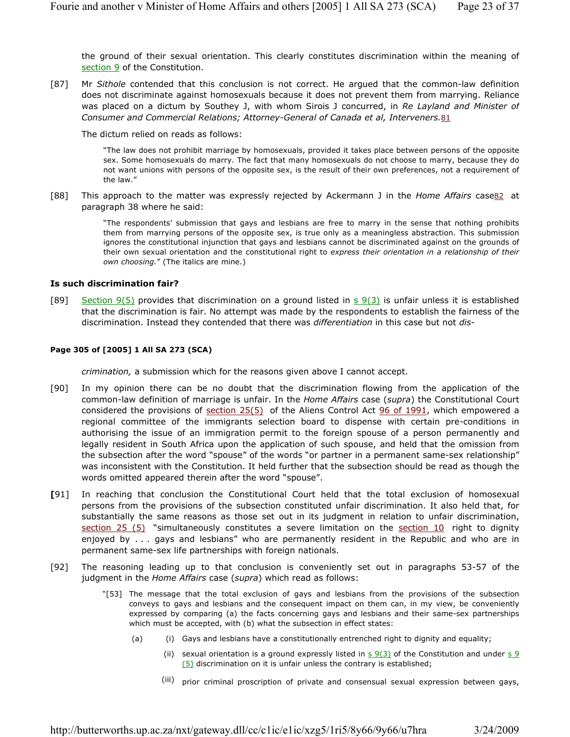the ground of their sexual orientation. This clearly constitutes discrimination within the meaning of section 9 of the Constitution.

[87] Mr *Sithole* contended that this conclusion is not correct. He argued that the common-law definition does not discriminate against homosexuals because it does not prevent them from marrying. Reliance was placed on a dictum by Southey J, with whom Sirois J concurred, in *Re Layland and Minister of Consumer and Commercial Relations; Attorney-General of Canada et al, Interveners.*[81]

The dictum relied on reads as follows:

> "The law does not prohibit marriage by homosexuals, provided it takes place between persons of the opposite sex. Some homosexuals do marry. The fact that many homosexuals do not choose to marry, because they do not want unions with persons of the opposite sex, is the result of their own preferences, not a requirement of the law."

[88] This approach to the matter was expressly rejected by Ackermann J in the *Home Affairs* case[82] at paragraph 38 where he said:

> "The respondents' submission that gays and lesbians are free to marry in the sense that nothing prohibits them from marrying persons of the opposite sex, is true only as a meaningless abstraction. This submission ignores the constitutional injunction that gays and lesbians cannot be discriminated against on the grounds of their own sexual orientation and the constitutional right to *express their orientation in a relationship of their own choosing.*" (The italics are mine.)

### Is such discrimination fair?

[89] Section 9(5) provides that discrimination on a ground listed in s 9(3) is unfair unless it is established that the discrimination is fair. No attempt was made by the respondents to establish the fairness of the discrimination. Instead they contended that there was *differentiation* in this case but not *dis-*

**Page 305 of [2005] 1 All SA 273 (SCA)**

*crimination,* a submission which for the reasons given above I cannot accept.

[90] In my opinion there can be no doubt that the discrimination flowing from the application of the common-law definition of marriage is unfair. In the *Home Affairs* case (*supra*) the Constitutional Court considered the provisions of section 25(5) of the Aliens Control Act 96 of 1991, which empowered a regional committee of the immigrants selection board to dispense with certain pre-conditions in authorising the issue of an immigration permit to the foreign spouse of a person permanently and legally resident in South Africa upon the application of such spouse, and held that the omission from the subsection after the word "spouse" of the words "or partner in a permanent same-sex relationship" was inconsistent with the Constitution. It held further that the subsection should be read as though the words omitted appeared therein after the word "spouse".

[91] In reaching that conclusion the Constitutional Court held that the total exclusion of homosexual persons from the provisions of the subsection constituted unfair discrimination. It also held that, for substantially the same reasons as those set out in its judgment in relation to unfair discrimination, section 25 (5) "simultaneously constitutes a severe limitation on the section 10 right to dignity enjoyed by . . . gays and lesbians" who are permanently resident in the Republic and who are in permanent same-sex life partnerships with foreign nationals.

[92] The reasoning leading up to that conclusion is conveniently set out in paragraphs 53-57 of the judgment in the *Home Affairs* case (*supra*) which read as follows:

> "[53] The message that the total exclusion of gays and lesbians from the provisions of the subsection conveys to gays and lesbians and the consequent impact on them can, in my view, be conveniently expressed by comparing (a) the facts concerning gays and lesbians and their same-sex partnerships which must be accepted, with (b) what the subsection in effect states:
>
> (a) (i) Gays and lesbians have a constitutionally entrenched right to dignity and equality;
>
> (ii) sexual orientation is a ground expressly listed in s 9(3) of the Constitution and under s 9 (5) discrimination on it is unfair unless the contrary is established;
>
> (iii) prior criminal proscription of private and consensual sexual expression between gays,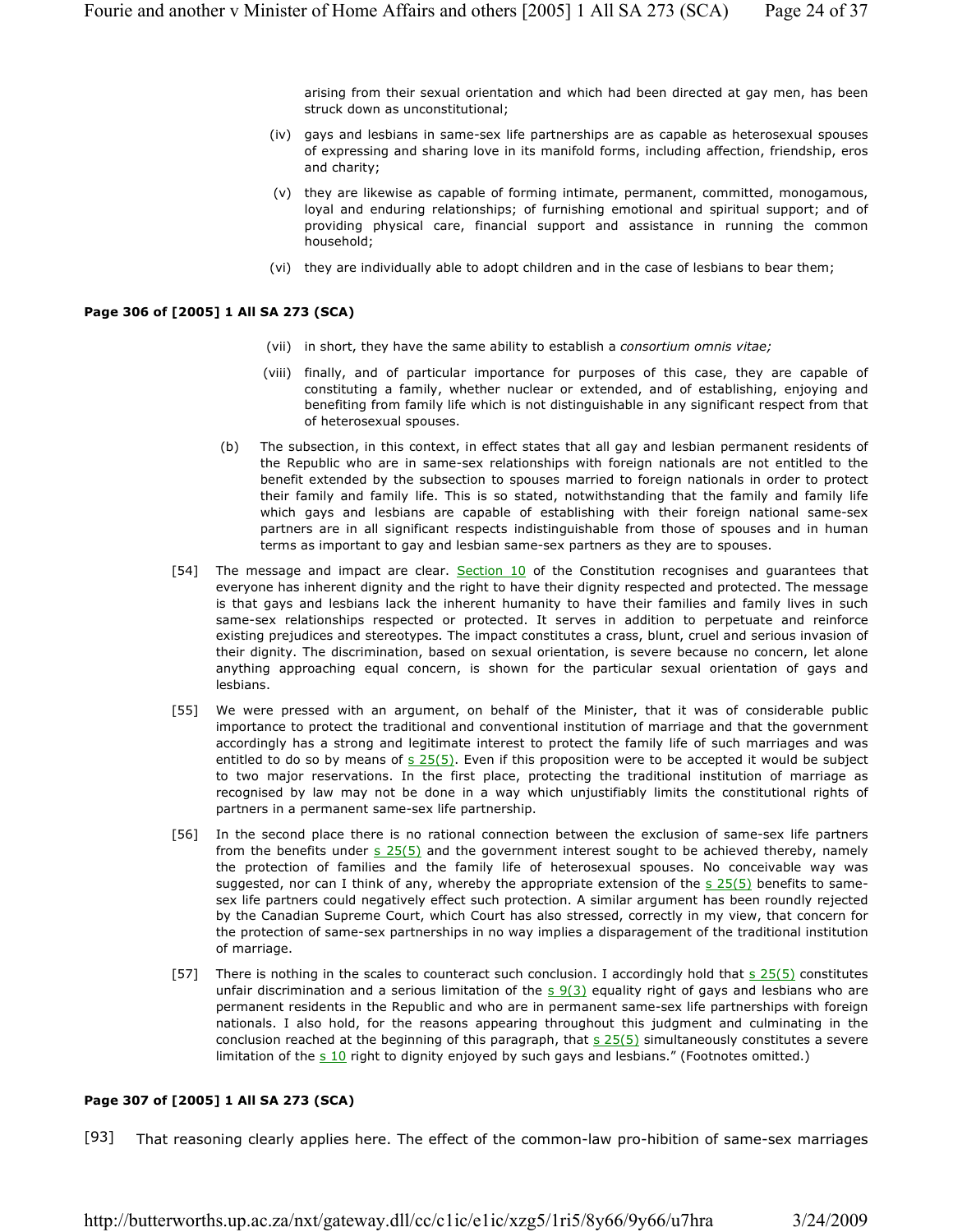arising from their sexual orientation and which had been directed at gay men, has been struck down as unconstitutional;

(iv) gays and lesbians in same-sex life partnerships are as capable as heterosexual spouses of expressing and sharing love in its manifold forms, including affection, friendship, eros and charity;

(v) they are likewise as capable of forming intimate, permanent, committed, monogamous, loyal and enduring relationships; of furnishing emotional and spiritual support; and of providing physical care, financial support and assistance in running the common household;

(vi) they are individually able to adopt children and in the case of lesbians to bear them;

**Page 306 of [2005] 1 All SA 273 (SCA)**

(vii) in short, they have the same ability to establish a *consortium omnis vitae;*

(viii) finally, and of particular importance for purposes of this case, they are capable of constituting a family, whether nuclear or extended, and of establishing, enjoying and benefiting from family life which is not distinguishable in any significant respect from that of heterosexual spouses.

(b) The subsection, in this context, in effect states that all gay and lesbian permanent residents of the Republic who are in same-sex relationships with foreign nationals are not entitled to the benefit extended by the subsection to spouses married to foreign nationals in order to protect their family and family life. This is so stated, notwithstanding that the family and family life which gays and lesbians are capable of establishing with their foreign national same-sex partners are in all significant respects indistinguishable from those of spouses and in human terms as important to gay and lesbian same-sex partners as they are to spouses.

[54] The message and impact are clear. Section 10 of the Constitution recognises and guarantees that everyone has inherent dignity and the right to have their dignity respected and protected. The message is that gays and lesbians lack the inherent humanity to have their families and family lives in such same-sex relationships respected or protected. It serves in addition to perpetuate and reinforce existing prejudices and stereotypes. The impact constitutes a crass, blunt, cruel and serious invasion of their dignity. The discrimination, based on sexual orientation, is severe because no concern, let alone anything approaching equal concern, is shown for the particular sexual orientation of gays and lesbians.

[55] We were pressed with an argument, on behalf of the Minister, that it was of considerable public importance to protect the traditional and conventional institution of marriage and that the government accordingly has a strong and legitimate interest to protect the family life of such marriages and was entitled to do so by means of s 25(5). Even if this proposition were to be accepted it would be subject to two major reservations. In the first place, protecting the traditional institution of marriage as recognised by law may not be done in a way which unjustifiably limits the constitutional rights of partners in a permanent same-sex life partnership.

[56] In the second place there is no rational connection between the exclusion of same-sex life partners from the benefits under s 25(5) and the government interest sought to be achieved thereby, namely the protection of families and the family life of heterosexual spouses. No conceivable way was suggested, nor can I think of any, whereby the appropriate extension of the s 25(5) benefits to same-sex life partners could negatively effect such protection. A similar argument has been roundly rejected by the Canadian Supreme Court, which Court has also stressed, correctly in my view, that concern for the protection of same-sex partnerships in no way implies a disparagement of the traditional institution of marriage.

[57] There is nothing in the scales to counteract such conclusion. I accordingly hold that s 25(5) constitutes unfair discrimination and a serious limitation of the s 9(3) equality right of gays and lesbians who are permanent residents in the Republic and who are in permanent same-sex life partnerships with foreign nationals. I also hold, for the reasons appearing throughout this judgment and culminating in the conclusion reached at the beginning of this paragraph, that s 25(5) simultaneously constitutes a severe limitation of the s 10 right to dignity enjoyed by such gays and lesbians." (Footnotes omitted.)

**Page 307 of [2005] 1 All SA 273 (SCA)**

[93] That reasoning clearly applies here. The effect of the common-law pro-hibition of same-sex marriages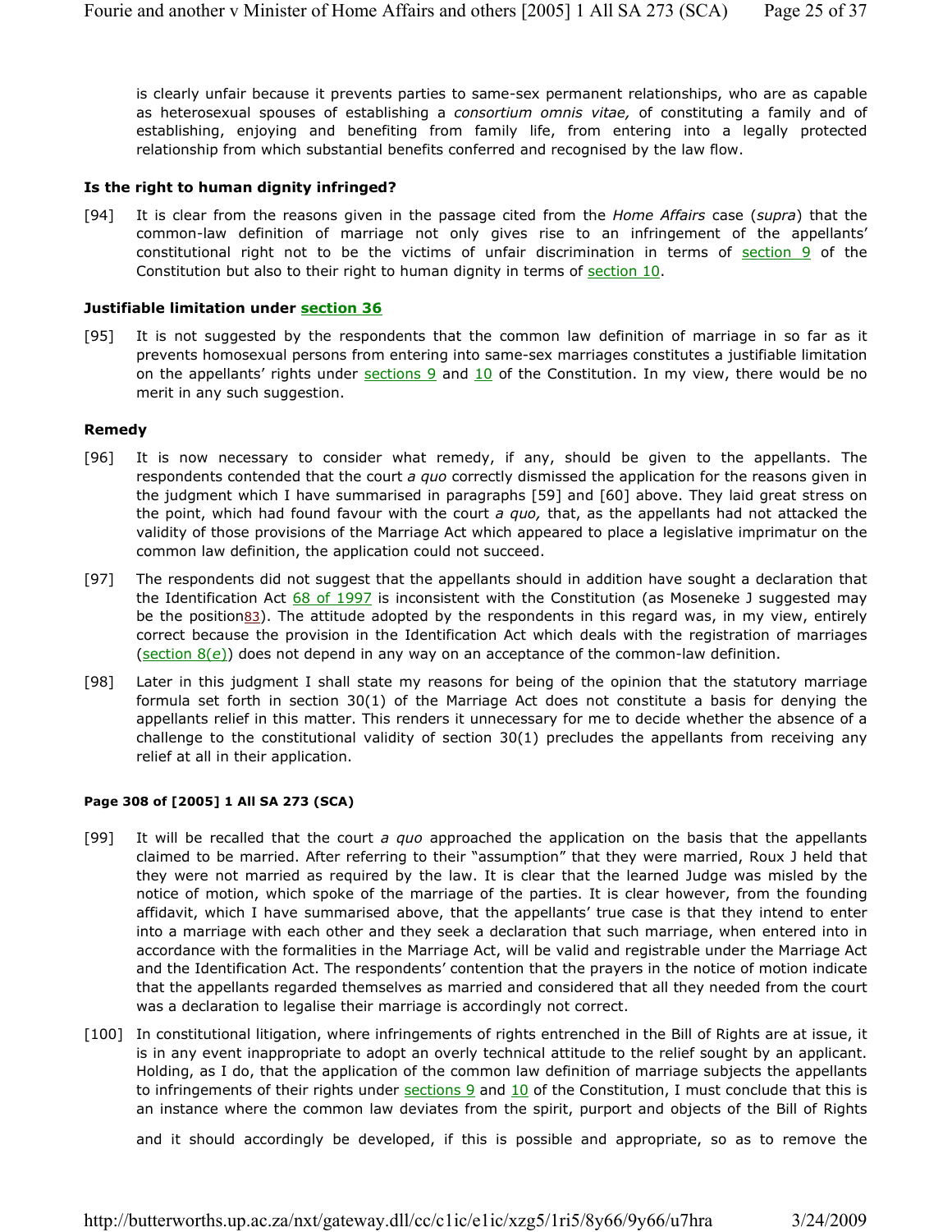is clearly unfair because it prevents parties to same-sex permanent relationships, who are as capable as heterosexual spouses of establishing a *consortium omnis vitae,* of constituting a family and of establishing, enjoying and benefiting from family life, from entering into a legally protected relationship from which substantial benefits conferred and recognised by the law flow.

**Is the right to human dignity infringed?**

[94] It is clear from the reasons given in the passage cited from the *Home Affairs* case (*supra*) that the common-law definition of marriage not only gives rise to an infringement of the appellants' constitutional right not to be the victims of unfair discrimination in terms of section 9 of the Constitution but also to their right to human dignity in terms of section 10.

**Justifiable limitation under section 36**

[95] It is not suggested by the respondents that the common law definition of marriage in so far as it prevents homosexual persons from entering into same-sex marriages constitutes a justifiable limitation on the appellants' rights under sections 9 and 10 of the Constitution. In my view, there would be no merit in any such suggestion.

**Remedy**

[96] It is now necessary to consider what remedy, if any, should be given to the appellants. The respondents contended that the court *a quo* correctly dismissed the application for the reasons given in the judgment which I have summarised in paragraphs [59] and [60] above. They laid great stress on the point, which had found favour with the court *a quo,* that, as the appellants had not attacked the validity of those provisions of the Marriage Act which appeared to place a legislative imprimatur on the common law definition, the application could not succeed.

[97] The respondents did not suggest that the appellants should in addition have sought a declaration that the Identification Act 68 of 1997 is inconsistent with the Constitution (as Moseneke J suggested may be the position[83]). The attitude adopted by the respondents in this regard was, in my view, entirely correct because the provision in the Identification Act which deals with the registration of marriages (section 8(*e*)) does not depend in any way on an acceptance of the common-law definition.

[98] Later in this judgment I shall state my reasons for being of the opinion that the statutory marriage formula set forth in section 30(1) of the Marriage Act does not constitute a basis for denying the appellants relief in this matter. This renders it unnecessary for me to decide whether the absence of a challenge to the constitutional validity of section 30(1) precludes the appellants from receiving any relief at all in their application.

**Page 308 of [2005] 1 All SA 273 (SCA)**

[99] It will be recalled that the court *a quo* approached the application on the basis that the appellants claimed to be married. After referring to their "assumption" that they were married, Roux J held that they were not married as required by the law. It is clear that the learned Judge was misled by the notice of motion, which spoke of the marriage of the parties. It is clear however, from the founding affidavit, which I have summarised above, that the appellants' true case is that they intend to enter into a marriage with each other and they seek a declaration that such marriage, when entered into in accordance with the formalities in the Marriage Act, will be valid and registrable under the Marriage Act and the Identification Act. The respondents' contention that the prayers in the notice of motion indicate that the appellants regarded themselves as married and considered that all they needed from the court was a declaration to legalise their marriage is accordingly not correct.

[100] In constitutional litigation, where infringements of rights entrenched in the Bill of Rights are at issue, it is in any event inappropriate to adopt an overly technical attitude to the relief sought by an applicant. Holding, as I do, that the application of the common law definition of marriage subjects the appellants to infringements of their rights under sections 9 and 10 of the Constitution, I must conclude that this is an instance where the common law deviates from the spirit, purport and objects of the Bill of Rights and it should accordingly be developed, if this is possible and appropriate, so as to remove the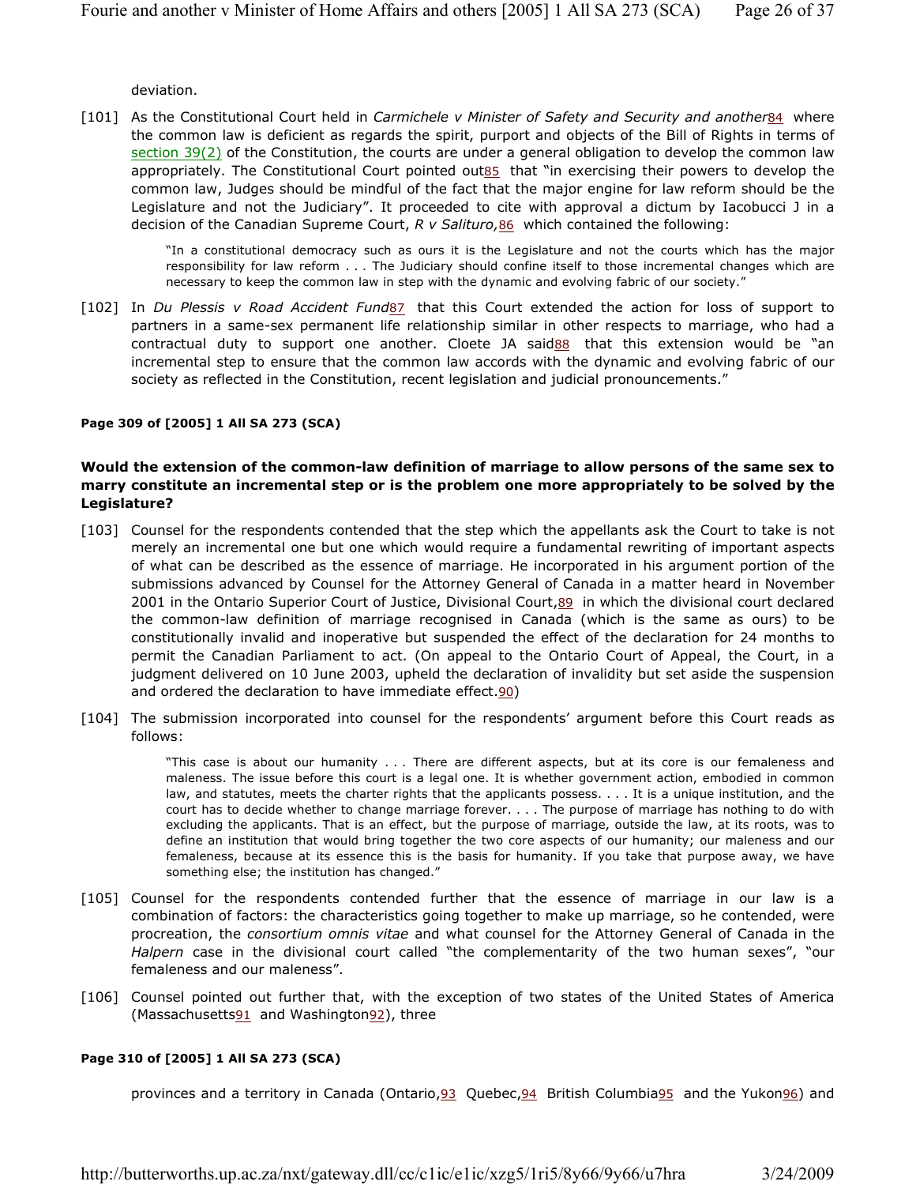deviation.

[101] As the Constitutional Court held in *Carmichele v Minister of Safety and Security and another*[84] where the common law is deficient as regards the spirit, purport and objects of the Bill of Rights in terms of section 39(2) of the Constitution, the courts are under a general obligation to develop the common law appropriately. The Constitutional Court pointed out[85] that "in exercising their powers to develop the common law, Judges should be mindful of the fact that the major engine for law reform should be the Legislature and not the Judiciary". It proceeded to cite with approval a dictum by Iacobucci J in a decision of the Canadian Supreme Court, *R v Salituro,*[86] which contained the following:

> "In a constitutional democracy such as ours it is the Legislature and not the courts which has the major responsibility for law reform . . . The Judiciary should confine itself to those incremental changes which are necessary to keep the common law in step with the dynamic and evolving fabric of our society."

[102] In *Du Plessis v Road Accident Fund*[87] that this Court extended the action for loss of support to partners in a same-sex permanent life relationship similar in other respects to marriage, who had a contractual duty to support one another. Cloete JA said[88] that this extension would be "an incremental step to ensure that the common law accords with the dynamic and evolving fabric of our society as reflected in the Constitution, recent legislation and judicial pronouncements."

**Page 309 of [2005] 1 All SA 273 (SCA)**

**Would the extension of the common-law definition of marriage to allow persons of the same sex to marry constitute an incremental step or is the problem one more appropriately to be solved by the Legislature?**

[103] Counsel for the respondents contended that the step which the appellants ask the Court to take is not merely an incremental one but one which would require a fundamental rewriting of important aspects of what can be described as the essence of marriage. He incorporated in his argument portion of the submissions advanced by Counsel for the Attorney General of Canada in a matter heard in November 2001 in the Ontario Superior Court of Justice, Divisional Court,[89] in which the divisional court declared the common-law definition of marriage recognised in Canada (which is the same as ours) to be constitutionally invalid and inoperative but suspended the effect of the declaration for 24 months to permit the Canadian Parliament to act. (On appeal to the Ontario Court of Appeal, the Court, in a judgment delivered on 10 June 2003, upheld the declaration of invalidity but set aside the suspension and ordered the declaration to have immediate effect.[90])

[104] The submission incorporated into counsel for the respondents' argument before this Court reads as follows:

> "This case is about our humanity . . . There are different aspects, but at its core is our femaleness and maleness. The issue before this court is a legal one. It is whether government action, embodied in common law, and statutes, meets the charter rights that the applicants possess. . . . It is a unique institution, and the court has to decide whether to change marriage forever. . . . The purpose of marriage has nothing to do with excluding the applicants. That is an effect, but the purpose of marriage, outside the law, at its roots, was to define an institution that would bring together the two core aspects of our humanity; our maleness and our femaleness, because at its essence this is the basis for humanity. If you take that purpose away, we have something else; the institution has changed."

[105] Counsel for the respondents contended further that the essence of marriage in our law is a combination of factors: the characteristics going together to make up marriage, so he contended, were procreation, the *consortium omnis vitae* and what counsel for the Attorney General of Canada in the *Halpern* case in the divisional court called "the complementarity of the two human sexes", "our femaleness and our maleness".

[106] Counsel pointed out further that, with the exception of two states of the United States of America (Massachusetts[91] and Washington[92]), three

**Page 310 of [2005] 1 All SA 273 (SCA)**

provinces and a territory in Canada (Ontario,[93] Quebec,[94] British Columbia[95] and the Yukon[96]) and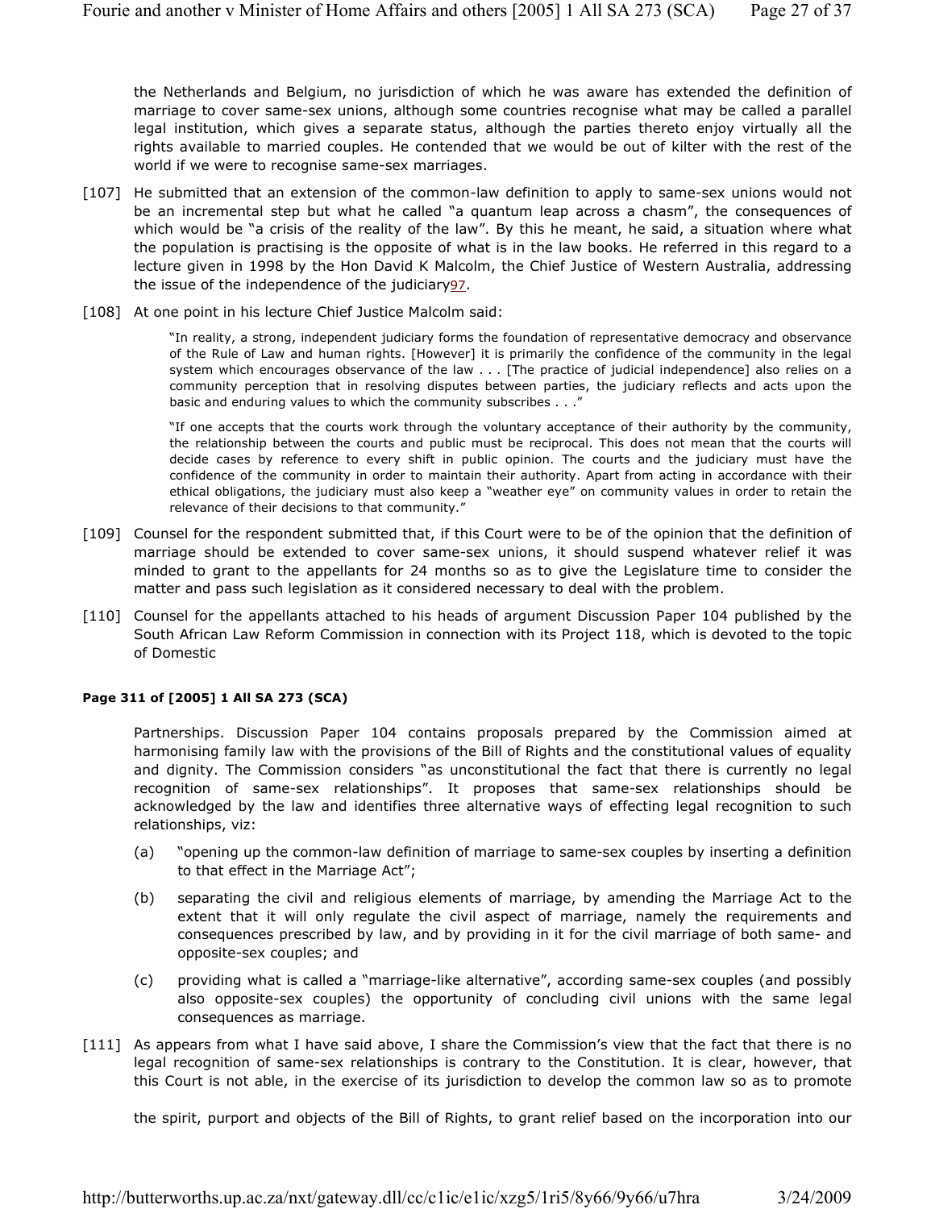the Netherlands and Belgium, no jurisdiction of which he was aware has extended the definition of marriage to cover same-sex unions, although some countries recognise what may be called a parallel legal institution, which gives a separate status, although the parties thereto enjoy virtually all the rights available to married couples. He contended that we would be out of kilter with the rest of the world if we were to recognise same-sex marriages.

[107] He submitted that an extension of the common-law definition to apply to same-sex unions would not be an incremental step but what he called "a quantum leap across a chasm", the consequences of which would be "a crisis of the reality of the law". By this he meant, he said, a situation where what the population is practising is the opposite of what is in the law books. He referred in this regard to a lecture given in 1998 by the Hon David K Malcolm, the Chief Justice of Western Australia, addressing the issue of the independence of the judiciary[97].

[108] At one point in his lecture Chief Justice Malcolm said:

> "In reality, a strong, independent judiciary forms the foundation of representative democracy and observance of the Rule of Law and human rights. [However] it is primarily the confidence of the community in the legal system which encourages observance of the law . . . [The practice of judicial independence] also relies on a community perception that in resolving disputes between parties, the judiciary reflects and acts upon the basic and enduring values to which the community subscribes . . ."
>
> "If one accepts that the courts work through the voluntary acceptance of their authority by the community, the relationship between the courts and public must be reciprocal. This does not mean that the courts will decide cases by reference to every shift in public opinion. The courts and the judiciary must have the confidence of the community in order to maintain their authority. Apart from acting in accordance with their ethical obligations, the judiciary must also keep a "weather eye" on community values in order to retain the relevance of their decisions to that community."

[109] Counsel for the respondent submitted that, if this Court were to be of the opinion that the definition of marriage should be extended to cover same-sex unions, it should suspend whatever relief it was minded to grant to the appellants for 24 months so as to give the Legislature time to consider the matter and pass such legislation as it considered necessary to deal with the problem.

[110] Counsel for the appellants attached to his heads of argument Discussion Paper 104 published by the South African Law Reform Commission in connection with its Project 118, which is devoted to the topic of Domestic

**Page 311 of [2005] 1 All SA 273 (SCA)**

Partnerships. Discussion Paper 104 contains proposals prepared by the Commission aimed at harmonising family law with the provisions of the Bill of Rights and the constitutional values of equality and dignity. The Commission considers "as unconstitutional the fact that there is currently no legal recognition of same-sex relationships". It proposes that same-sex relationships should be acknowledged by the law and identifies three alternative ways of effecting legal recognition to such relationships, viz:

(a) "opening up the common-law definition of marriage to same-sex couples by inserting a definition to that effect in the Marriage Act";

(b) separating the civil and religious elements of marriage, by amending the Marriage Act to the extent that it will only regulate the civil aspect of marriage, namely the requirements and consequences prescribed by law, and by providing in it for the civil marriage of both same- and opposite-sex couples; and

(c) providing what is called a "marriage-like alternative", according same-sex couples (and possibly also opposite-sex couples) the opportunity of concluding civil unions with the same legal consequences as marriage.

[111] As appears from what I have said above, I share the Commission's view that the fact that there is no legal recognition of same-sex relationships is contrary to the Constitution. It is clear, however, that this Court is not able, in the exercise of its jurisdiction to develop the common law so as to promote

the spirit, purport and objects of the Bill of Rights, to grant relief based on the incorporation into our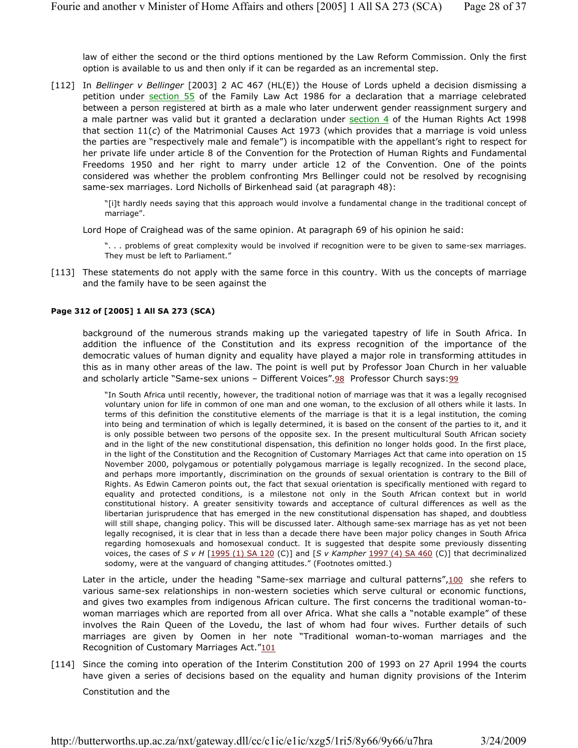law of either the second or the third options mentioned by the Law Reform Commission. Only the first option is available to us and then only if it can be regarded as an incremental step.

[112] In *Bellinger v Bellinger* [2003] 2 AC 467 (HL(E)) the House of Lords upheld a decision dismissing a petition under section 55 of the Family Law Act 1986 for a declaration that a marriage celebrated between a person registered at birth as a male who later underwent gender reassignment surgery and a male partner was valid but it granted a declaration under section 4 of the Human Rights Act 1998 that section 11(*c*) of the Matrimonial Causes Act 1973 (which provides that a marriage is void unless the parties are "respectively male and female") is incompatible with the appellant's right to respect for her private life under article 8 of the Convention for the Protection of Human Rights and Fundamental Freedoms 1950 and her right to marry under article 12 of the Convention. One of the points considered was whether the problem confronting Mrs Bellinger could not be resolved by recognising same-sex marriages. Lord Nicholls of Birkenhead said (at paragraph 48):

> "[i]t hardly needs saying that this approach would involve a fundamental change in the traditional concept of marriage".

Lord Hope of Craighead was of the same opinion. At paragraph 69 of his opinion he said:

> ". . . problems of great complexity would be involved if recognition were to be given to same-sex marriages. They must be left to Parliament."

[113] These statements do not apply with the same force in this country. With us the concepts of marriage and the family have to be seen against the

**Page 312 of [2005] 1 All SA 273 (SCA)**

background of the numerous strands making up the variegated tapestry of life in South Africa. In addition the influence of the Constitution and its express recognition of the importance of the democratic values of human dignity and equality have played a major role in transforming attitudes in this as in many other areas of the law. The point is well put by Professor Joan Church in her valuable and scholarly article "Same-sex unions – Different Voices".[98] Professor Church says:[99]

> "In South Africa until recently, however, the traditional notion of marriage was that it was a legally recognised voluntary union for life in common of one man and one woman, to the exclusion of all others while it lasts. In terms of this definition the constitutive elements of the marriage is that it is a legal institution, the coming into being and termination of which is legally determined, it is based on the consent of the parties to it, and it is only possible between two persons of the opposite sex. In the present multicultural South African society and in the light of the new constitutional dispensation, this definition no longer holds good. In the first place, in the light of the Constitution and the Recognition of Customary Marriages Act that came into operation on 15 November 2000, polygamous or potentially polygamous marriage is legally recognized. In the second place, and perhaps more importantly, discrimination on the grounds of sexual orientation is contrary to the Bill of Rights. As Edwin Cameron points out, the fact that sexual orientation is specifically mentioned with regard to equality and protected conditions, is a milestone not only in the South African context but in world constitutional history. A greater sensitivity towards and acceptance of cultural differences as well as the libertarian jurisprudence that has emerged in the new constitutional dispensation has shaped, and doubtless will still shape, changing policy. This will be discussed later. Although same-sex marriage has as yet not been legally recognised, it is clear that in less than a decade there have been major policy changes in South Africa regarding homosexuals and homosexual conduct. It is suggested that despite some previously dissenting voices, the cases of *S v H* [1995 (1) SA 120 (C)] and [*S v Kampher* 1997 (4) SA 460 (C)] that decriminalized sodomy, were at the vanguard of changing attitudes." (Footnotes omitted.)

Later in the article, under the heading "Same-sex marriage and cultural patterns",[100] she refers to various same-sex relationships in non-western societies which serve cultural or economic functions, and gives two examples from indigenous African culture. The first concerns the traditional woman-to-woman marriages which are reported from all over Africa. What she calls a "notable example" of these involves the Rain Queen of the Lovedu, the last of whom had four wives. Further details of such marriages are given by Oomen in her note "Traditional woman-to-woman marriages and the Recognition of Customary Marriages Act."[101]

[114] Since the coming into operation of the Interim Constitution 200 of 1993 on 27 April 1994 the courts have given a series of decisions based on the equality and human dignity provisions of the Interim Constitution and the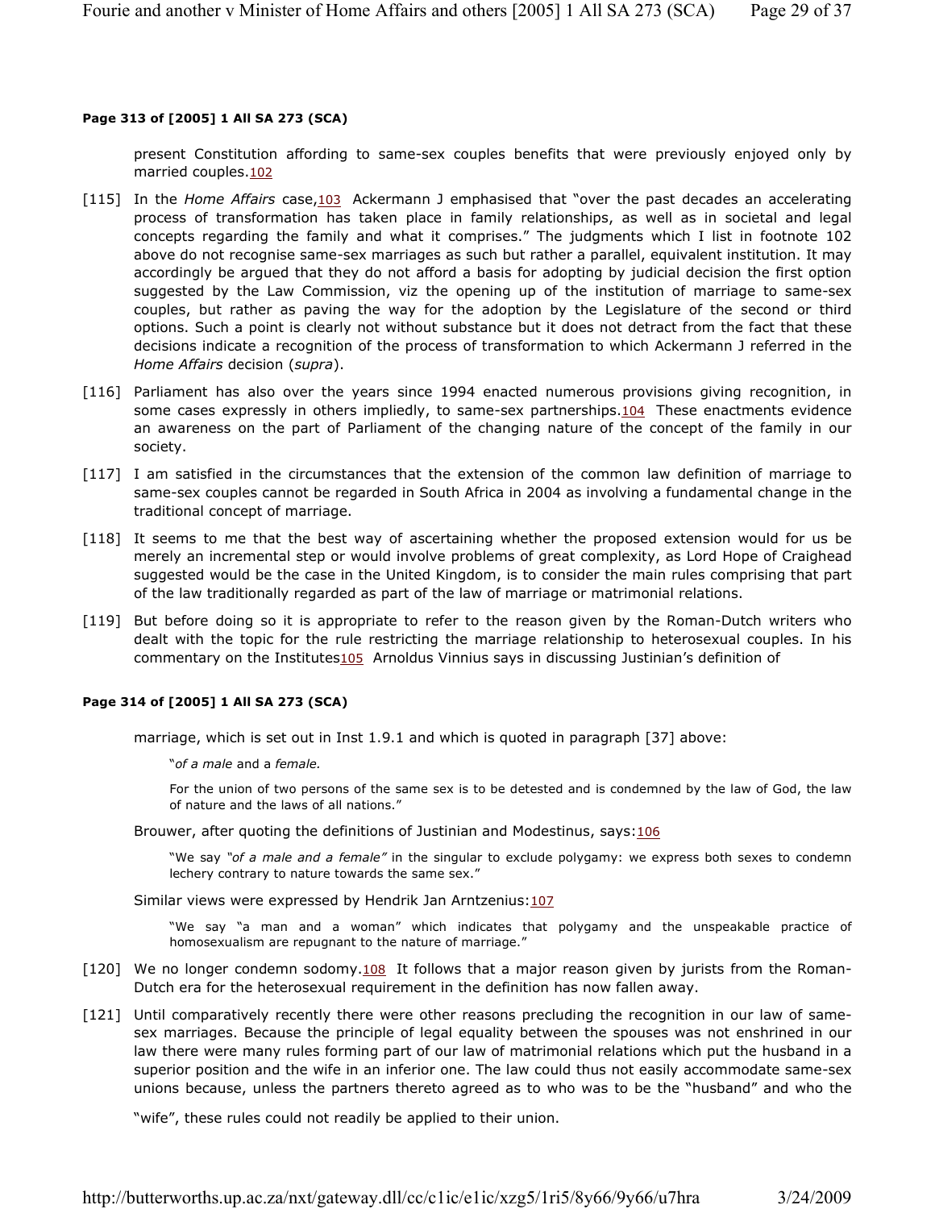**Page 313 of [2005] 1 All SA 273 (SCA)**

present Constitution affording to same-sex couples benefits that were previously enjoyed only by married couples.[102]

[115] In the *Home Affairs* case,[103] Ackermann J emphasised that "over the past decades an accelerating process of transformation has taken place in family relationships, as well as in societal and legal concepts regarding the family and what it comprises." The judgments which I list in footnote 102 above do not recognise same-sex marriages as such but rather a parallel, equivalent institution. It may accordingly be argued that they do not afford a basis for adopting by judicial decision the first option suggested by the Law Commission, viz the opening up of the institution of marriage to same-sex couples, but rather as paving the way for the adoption by the Legislature of the second or third options. Such a point is clearly not without substance but it does not detract from the fact that these decisions indicate a recognition of the process of transformation to which Ackermann J referred in the *Home Affairs* decision (*supra*).

[116] Parliament has also over the years since 1994 enacted numerous provisions giving recognition, in some cases expressly in others impliedly, to same-sex partnerships.[104] These enactments evidence an awareness on the part of Parliament of the changing nature of the concept of the family in our society.

[117] I am satisfied in the circumstances that the extension of the common law definition of marriage to same-sex couples cannot be regarded in South Africa in 2004 as involving a fundamental change in the traditional concept of marriage.

[118] It seems to me that the best way of ascertaining whether the proposed extension would for us be merely an incremental step or would involve problems of great complexity, as Lord Hope of Craighead suggested would be the case in the United Kingdom, is to consider the main rules comprising that part of the law traditionally regarded as part of the law of marriage or matrimonial relations.

[119] But before doing so it is appropriate to refer to the reason given by the Roman-Dutch writers who dealt with the topic for the rule restricting the marriage relationship to heterosexual couples. In his commentary on the Institutes[105] Arnoldus Vinnius says in discussing Justinian's definition of

**Page 314 of [2005] 1 All SA 273 (SCA)**

marriage, which is set out in Inst 1.9.1 and which is quoted in paragraph [37] above:

> "*of a male* and a *female.*
>
> For the union of two persons of the same sex is to be detested and is condemned by the law of God, the law of nature and the laws of all nations."

Brouwer, after quoting the definitions of Justinian and Modestinus, says:[106]

> "We say *"of a male and a female"* in the singular to exclude polygamy: we express both sexes to condemn lechery contrary to nature towards the same sex."

Similar views were expressed by Hendrik Jan Arntzenius:[107]

> "We say "a man and a woman" which indicates that polygamy and the unspeakable practice of homosexualism are repugnant to the nature of marriage."

[120] We no longer condemn sodomy.[108] It follows that a major reason given by jurists from the Roman-Dutch era for the heterosexual requirement in the definition has now fallen away.

[121] Until comparatively recently there were other reasons precluding the recognition in our law of same-sex marriages. Because the principle of legal equality between the spouses was not enshrined in our law there were many rules forming part of our law of matrimonial relations which put the husband in a superior position and the wife in an inferior one. The law could thus not easily accommodate same-sex unions because, unless the partners thereto agreed as to who was to be the "husband" and who the "wife", these rules could not readily be applied to their union.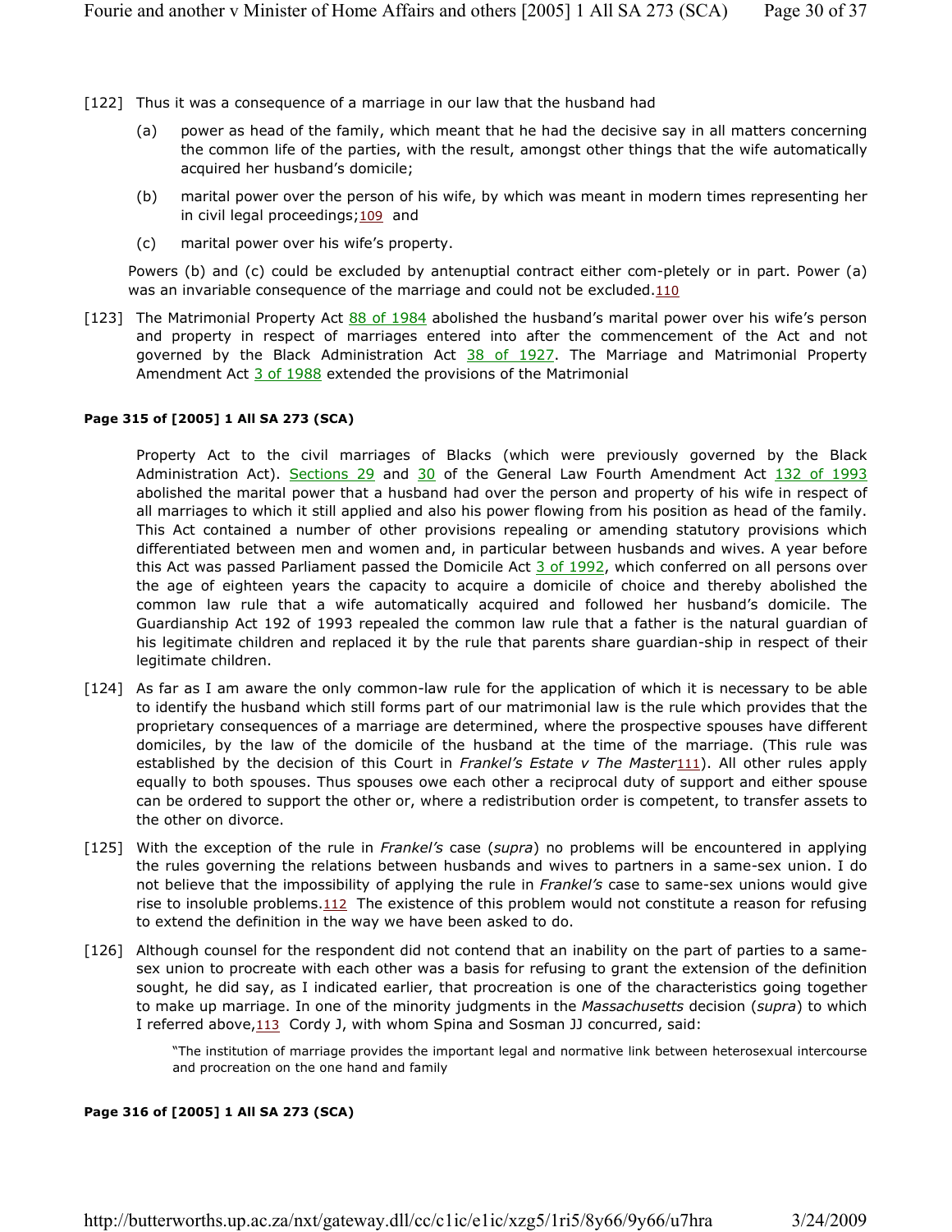[122] Thus it was a consequence of a marriage in our law that the husband had

(a) power as head of the family, which meant that he had the decisive say in all matters concerning the common life of the parties, with the result, amongst other things that the wife automatically acquired her husband's domicile;

(b) marital power over the person of his wife, by which was meant in modern times representing her in civil legal proceedings;[109] and

(c) marital power over his wife's property.

Powers (b) and (c) could be excluded by antenuptial contract either com-pletely or in part. Power (a) was an invariable consequence of the marriage and could not be excluded.[110]

[123] The Matrimonial Property Act 88 of 1984 abolished the husband's marital power over his wife's person and property in respect of marriages entered into after the commencement of the Act and not governed by the Black Administration Act 38 of 1927. The Marriage and Matrimonial Property Amendment Act 3 of 1988 extended the provisions of the Matrimonial

**Page 315 of [2005] 1 All SA 273 (SCA)**

Property Act to the civil marriages of Blacks (which were previously governed by the Black Administration Act). Sections 29 and 30 of the General Law Fourth Amendment Act 132 of 1993 abolished the marital power that a husband had over the person and property of his wife in respect of all marriages to which it still applied and also his power flowing from his position as head of the family. This Act contained a number of other provisions repealing or amending statutory provisions which differentiated between men and women and, in particular between husbands and wives. A year before this Act was passed Parliament passed the Domicile Act 3 of 1992, which conferred on all persons over the age of eighteen years the capacity to acquire a domicile of choice and thereby abolished the common law rule that a wife automatically acquired and followed her husband's domicile. The Guardianship Act 192 of 1993 repealed the common law rule that a father is the natural guardian of his legitimate children and replaced it by the rule that parents share guardian-ship in respect of their legitimate children.

[124] As far as I am aware the only common-law rule for the application of which it is necessary to be able to identify the husband which still forms part of our matrimonial law is the rule which provides that the proprietary consequences of a marriage are determined, where the prospective spouses have different domiciles, by the law of the domicile of the husband at the time of the marriage. (This rule was established by the decision of this Court in *Frankel's Estate v The Master*[111]). All other rules apply equally to both spouses. Thus spouses owe each other a reciprocal duty of support and either spouse can be ordered to support the other or, where a redistribution order is competent, to transfer assets to the other on divorce.

[125] With the exception of the rule in *Frankel's* case (*supra*) no problems will be encountered in applying the rules governing the relations between husbands and wives to partners in a same-sex union. I do not believe that the impossibility of applying the rule in *Frankel's* case to same-sex unions would give rise to insoluble problems.[112] The existence of this problem would not constitute a reason for refusing to extend the definition in the way we have been asked to do.

[126] Although counsel for the respondent did not contend that an inability on the part of parties to a same-sex union to procreate with each other was a basis for refusing to grant the extension of the definition sought, he did say, as I indicated earlier, that procreation is one of the characteristics going together to make up marriage. In one of the minority judgments in the *Massachusetts* decision (*supra*) to which I referred above,[113] Cordy J, with whom Spina and Sosman JJ concurred, said:

> "The institution of marriage provides the important legal and normative link between heterosexual intercourse and procreation on the one hand and family

**Page 316 of [2005] 1 All SA 273 (SCA)**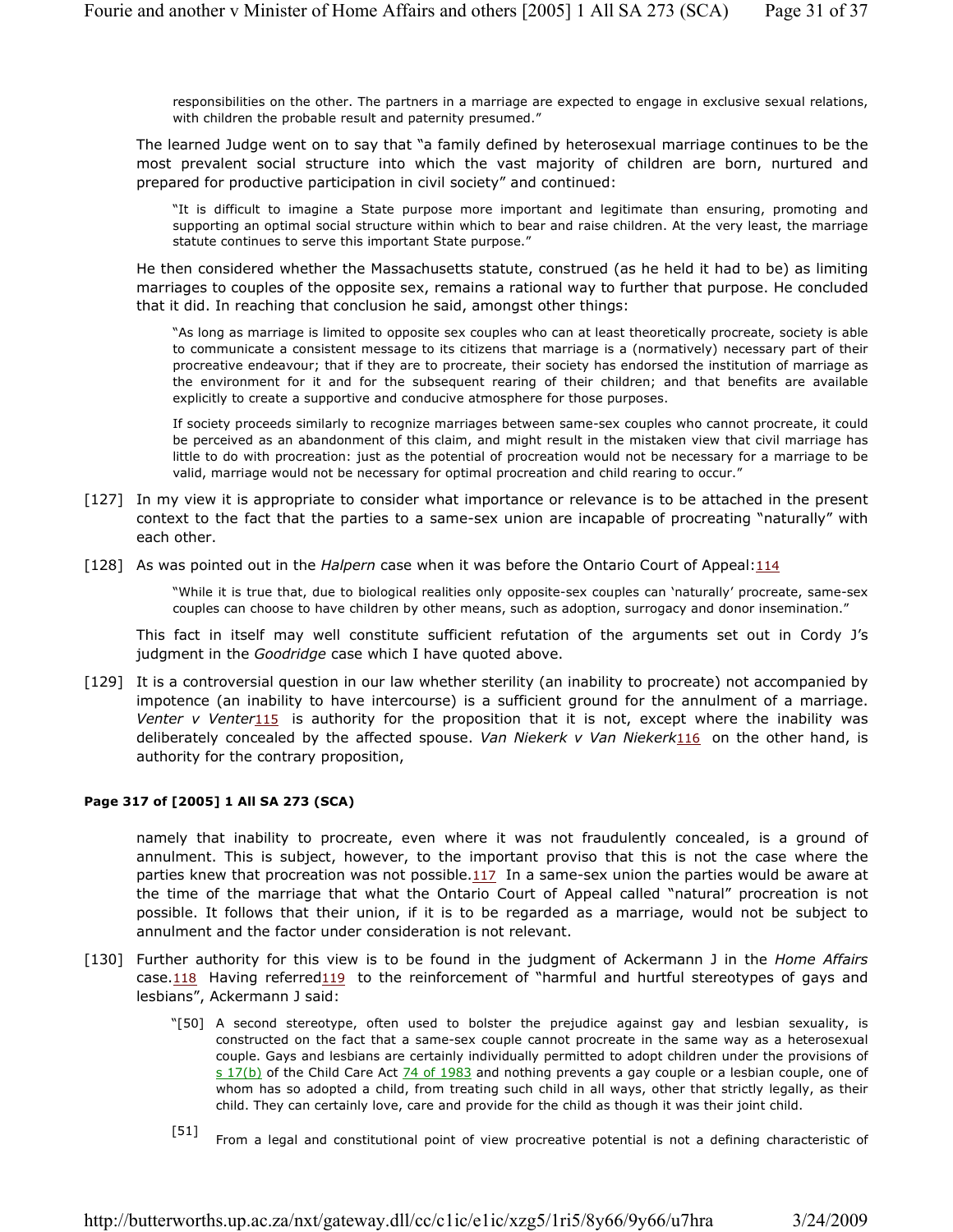> responsibilities on the other. The partners in a marriage are expected to engage in exclusive sexual relations, with children the probable result and paternity presumed."

The learned Judge went on to say that "a family defined by heterosexual marriage continues to be the most prevalent social structure into which the vast majority of children are born, nurtured and prepared for productive participation in civil society" and continued:

> "It is difficult to imagine a State purpose more important and legitimate than ensuring, promoting and supporting an optimal social structure within which to bear and raise children. At the very least, the marriage statute continues to serve this important State purpose."

He then considered whether the Massachusetts statute, construed (as he held it had to be) as limiting marriages to couples of the opposite sex, remains a rational way to further that purpose. He concluded that it did. In reaching that conclusion he said, amongst other things:

> "As long as marriage is limited to opposite sex couples who can at least theoretically procreate, society is able to communicate a consistent message to its citizens that marriage is a (normatively) necessary part of their procreative endeavour; that if they are to procreate, their society has endorsed the institution of marriage as the environment for it and for the subsequent rearing of their children; and that benefits are available explicitly to create a supportive and conducive atmosphere for those purposes.
>
> If society proceeds similarly to recognize marriages between same-sex couples who cannot procreate, it could be perceived as an abandonment of this claim, and might result in the mistaken view that civil marriage has little to do with procreation: just as the potential of procreation would not be necessary for a marriage to be valid, marriage would not be necessary for optimal procreation and child rearing to occur."

[127] In my view it is appropriate to consider what importance or relevance is to be attached in the present context to the fact that the parties to a same-sex union are incapable of procreating "naturally" with each other.

[128] As was pointed out in the *Halpern* case when it was before the Ontario Court of Appeal:[114]

> "While it is true that, due to biological realities only opposite-sex couples can 'naturally' procreate, same-sex couples can choose to have children by other means, such as adoption, surrogacy and donor insemination."

This fact in itself may well constitute sufficient refutation of the arguments set out in Cordy J's judgment in the *Goodridge* case which I have quoted above.

[129] It is a controversial question in our law whether sterility (an inability to procreate) not accompanied by impotence (an inability to have intercourse) is a sufficient ground for the annulment of a marriage. *Venter v Venter*[115] is authority for the proposition that it is not, except where the inability was deliberately concealed by the affected spouse. *Van Niekerk v Van Niekerk*[116] on the other hand, is authority for the contrary proposition,

**Page 317 of [2005] 1 All SA 273 (SCA)**

namely that inability to procreate, even where it was not fraudulently concealed, is a ground of annulment. This is subject, however, to the important proviso that this is not the case where the parties knew that procreation was not possible.[117] In a same-sex union the parties would be aware at the time of the marriage that what the Ontario Court of Appeal called "natural" procreation is not possible. It follows that their union, if it is to be regarded as a marriage, would not be subject to annulment and the factor under consideration is not relevant.

[130] Further authority for this view is to be found in the judgment of Ackermann J in the *Home Affairs* case.[118] Having referred[119] to the reinforcement of "harmful and hurtful stereotypes of gays and lesbians", Ackermann J said:

> "[50] A second stereotype, often used to bolster the prejudice against gay and lesbian sexuality, is constructed on the fact that a same-sex couple cannot procreate in the same way as a heterosexual couple. Gays and lesbians are certainly individually permitted to adopt children under the provisions of s 17(b) of the Child Care Act 74 of 1983 and nothing prevents a gay couple or a lesbian couple, one of whom has so adopted a child, from treating such child in all ways, other that strictly legally, as their child. They can certainly love, care and provide for the child as though it was their joint child.
>
> [51] From a legal and constitutional point of view procreative potential is not a defining characteristic of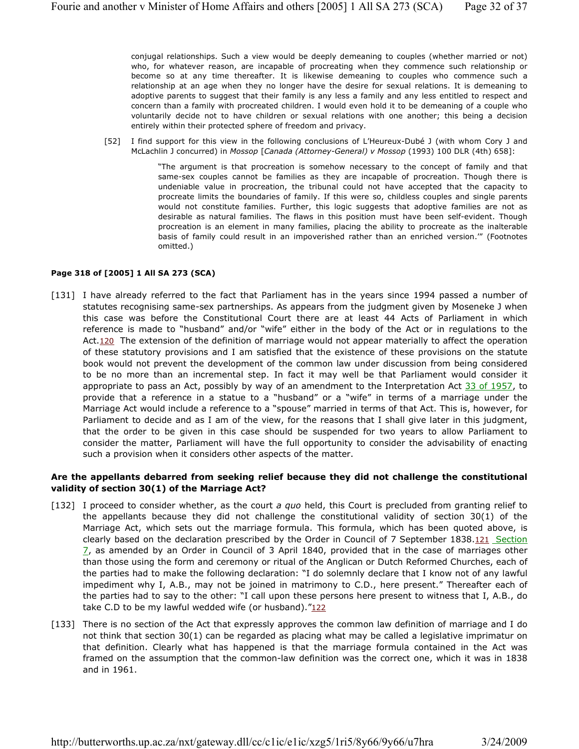conjugal relationships. Such a view would be deeply demeaning to couples (whether married or not) who, for whatever reason, are incapable of procreating when they commence such relationship or become so at any time thereafter. It is likewise demeaning to couples who commence such a relationship at an age when they no longer have the desire for sexual relations. It is demeaning to adoptive parents to suggest that their family is any less a family and any less entitled to respect and concern than a family with procreated children. I would even hold it to be demeaning of a couple who voluntarily decide not to have children or sexual relations with one another; this being a decision entirely within their protected sphere of freedom and privacy.

> [52] I find support for this view in the following conclusions of L'Heureux-Dubé J (with whom Cory J and McLachlin J concurred) in *Mossop* [*Canada (Attorney-General) v Mossop* (1993) 100 DLR (4th) 658]:
>
> "The argument is that procreation is somehow necessary to the concept of family and that same-sex couples cannot be families as they are incapable of procreation. Though there is undeniable value in procreation, the tribunal could not have accepted that the capacity to procreate limits the boundaries of family. If this were so, childless couples and single parents would not constitute families. Further, this logic suggests that adoptive families are not as desirable as natural families. The flaws in this position must have been self-evident. Though procreation is an element in many families, placing the ability to procreate as the inalterable basis of family could result in an impoverished rather than an enriched version.'" (Footnotes omitted.)

**Page 318 of [2005] 1 All SA 273 (SCA)**

[131] I have already referred to the fact that Parliament has in the years since 1994 passed a number of statutes recognising same-sex partnerships. As appears from the judgment given by Moseneke J when this case was before the Constitutional Court there are at least 44 Acts of Parliament in which reference is made to "husband" and/or "wife" either in the body of the Act or in regulations to the Act.[120] The extension of the definition of marriage would not appear materially to affect the operation of these statutory provisions and I am satisfied that the existence of these provisions on the statute book would not prevent the development of the common law under discussion from being considered to be no more than an incremental step. In fact it may well be that Parliament would consider it appropriate to pass an Act, possibly by way of an amendment to the Interpretation Act 33 of 1957, to provide that a reference in a statue to a "husband" or a "wife" in terms of a marriage under the Marriage Act would include a reference to a "spouse" married in terms of that Act. This is, however, for Parliament to decide and as I am of the view, for the reasons that I shall give later in this judgment, that the order to be given in this case should be suspended for two years to allow Parliament to consider the matter, Parliament will have the full opportunity to consider the advisability of enacting such a provision when it considers other aspects of the matter.

**Are the appellants debarred from seeking relief because they did not challenge the constitutional validity of section 30(1) of the Marriage Act?**

[132] I proceed to consider whether, as the court *a quo* held, this Court is precluded from granting relief to the appellants because they did not challenge the constitutional validity of section 30(1) of the Marriage Act, which sets out the marriage formula. This formula, which has been quoted above, is clearly based on the declaration prescribed by the Order in Council of 7 September 1838.[121] Section 7, as amended by an Order in Council of 3 April 1840, provided that in the case of marriages other than those using the form and ceremony or ritual of the Anglican or Dutch Reformed Churches, each of the parties had to make the following declaration: "I do solemnly declare that I know not of any lawful impediment why I, A.B., may not be joined in matrimony to C.D., here present." Thereafter each of the parties had to say to the other: "I call upon these persons here present to witness that I, A.B., do take C.D to be my lawful wedded wife (or husband)."[122]

[133] There is no section of the Act that expressly approves the common law definition of marriage and I do not think that section 30(1) can be regarded as placing what may be called a legislative imprimatur on that definition. Clearly what has happened is that the marriage formula contained in the Act was framed on the assumption that the common-law definition was the correct one, which it was in 1838 and in 1961.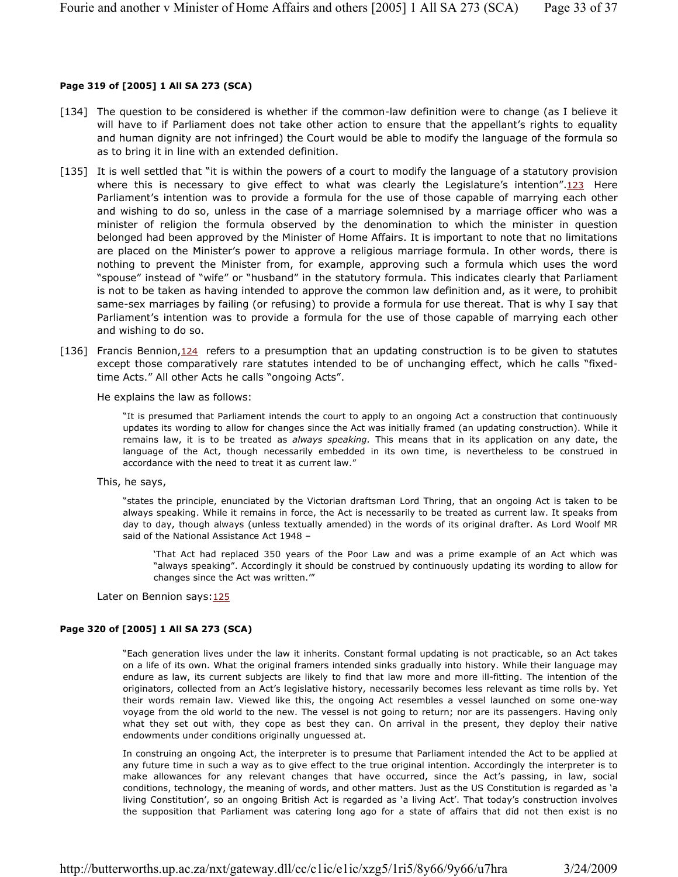**Page 319 of [2005] 1 All SA 273 (SCA)**

[134] The question to be considered is whether if the common-law definition were to change (as I believe it will have to if Parliament does not take other action to ensure that the appellant's rights to equality and human dignity are not infringed) the Court would be able to modify the language of the formula so as to bring it in line with an extended definition.

[135] It is well settled that "it is within the powers of a court to modify the language of a statutory provision where this is necessary to give effect to what was clearly the Legislature's intention".[123] Here Parliament's intention was to provide a formula for the use of those capable of marrying each other and wishing to do so, unless in the case of a marriage solemnised by a marriage officer who was a minister of religion the formula observed by the denomination to which the minister in question belonged had been approved by the Minister of Home Affairs. It is important to note that no limitations are placed on the Minister's power to approve a religious marriage formula. In other words, there is nothing to prevent the Minister from, for example, approving such a formula which uses the word "spouse" instead of "wife" or "husband" in the statutory formula. This indicates clearly that Parliament is not to be taken as having intended to approve the common law definition and, as it were, to prohibit same-sex marriages by failing (or refusing) to provide a formula for use thereat. That is why I say that Parliament's intention was to provide a formula for the use of those capable of marrying each other and wishing to do so.

[136] Francis Bennion,[124] refers to a presumption that an updating construction is to be given to statutes except those comparatively rare statutes intended to be of unchanging effect, which he calls "fixed-time Acts." All other Acts he calls "ongoing Acts".

He explains the law as follows:

> "It is presumed that Parliament intends the court to apply to an ongoing Act a construction that continuously updates its wording to allow for changes since the Act was initially framed (an updating construction). While it remains law, it is to be treated as *always speaking*. This means that in its application on any date, the language of the Act, though necessarily embedded in its own time, is nevertheless to be construed in accordance with the need to treat it as current law."

This, he says,

> "states the principle, enunciated by the Victorian draftsman Lord Thring, that an ongoing Act is taken to be always speaking. While it remains in force, the Act is necessarily to be treated as current law. It speaks from day to day, though always (unless textually amended) in the words of its original drafter. As Lord Woolf MR said of the National Assistance Act 1948 –
>
> > 'That Act had replaced 350 years of the Poor Law and was a prime example of an Act which was "always speaking". Accordingly it should be construed by continuously updating its wording to allow for changes since the Act was written.'"

Later on Bennion says:[125]

**Page 320 of [2005] 1 All SA 273 (SCA)**

> "Each generation lives under the law it inherits. Constant formal updating is not practicable, so an Act takes on a life of its own. What the original framers intended sinks gradually into history. While their language may endure as law, its current subjects are likely to find that law more and more ill-fitting. The intention of the originators, collected from an Act's legislative history, necessarily becomes less relevant as time rolls by. Yet their words remain law. Viewed like this, the ongoing Act resembles a vessel launched on some one-way voyage from the old world to the new. The vessel is not going to return; nor are its passengers. Having only what they set out with, they cope as best they can. On arrival in the present, they deploy their native endowments under conditions originally unguessed at.
>
> In construing an ongoing Act, the interpreter is to presume that Parliament intended the Act to be applied at any future time in such a way as to give effect to the true original intention. Accordingly the interpreter is to make allowances for any relevant changes that have occurred, since the Act's passing, in law, social conditions, technology, the meaning of words, and other matters. Just as the US Constitution is regarded as 'a living Constitution', so an ongoing British Act is regarded as 'a living Act'. That today's construction involves the supposition that Parliament was catering long ago for a state of affairs that did not then exist is no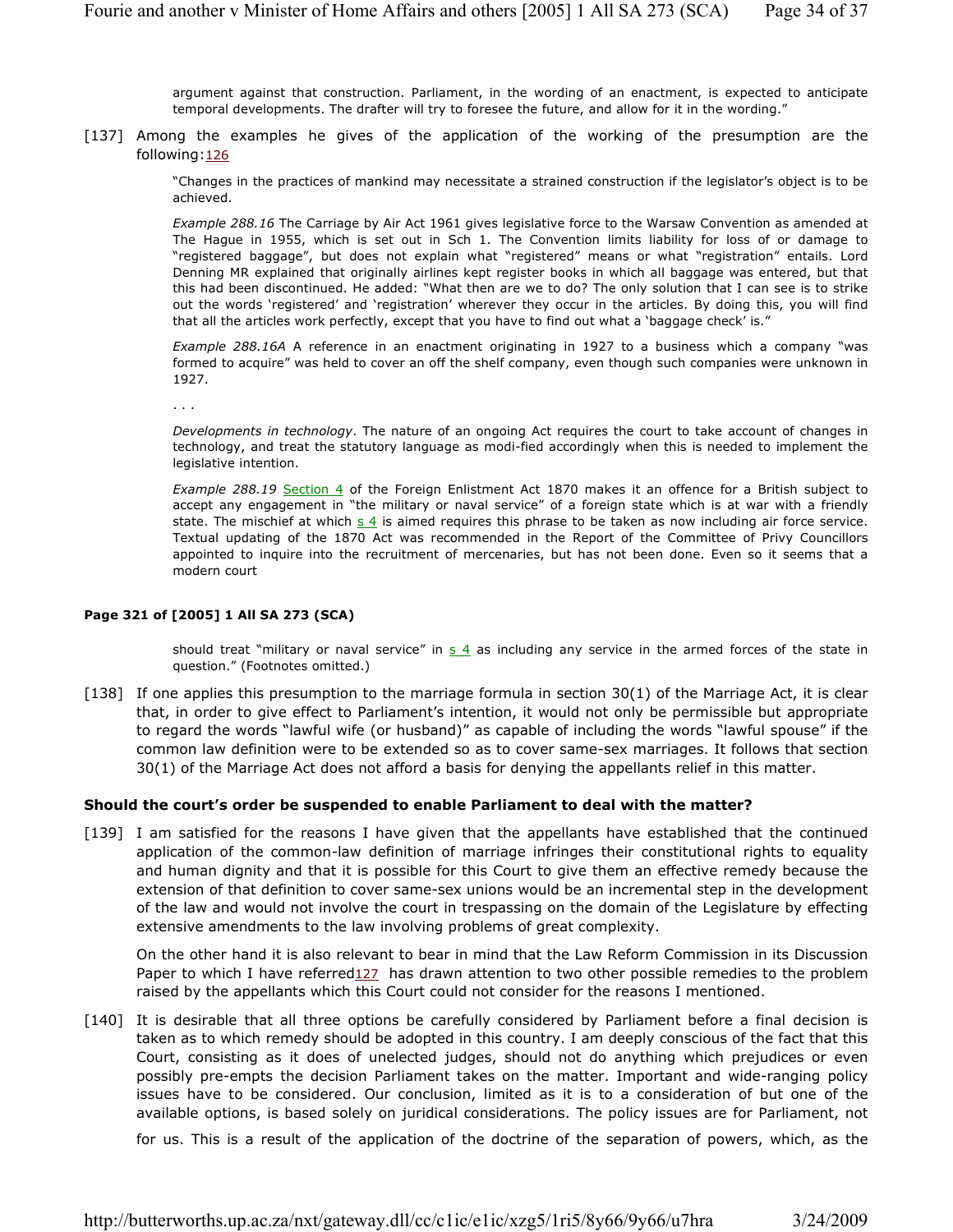argument against that construction. Parliament, in the wording of an enactment, is expected to anticipate temporal developments. The drafter will try to foresee the future, and allow for it in the wording."

[137] Among the examples he gives of the application of the working of the presumption are the following:[126]

> "Changes in the practices of mankind may necessitate a strained construction if the legislator's object is to be achieved.
>
> *Example 288.16* The Carriage by Air Act 1961 gives legislative force to the Warsaw Convention as amended at The Hague in 1955, which is set out in Sch 1. The Convention limits liability for loss of or damage to "registered baggage", but does not explain what "registered" means or what "registration" entails. Lord Denning MR explained that originally airlines kept register books in which all baggage was entered, but that this had been discontinued. He added: "What then are we to do? The only solution that I can see is to strike out the words 'registered' and 'registration' wherever they occur in the articles. By doing this, you will find that all the articles work perfectly, except that you have to find out what a 'baggage check' is."
>
> *Example 288.16A* A reference in an enactment originating in 1927 to a business which a company "was formed to acquire" was held to cover an off the shelf company, even though such companies were unknown in 1927.
>
> . . .
>
> *Developments in technology*. The nature of an ongoing Act requires the court to take account of changes in technology, and treat the statutory language as modi-fied accordingly when this is needed to implement the legislative intention.
>
> *Example 288.19* Section 4 of the Foreign Enlistment Act 1870 makes it an offence for a British subject to accept any engagement in "the military or naval service" of a foreign state which is at war with a friendly state. The mischief at which s 4 is aimed requires this phrase to be taken as now including air force service. Textual updating of the 1870 Act was recommended in the Report of the Committee of Privy Councillors appointed to inquire into the recruitment of mercenaries, but has not been done. Even so it seems that a modern court

**Page 321 of [2005] 1 All SA 273 (SCA)**

> should treat "military or naval service" in s 4 as including any service in the armed forces of the state in question." (Footnotes omitted.)

[138] If one applies this presumption to the marriage formula in section 30(1) of the Marriage Act, it is clear that, in order to give effect to Parliament's intention, it would not only be permissible but appropriate to regard the words "lawful wife (or husband)" as capable of including the words "lawful spouse" if the common law definition were to be extended so as to cover same-sex marriages. It follows that section 30(1) of the Marriage Act does not afford a basis for denying the appellants relief in this matter.

### Should the court's order be suspended to enable Parliament to deal with the matter?

[139] I am satisfied for the reasons I have given that the appellants have established that the continued application of the common-law definition of marriage infringes their constitutional rights to equality and human dignity and that it is possible for this Court to give them an effective remedy because the extension of that definition to cover same-sex unions would be an incremental step in the development of the law and would not involve the court in trespassing on the domain of the Legislature by effecting extensive amendments to the law involving problems of great complexity.

On the other hand it is also relevant to bear in mind that the Law Reform Commission in its Discussion Paper to which I have referred[127] has drawn attention to two other possible remedies to the problem raised by the appellants which this Court could not consider for the reasons I mentioned.

[140] It is desirable that all three options be carefully considered by Parliament before a final decision is taken as to which remedy should be adopted in this country. I am deeply conscious of the fact that this Court, consisting as it does of unelected judges, should not do anything which prejudices or even possibly pre-empts the decision Parliament takes on the matter. Important and wide-ranging policy issues have to be considered. Our conclusion, limited as it is to a consideration of but one of the available options, is based solely on juridical considerations. The policy issues are for Parliament, not for us. This is a result of the application of the doctrine of the separation of powers, which, as the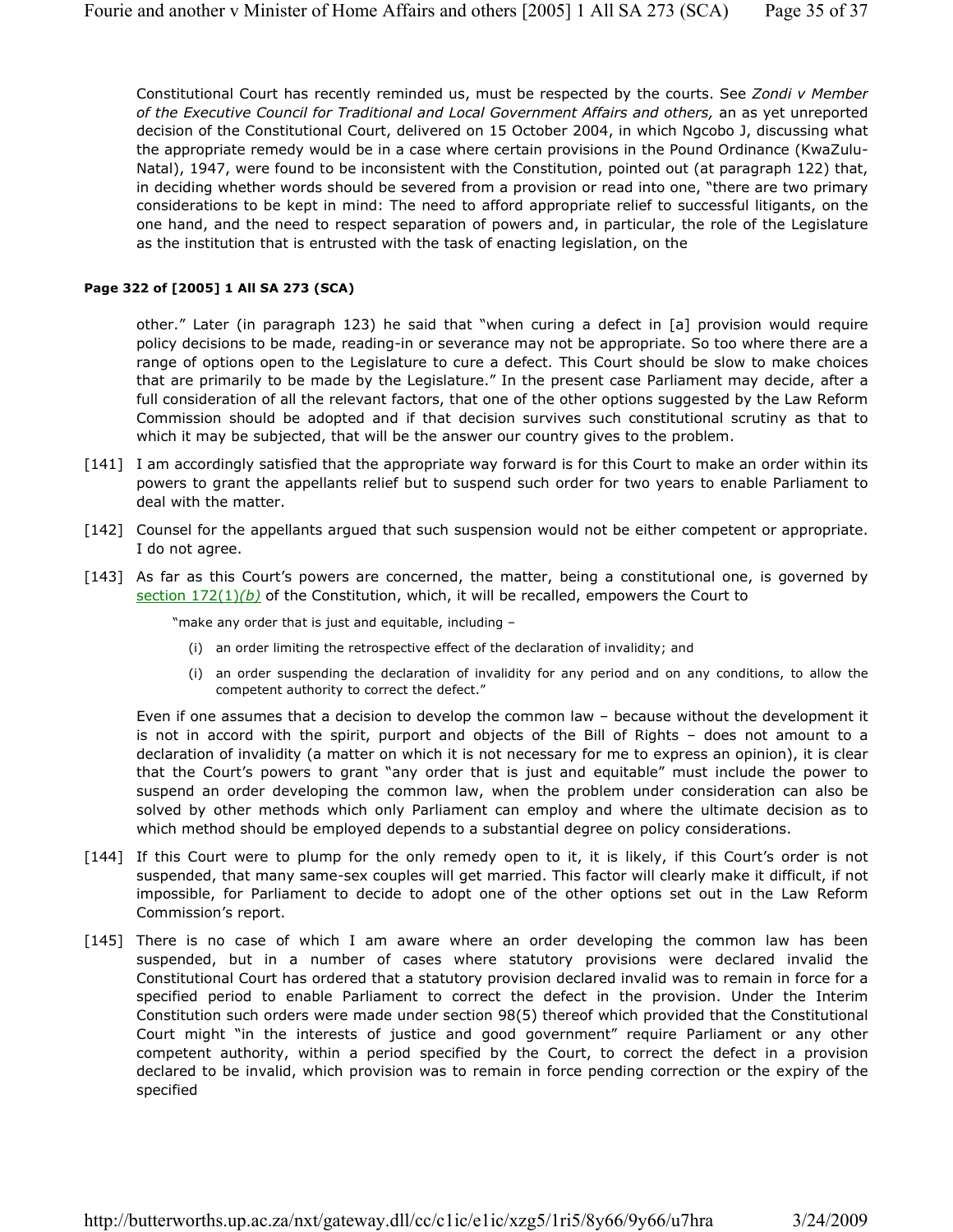Constitutional Court has recently reminded us, must be respected by the courts. See *Zondi v Member of the Executive Council for Traditional and Local Government Affairs and others,* an as yet unreported decision of the Constitutional Court, delivered on 15 October 2004, in which Ngcobo J, discussing what the appropriate remedy would be in a case where certain provisions in the Pound Ordinance (KwaZulu-Natal), 1947, were found to be inconsistent with the Constitution, pointed out (at paragraph 122) that, in deciding whether words should be severed from a provision or read into one, "there are two primary considerations to be kept in mind: The need to afford appropriate relief to successful litigants, on the one hand, and the need to respect separation of powers and, in particular, the role of the Legislature as the institution that is entrusted with the task of enacting legislation, on the

**Page 322 of [2005] 1 All SA 273 (SCA)**

other." Later (in paragraph 123) he said that "when curing a defect in [a] provision would require policy decisions to be made, reading-in or severance may not be appropriate. So too where there are a range of options open to the Legislature to cure a defect. This Court should be slow to make choices that are primarily to be made by the Legislature." In the present case Parliament may decide, after a full consideration of all the relevant factors, that one of the other options suggested by the Law Reform Commission should be adopted and if that decision survives such constitutional scrutiny as that to which it may be subjected, that will be the answer our country gives to the problem.

[141] I am accordingly satisfied that the appropriate way forward is for this Court to make an order within its powers to grant the appellants relief but to suspend such order for two years to enable Parliament to deal with the matter.

[142] Counsel for the appellants argued that such suspension would not be either competent or appropriate. I do not agree.

[143] As far as this Court's powers are concerned, the matter, being a constitutional one, is governed by section 172(1)*(b)* of the Constitution, which, it will be recalled, empowers the Court to

> "make any order that is just and equitable, including –
>
> (i) an order limiting the retrospective effect of the declaration of invalidity; and
>
> (i) an order suspending the declaration of invalidity for any period and on any conditions, to allow the competent authority to correct the defect."

Even if one assumes that a decision to develop the common law – because without the development it is not in accord with the spirit, purport and objects of the Bill of Rights – does not amount to a declaration of invalidity (a matter on which it is not necessary for me to express an opinion), it is clear that the Court's powers to grant "any order that is just and equitable" must include the power to suspend an order developing the common law, when the problem under consideration can also be solved by other methods which only Parliament can employ and where the ultimate decision as to which method should be employed depends to a substantial degree on policy considerations.

[144] If this Court were to plump for the only remedy open to it, it is likely, if this Court's order is not suspended, that many same-sex couples will get married. This factor will clearly make it difficult, if not impossible, for Parliament to decide to adopt one of the other options set out in the Law Reform Commission's report.

[145] There is no case of which I am aware where an order developing the common law has been suspended, but in a number of cases where statutory provisions were declared invalid the Constitutional Court has ordered that a statutory provision declared invalid was to remain in force for a specified period to enable Parliament to correct the defect in the provision. Under the Interim Constitution such orders were made under section 98(5) thereof which provided that the Constitutional Court might "in the interests of justice and good government" require Parliament or any other competent authority, within a period specified by the Court, to correct the defect in a provision declared to be invalid, which provision was to remain in force pending correction or the expiry of the specified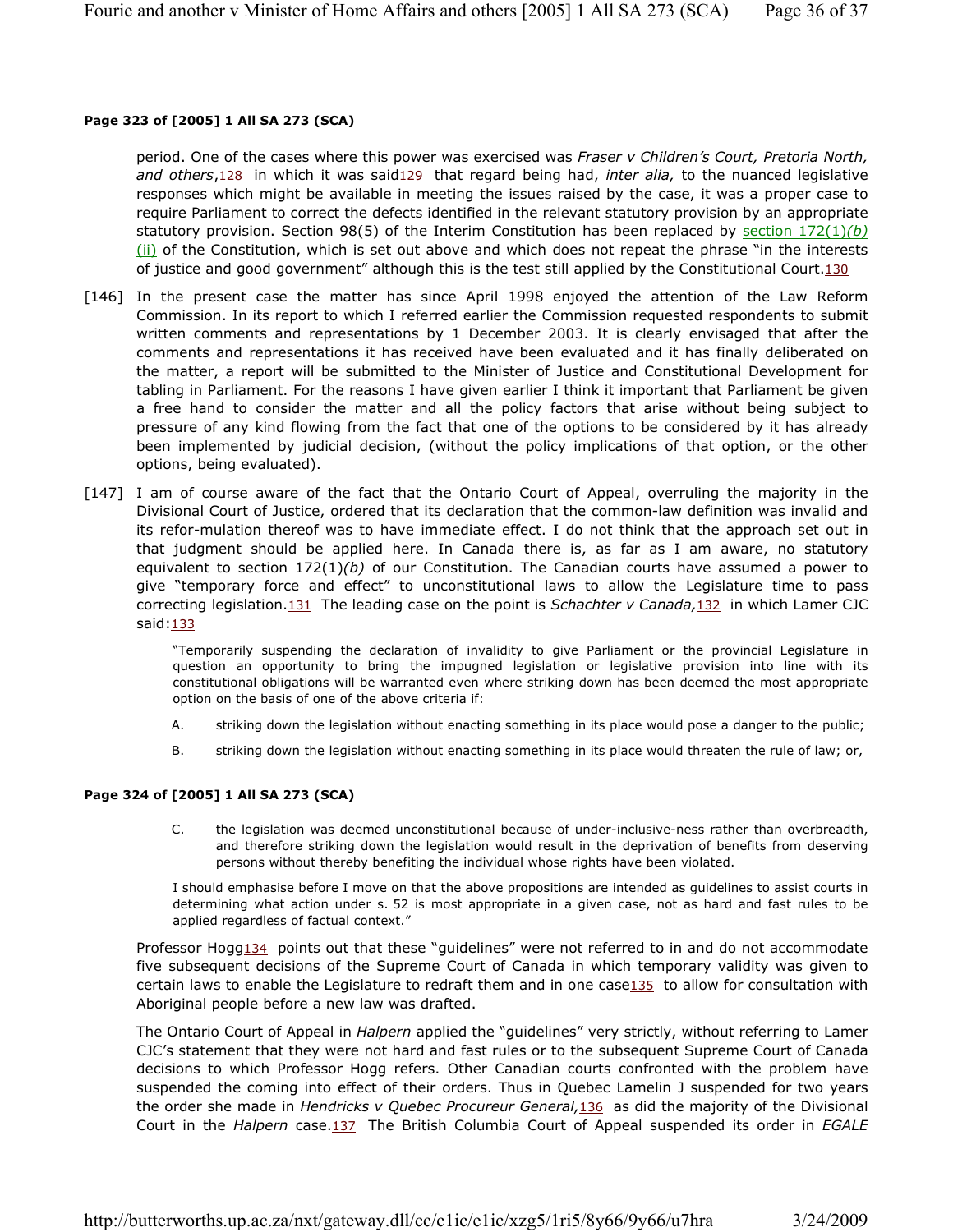**Page 323 of [2005] 1 All SA 273 (SCA)**

period. One of the cases where this power was exercised was *Fraser v Children's Court, Pretoria North, and others*,[128] in which it was said[129] that regard being had, *inter alia,* to the nuanced legislative responses which might be available in meeting the issues raised by the case, it was a proper case to require Parliament to correct the defects identified in the relevant statutory provision by an appropriate statutory provision. Section 98(5) of the Interim Constitution has been replaced by section 172(1)*(b)* (ii) of the Constitution, which is set out above and which does not repeat the phrase "in the interests of justice and good government" although this is the test still applied by the Constitutional Court.[130]

[146] In the present case the matter has since April 1998 enjoyed the attention of the Law Reform Commission. In its report to which I referred earlier the Commission requested respondents to submit written comments and representations by 1 December 2003. It is clearly envisaged that after the comments and representations it has received have been evaluated and it has finally deliberated on the matter, a report will be submitted to the Minister of Justice and Constitutional Development for tabling in Parliament. For the reasons I have given earlier I think it important that Parliament be given a free hand to consider the matter and all the policy factors that arise without being subject to pressure of any kind flowing from the fact that one of the options to be considered by it has already been implemented by judicial decision, (without the policy implications of that option, or the other options, being evaluated).

[147] I am of course aware of the fact that the Ontario Court of Appeal, overruling the majority in the Divisional Court of Justice, ordered that its declaration that the common-law definition was invalid and its refor-mulation thereof was to have immediate effect. I do not think that the approach set out in that judgment should be applied here. In Canada there is, as far as I am aware, no statutory equivalent to section 172(1)*(b)* of our Constitution. The Canadian courts have assumed a power to give "temporary force and effect" to unconstitutional laws to allow the Legislature time to pass correcting legislation.[131] The leading case on the point is *Schachter v Canada,*[132] in which Lamer CJC said:[133]

> "Temporarily suspending the declaration of invalidity to give Parliament or the provincial Legislature in question an opportunity to bring the impugned legislation or legislative provision into line with its constitutional obligations will be warranted even where striking down has been deemed the most appropriate option on the basis of one of the above criteria if:
>
> A. striking down the legislation without enacting something in its place would pose a danger to the public;
>
> B. striking down the legislation without enacting something in its place would threaten the rule of law; or,

**Page 324 of [2005] 1 All SA 273 (SCA)**

> C. the legislation was deemed unconstitutional because of under-inclusive-ness rather than overbreadth, and therefore striking down the legislation would result in the deprivation of benefits from deserving persons without thereby benefiting the individual whose rights have been violated.
>
> I should emphasise before I move on that the above propositions are intended as guidelines to assist courts in determining what action under s. 52 is most appropriate in a given case, not as hard and fast rules to be applied regardless of factual context."

Professor Hogg[134] points out that these "guidelines" were not referred to in and do not accommodate five subsequent decisions of the Supreme Court of Canada in which temporary validity was given to certain laws to enable the Legislature to redraft them and in one case[135] to allow for consultation with Aboriginal people before a new law was drafted.

The Ontario Court of Appeal in *Halpern* applied the "guidelines" very strictly, without referring to Lamer CJC's statement that they were not hard and fast rules or to the subsequent Supreme Court of Canada decisions to which Professor Hogg refers. Other Canadian courts confronted with the problem have suspended the coming into effect of their orders. Thus in Quebec Lamelin J suspended for two years the order she made in *Hendricks v Quebec Procureur General,*[136] as did the majority of the Divisional Court in the *Halpern* case.[137] The British Columbia Court of Appeal suspended its order in *EGALE*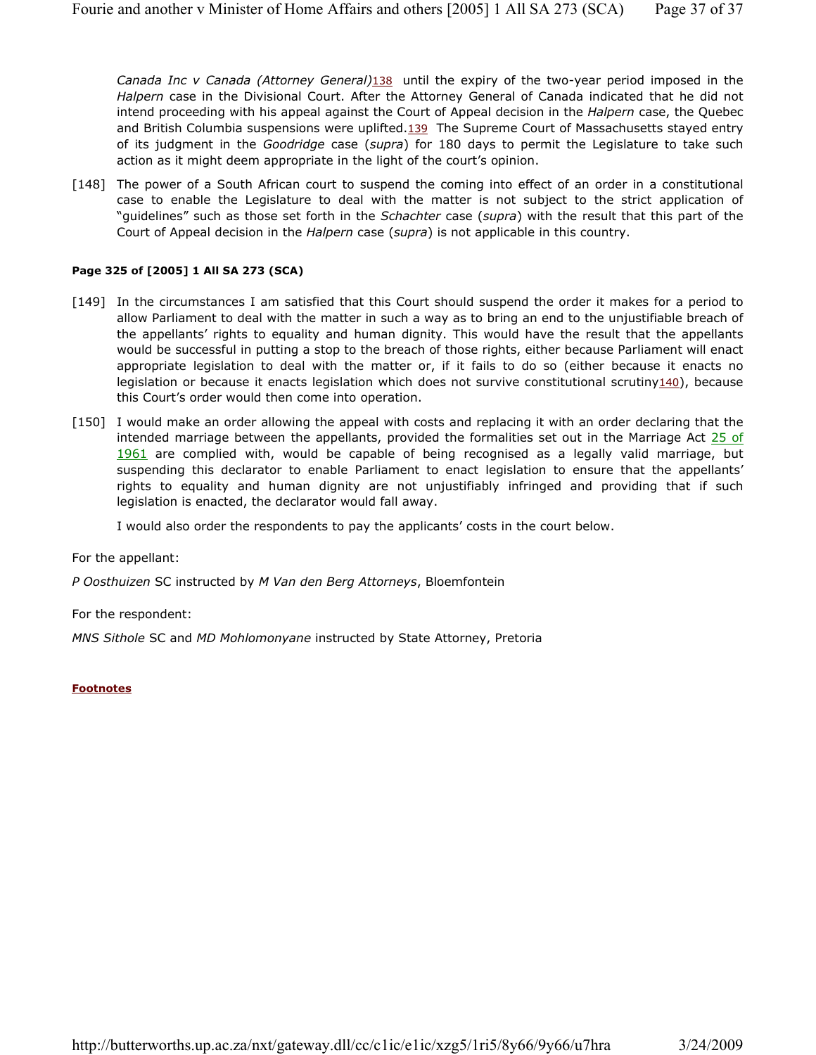*Canada Inc v Canada (Attorney General)*[138] until the expiry of the two-year period imposed in the *Halpern* case in the Divisional Court. After the Attorney General of Canada indicated that he did not intend proceeding with his appeal against the Court of Appeal decision in the *Halpern* case, the Quebec and British Columbia suspensions were uplifted.[139] The Supreme Court of Massachusetts stayed entry of its judgment in the *Goodridge* case (*supra*) for 180 days to permit the Legislature to take such action as it might deem appropriate in the light of the court's opinion.

[148] The power of a South African court to suspend the coming into effect of an order in a constitutional case to enable the Legislature to deal with the matter is not subject to the strict application of "guidelines" such as those set forth in the *Schachter* case (*supra*) with the result that this part of the Court of Appeal decision in the *Halpern* case (*supra*) is not applicable in this country.

**Page 325 of [2005] 1 All SA 273 (SCA)**

[149] In the circumstances I am satisfied that this Court should suspend the order it makes for a period to allow Parliament to deal with the matter in such a way as to bring an end to the unjustifiable breach of the appellants' rights to equality and human dignity. This would have the result that the appellants would be successful in putting a stop to the breach of those rights, either because Parliament will enact appropriate legislation to deal with the matter or, if it fails to do so (either because it enacts no legislation or because it enacts legislation which does not survive constitutional scrutiny[140]), because this Court's order would then come into operation.

[150] I would make an order allowing the appeal with costs and replacing it with an order declaring that the intended marriage between the appellants, provided the formalities set out in the Marriage Act 25 of 1961 are complied with, would be capable of being recognised as a legally valid marriage, but suspending this declarator to enable Parliament to enact legislation to ensure that the appellants' rights to equality and human dignity are not unjustifiably infringed and providing that if such legislation is enacted, the declarator would fall away.

I would also order the respondents to pay the applicants' costs in the court below.

For the appellant:

*P Oosthuizen* SC instructed by *M Van den Berg Attorneys*, Bloemfontein

For the respondent:

*MNS Sithole* SC and *MD Mohlomonyane* instructed by State Attorney, Pretoria

**Footnotes**